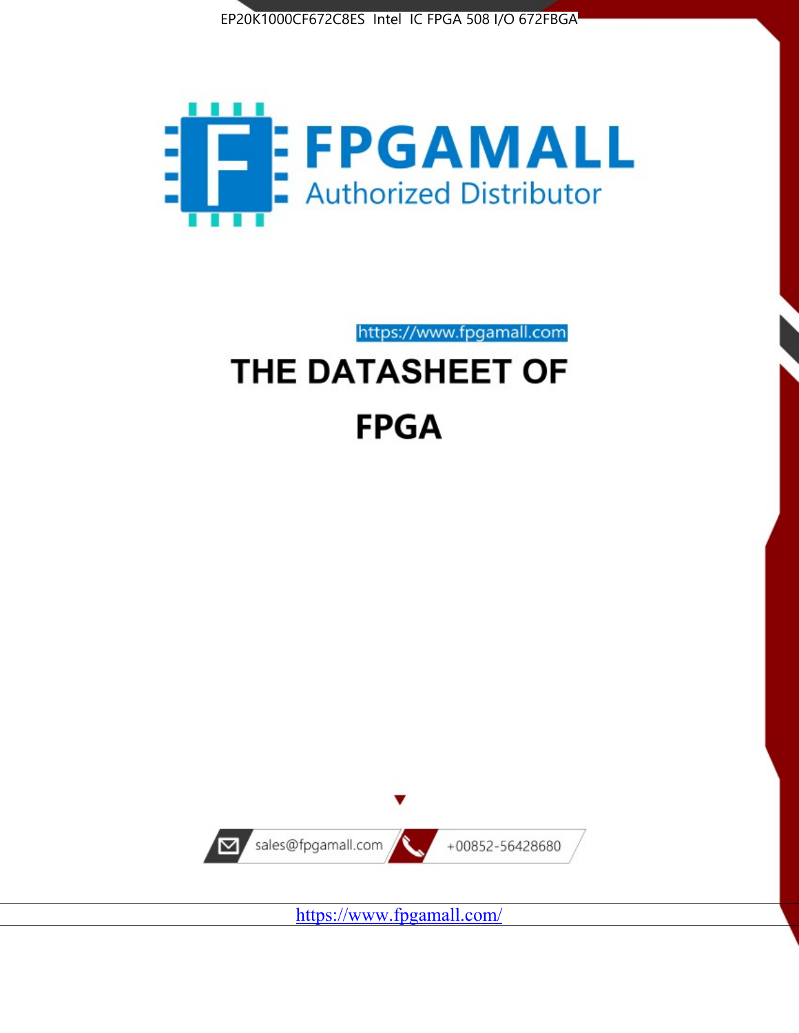EP20K1000CF672C8ES Intel IC FPGA 508 I/O 672FBGA

FPGAMALL

Authorized Distributor

https://www.fpgamall.com

# THE DATASHEET OF

# FPGA

sales@fpgamall.com

+00852-56428680

https://www.fpgamall.com/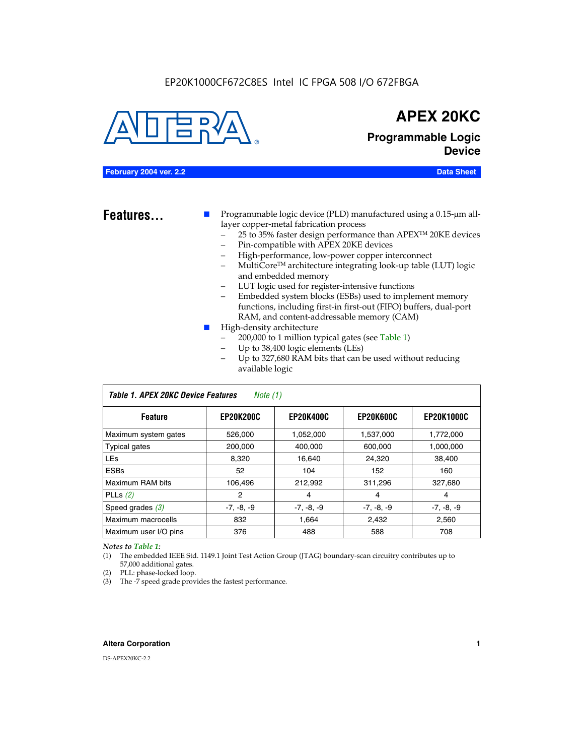EP20K1000CF672C8ES Intel IC FPGA 508 I/O 672FBGA

# APEX 20KC

## Programmable Logic Device

**February 2004 ver. 2.2** **Data Sheet**

## Features...

- Programmable logic device (PLD) manufactured using a 0.15-µm all-layer copper-metal fabrication process
  - 25 to 35% faster design performance than APEX™ 20KE devices
  - Pin-compatible with APEX 20KE devices
  - High-performance, low-power copper interconnect
  - MultiCore™ architecture integrating look-up table (LUT) logic and embedded memory
  - LUT logic used for register-intensive functions
  - Embedded system blocks (ESBs) used to implement memory functions, including first-in first-out (FIFO) buffers, dual-port RAM, and content-addressable memory (CAM)
- High-density architecture
  - 200,000 to 1 million typical gates (see Table 1)
  - Up to 38,400 logic elements (LEs)
  - Up to 327,680 RAM bits that can be used without reducing available logic

*Table 1. APEX 20KC Device Features* *Note (1)*

| Feature | EP20K200C | EP20K400C | EP20K600C | EP20K1000C |
|---|---|---|---|---|
| Maximum system gates | 526,000 | 1,052,000 | 1,537,000 | 1,772,000 |
| Typical gates | 200,000 | 400,000 | 600,000 | 1,000,000 |
| LEs | 8,320 | 16,640 | 24,320 | 38,400 |
| ESBs | 52 | 104 | 152 | 160 |
| Maximum RAM bits | 106,496 | 212,992 | 311,296 | 327,680 |
| PLLs *(2)* | 2 | 4 | 4 | 4 |
| Speed grades *(3)* | -7, -8, -9 | -7, -8, -9 | -7, -8, -9 | -7, -8, -9 |
| Maximum macrocells | 832 | 1,664 | 2,432 | 2,560 |
| Maximum user I/O pins | 376 | 488 | 588 | 708 |

*Notes to Table 1:*

(1) The embedded IEEE Std. 1149.1 Joint Test Action Group (JTAG) boundary-scan circuitry contributes up to 57,000 additional gates.

(2) PLL: phase-locked loop.

(3) The -7 speed grade provides the fastest performance.

**Altera Corporation**

DS-APEX20KC-2.2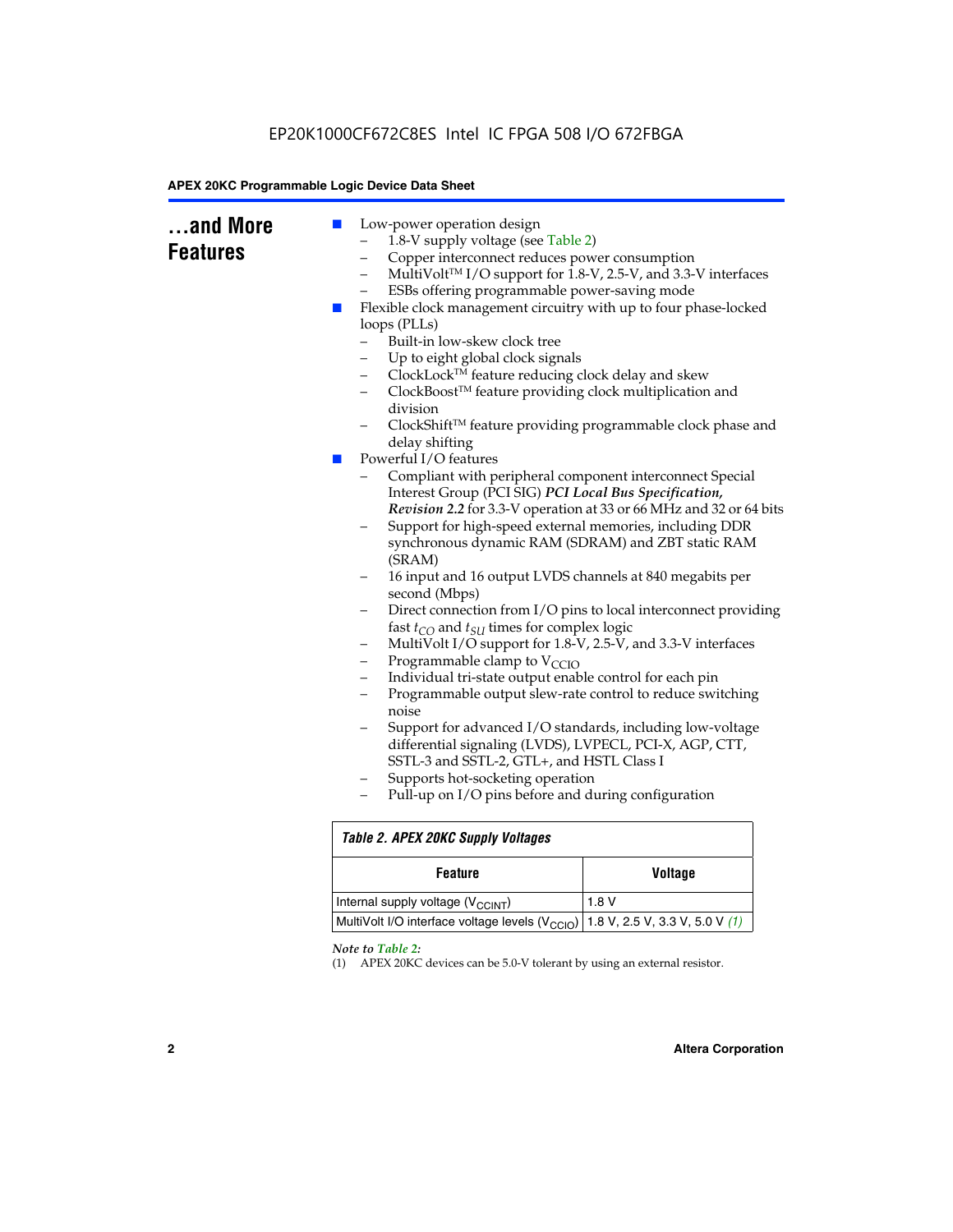## ...and More Features

- Low-power operation design
  - 1.8-V supply voltage (see Table 2)
  - Copper interconnect reduces power consumption
  - MultiVolt™ I/O support for 1.8-V, 2.5-V, and 3.3-V interfaces
  - ESBs offering programmable power-saving mode
- Flexible clock management circuitry with up to four phase-locked loops (PLLs)
  - Built-in low-skew clock tree
  - Up to eight global clock signals
  - ClockLock™ feature reducing clock delay and skew
  - ClockBoost™ feature providing clock multiplication and division
  - ClockShift™ feature providing programmable clock phase and delay shifting
- Powerful I/O features
  - Compliant with peripheral component interconnect Special Interest Group (PCI SIG) ***PCI Local Bus Specification, Revision 2.2*** for 3.3-V operation at 33 or 66 MHz and 32 or 64 bits
  - Support for high-speed external memories, including DDR synchronous dynamic RAM (SDRAM) and ZBT static RAM (SRAM)
  - 16 input and 16 output LVDS channels at 840 megabits per second (Mbps)
  - Direct connection from I/O pins to local interconnect providing fast $t_{CO}$ and $t_{SU}$ times for complex logic
  - MultiVolt I/O support for 1.8-V, 2.5-V, and 3.3-V interfaces
  - Programmable clamp to $V_{CCIO}$
  - Individual tri-state output enable control for each pin
  - Programmable output slew-rate control to reduce switching noise
  - Support for advanced I/O standards, including low-voltage differential signaling (LVDS), LVPECL, PCI-X, AGP, CTT, SSTL-3 and SSTL-2, GTL+, and HSTL Class I
  - Supports hot-socketing operation
  - Pull-up on I/O pins before and during configuration

*Table 2. APEX 20KC Supply Voltages*

| Feature | Voltage |
|---|---|
| Internal supply voltage ($V_{CCINT}$) | 1.8 V |
| MultiVolt I/O interface voltage levels ($V_{CCIO}$) | 1.8 V, 2.5 V, 3.3 V, 5.0 V *(1)* |

*Note to Table 2:*

(1) APEX 20KC devices can be 5.0-V tolerant by using an external resistor.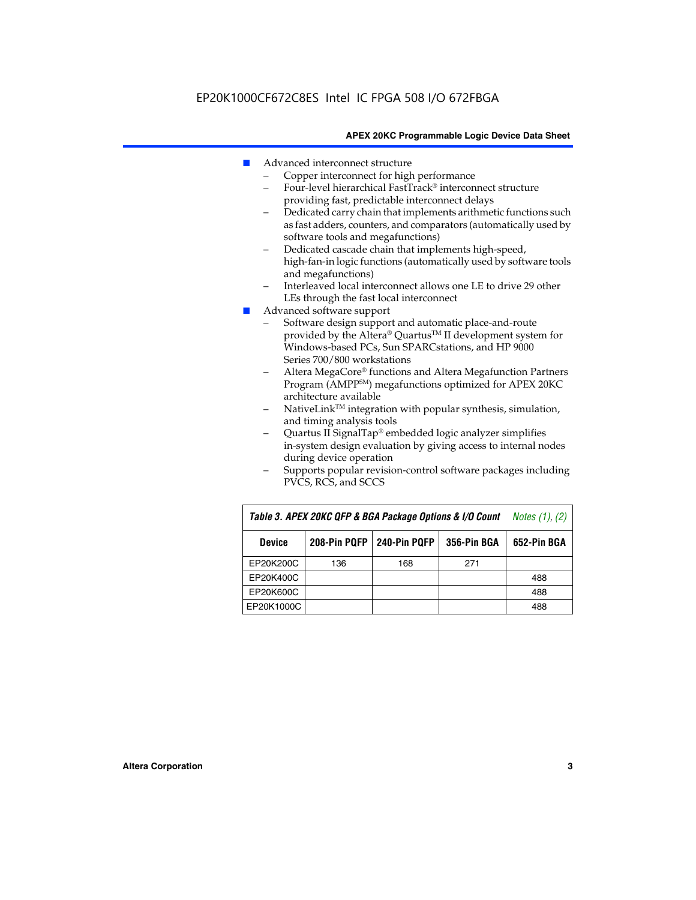- Advanced interconnect structure
  - Copper interconnect for high performance
  - Four-level hierarchical FastTrack® interconnect structure providing fast, predictable interconnect delays
  - Dedicated carry chain that implements arithmetic functions such as fast adders, counters, and comparators (automatically used by software tools and megafunctions)
  - Dedicated cascade chain that implements high-speed, high-fan-in logic functions (automatically used by software tools and megafunctions)
  - Interleaved local interconnect allows one LE to drive 29 other LEs through the fast local interconnect
- Advanced software support
  - Software design support and automatic place-and-route provided by the Altera® Quartus™ II development system for Windows-based PCs, Sun SPARCstations, and HP 9000 Series 700/800 workstations
  - Altera MegaCore® functions and Altera Megafunction Partners Program (AMPP℠) megafunctions optimized for APEX 20KC architecture available
  - NativeLink™ integration with popular synthesis, simulation, and timing analysis tools
  - Quartus II SignalTap® embedded logic analyzer simplifies in-system design evaluation by giving access to internal nodes during device operation
  - Supports popular revision-control software packages including PVCS, RCS, and SCCS

*Table 3. APEX 20KC QFP & BGA Package Options & I/O Count* *Notes (1), (2)*

| Device | 208-Pin PQFP | 240-Pin PQFP | 356-Pin BGA | 652-Pin BGA |
| --- | --- | --- | --- | --- |
| EP20K200C | 136 | 168 | 271 | |
| EP20K400C | | | | 488 |
| EP20K600C | | | | 488 |
| EP20K1000C | | | | 488 |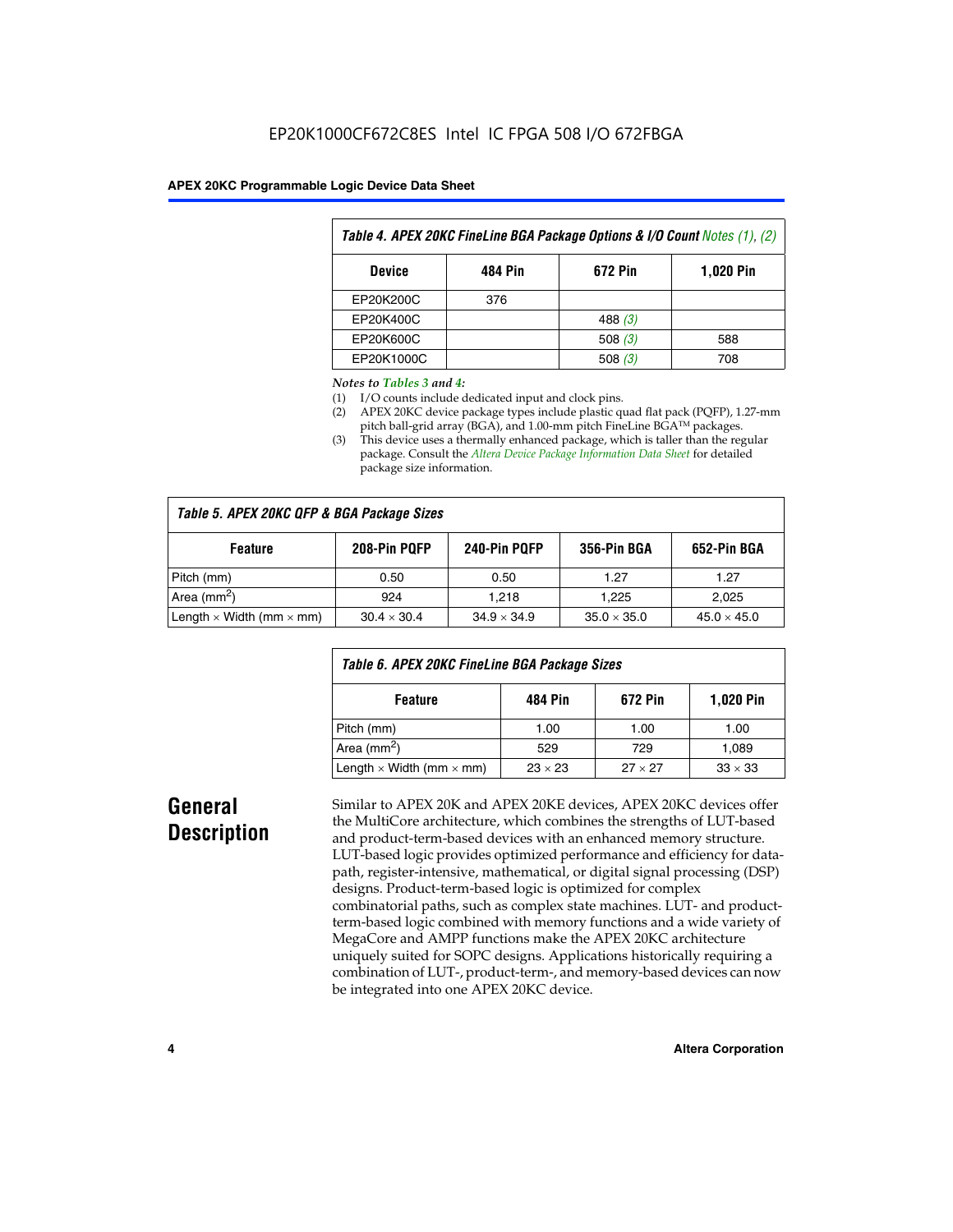EP20K1000CF672C8ES Intel IC FPGA 508 I/O 672FBGA

| Table 4. APEX 20KC FineLine BGA Package Options & I/O Count Notes (1), (2) | | | |
|---|---|---|---|
| **Device** | **484 Pin** | **672 Pin** | **1,020 Pin** |
| EP20K200C | 376 | | |
| EP20K400C | | 488 *(3)* | |
| EP20K600C | | 508 *(3)* | 588 |
| EP20K1000C | | 508 *(3)* | 708 |

*Notes to Tables 3 and 4:*

(1) I/O counts include dedicated input and clock pins.

(2) APEX 20KC device package types include plastic quad flat pack (PQFP), 1.27-mm pitch ball-grid array (BGA), and 1.00-mm pitch FineLine BGA™ packages.

(3) This device uses a thermally enhanced package, which is taller than the regular package. Consult the *Altera Device Package Information Data Sheet* for detailed package size information.

| Table 5. APEX 20KC QFP & BGA Package Sizes | | | | |
|---|---|---|---|---|
| **Feature** | **208-Pin PQFP** | **240-Pin PQFP** | **356-Pin BGA** | **652-Pin BGA** |
| Pitch (mm) | 0.50 | 0.50 | 1.27 | 1.27 |
| Area ($mm^2$) | 924 | 1,218 | 1,225 | 2,025 |
| Length × Width (mm × mm) | 30.4 × 30.4 | 34.9 × 34.9 | 35.0 × 35.0 | 45.0 × 45.0 |

| Table 6. APEX 20KC FineLine BGA Package Sizes | | | |
|---|---|---|---|
| **Feature** | **484 Pin** | **672 Pin** | **1,020 Pin** |
| Pitch (mm) | 1.00 | 1.00 | 1.00 |
| Area ($mm^2$) | 529 | 729 | 1,089 |
| Length × Width (mm × mm) | 23 × 23 | 27 × 27 | 33 × 33 |

## General Description

Similar to APEX 20K and APEX 20KE devices, APEX 20KC devices offer the MultiCore architecture, which combines the strengths of LUT-based and product-term-based devices with an enhanced memory structure. LUT-based logic provides optimized performance and efficiency for data-path, register-intensive, mathematical, or digital signal processing (DSP) designs. Product-term-based logic is optimized for complex combinatorial paths, such as complex state machines. LUT- and product-term-based logic combined with memory functions and a wide variety of MegaCore and AMPP functions make the APEX 20KC architecture uniquely suited for SOPC designs. Applications historically requiring a combination of LUT-, product-term-, and memory-based devices can now be integrated into one APEX 20KC device.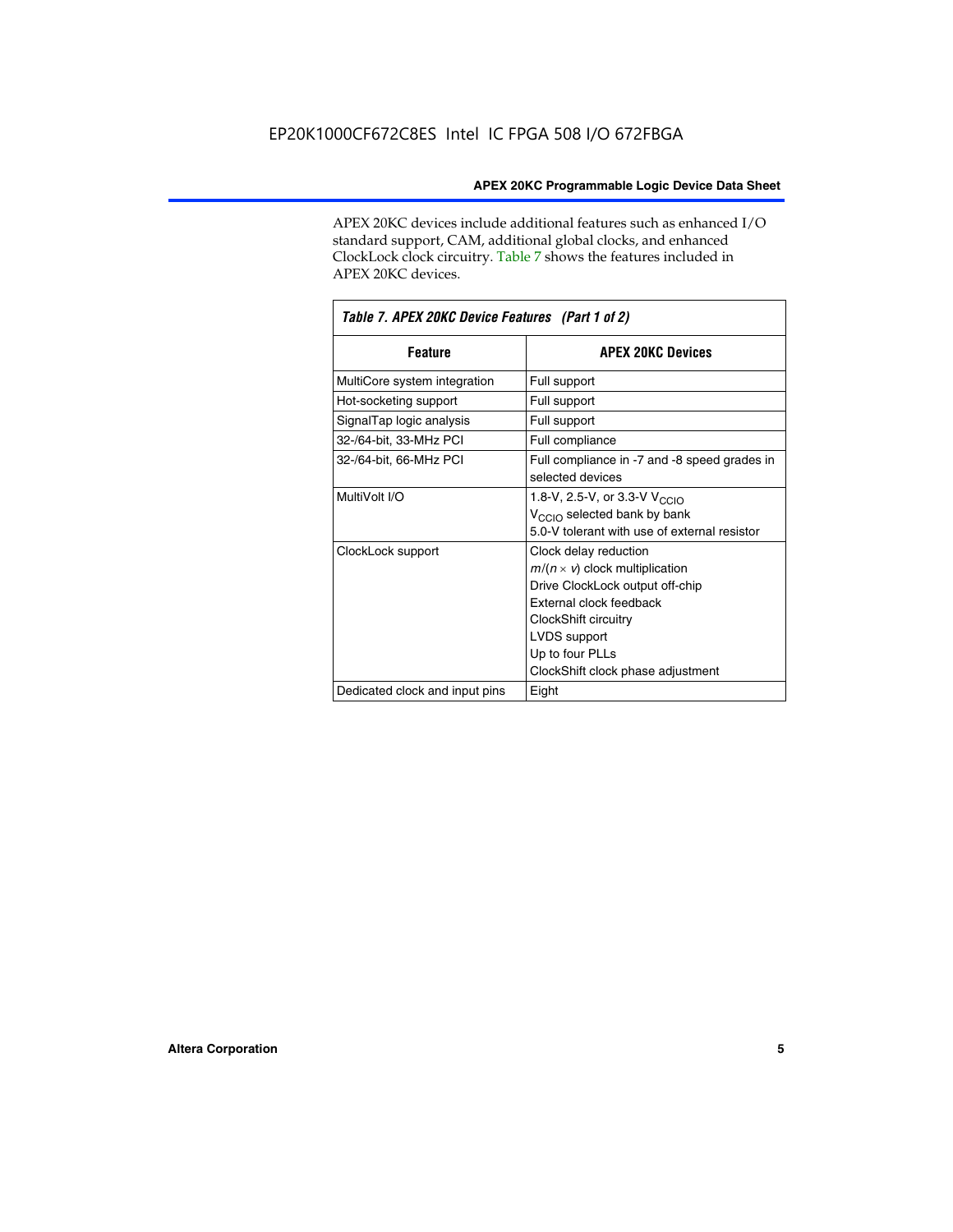APEX 20KC devices include additional features such as enhanced I/O standard support, CAM, additional global clocks, and enhanced ClockLock clock circuitry. Table 7 shows the features included in APEX 20KC devices.

*Table 7. APEX 20KC Device Features (Part 1 of 2)*

| Feature | APEX 20KC Devices |
|---|---|
| MultiCore system integration | Full support |
| Hot-socketing support | Full support |
| SignalTap logic analysis | Full support |
| 32-/64-bit, 33-MHz PCI | Full compliance |
| 32-/64-bit, 66-MHz PCI | Full compliance in -7 and -8 speed grades in selected devices |
| MultiVolt I/O | 1.8-V, 2.5-V, or 3.3-V $V_{CCIO}$<br>$V_{CCIO}$ selected bank by bank<br>5.0-V tolerant with use of external resistor |
| ClockLock support | Clock delay reduction<br>$m/(n \times v)$ clock multiplication<br>Drive ClockLock output off-chip<br>External clock feedback<br>ClockShift circuitry<br>LVDS support<br>Up to four PLLs<br>ClockShift clock phase adjustment |
| Dedicated clock and input pins | Eight |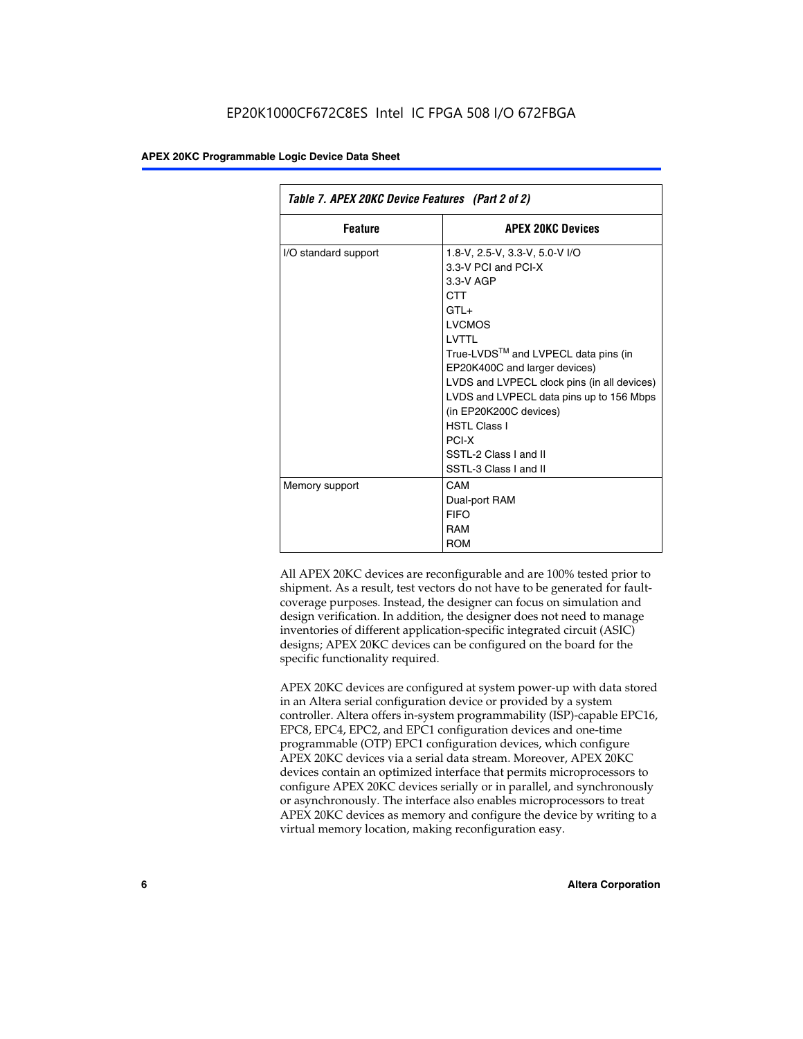*Table 7. APEX 20KC Device Features (Part 2 of 2)*

| Feature | APEX 20KC Devices |
|---|---|
| I/O standard support | 1.8-V, 2.5-V, 3.3-V, 5.0-V I/O<br>3.3-V PCI and PCI-X<br>3.3-V AGP<br>CTT<br>GTL+<br>LVCMOS<br>LVTTL<br>True-LVDS™ and LVPECL data pins (in EP20K400C and larger devices)<br>LVDS and LVPECL clock pins (in all devices)<br>LVDS and LVPECL data pins up to 156 Mbps (in EP20K200C devices)<br>HSTL Class I<br>PCI-X<br>SSTL-2 Class I and II<br>SSTL-3 Class I and II |
| Memory support | CAM<br>Dual-port RAM<br>FIFO<br>RAM<br>ROM |

All APEX 20KC devices are reconfigurable and are 100% tested prior to shipment. As a result, test vectors do not have to be generated for fault-coverage purposes. Instead, the designer can focus on simulation and design verification. In addition, the designer does not need to manage inventories of different application-specific integrated circuit (ASIC) designs; APEX 20KC devices can be configured on the board for the specific functionality required.

APEX 20KC devices are configured at system power-up with data stored in an Altera serial configuration device or provided by a system controller. Altera offers in-system programmability (ISP)-capable EPC16, EPC8, EPC4, EPC2, and EPC1 configuration devices and one-time programmable (OTP) EPC1 configuration devices, which configure APEX 20KC devices via a serial data stream. Moreover, APEX 20KC devices contain an optimized interface that permits microprocessors to configure APEX 20KC devices serially or in parallel, and synchronously or asynchronously. The interface also enables microprocessors to treat APEX 20KC devices as memory and configure the device by writing to a virtual memory location, making reconfiguration easy.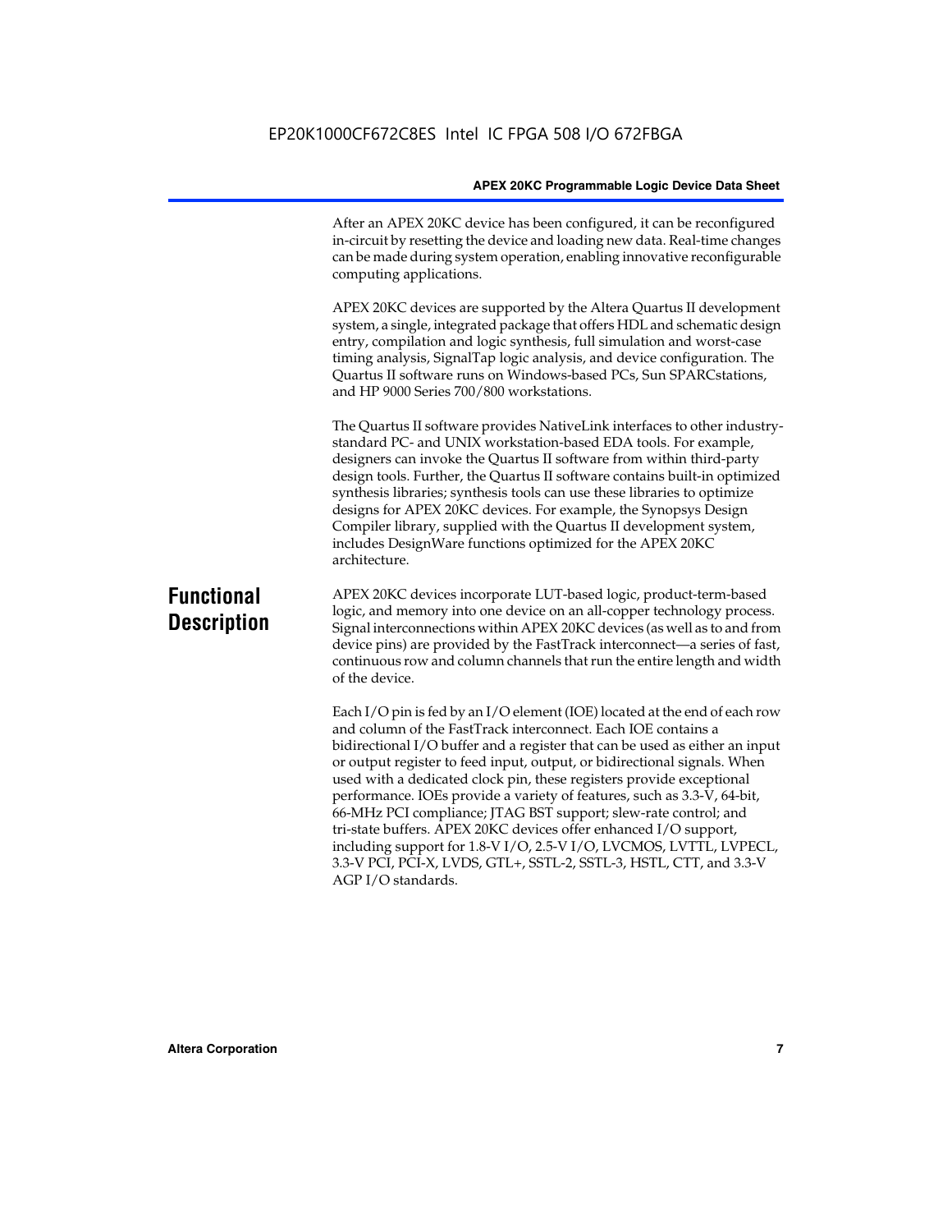After an APEX 20KC device has been configured, it can be reconfigured in-circuit by resetting the device and loading new data. Real-time changes can be made during system operation, enabling innovative reconfigurable computing applications.

APEX 20KC devices are supported by the Altera Quartus II development system, a single, integrated package that offers HDL and schematic design entry, compilation and logic synthesis, full simulation and worst-case timing analysis, SignalTap logic analysis, and device configuration. The Quartus II software runs on Windows-based PCs, Sun SPARCstations, and HP 9000 Series 700/800 workstations.

The Quartus II software provides NativeLink interfaces to other industry-standard PC- and UNIX workstation-based EDA tools. For example, designers can invoke the Quartus II software from within third-party design tools. Further, the Quartus II software contains built-in optimized synthesis libraries; synthesis tools can use these libraries to optimize designs for APEX 20KC devices. For example, the Synopsys Design Compiler library, supplied with the Quartus II development system, includes DesignWare functions optimized for the APEX 20KC architecture.

## Functional Description

APEX 20KC devices incorporate LUT-based logic, product-term-based logic, and memory into one device on an all-copper technology process. Signal interconnections within APEX 20KC devices (as well as to and from device pins) are provided by the FastTrack interconnect—a series of fast, continuous row and column channels that run the entire length and width of the device.

Each I/O pin is fed by an I/O element (IOE) located at the end of each row and column of the FastTrack interconnect. Each IOE contains a bidirectional I/O buffer and a register that can be used as either an input or output register to feed input, output, or bidirectional signals. When used with a dedicated clock pin, these registers provide exceptional performance. IOEs provide a variety of features, such as 3.3-V, 64-bit, 66-MHz PCI compliance; JTAG BST support; slew-rate control; and tri-state buffers. APEX 20KC devices offer enhanced I/O support, including support for 1.8-V I/O, 2.5-V I/O, LVCMOS, LVTTL, LVPECL, 3.3-V PCI, PCI-X, LVDS, GTL+, SSTL-2, SSTL-3, HSTL, CTT, and 3.3-V AGP I/O standards.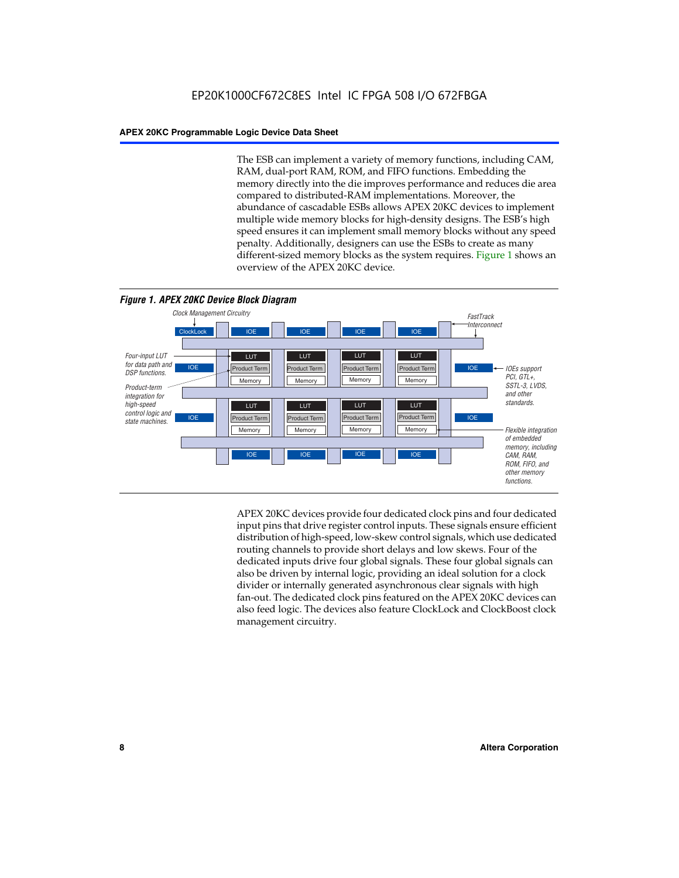The ESB can implement a variety of memory functions, including CAM, RAM, dual-port RAM, ROM, and FIFO functions. Embedding the memory directly into the die improves performance and reduces die area compared to distributed-RAM implementations. Moreover, the abundance of cascadable ESBs allows APEX 20KC devices to implement multiple wide memory blocks for high-density designs. The ESB's high speed ensures it can implement small memory blocks without any speed penalty. Additionally, designers can use the ESBs to create as many different-sized memory blocks as the system requires. Figure 1 shows an overview of the APEX 20KC device.

***Figure 1. APEX 20KC Device Block Diagram***

Clock Management Circuitry

ClockLock

IOE

LUT

Product Term

Memory

FastTrack Interconnect

Four-input LUT for data path and DSP functions.

Product-term integration for high-speed control logic and state machines.

IOEs support PCI, GTL+, SSTL-3, LVDS, and other standards.

Flexible integration of embedded memory, including CAM, RAM, ROM, FIFO, and other memory functions.

APEX 20KC devices provide four dedicated clock pins and four dedicated input pins that drive register control inputs. These signals ensure efficient distribution of high-speed, low-skew control signals, which use dedicated routing channels to provide short delays and low skews. Four of the dedicated inputs drive four global signals. These four global signals can also be driven by internal logic, providing an ideal solution for a clock divider or internally generated asynchronous clear signals with high fan-out. The dedicated clock pins featured on the APEX 20KC devices can also feed logic. The devices also feature ClockLock and ClockBoost clock management circuitry.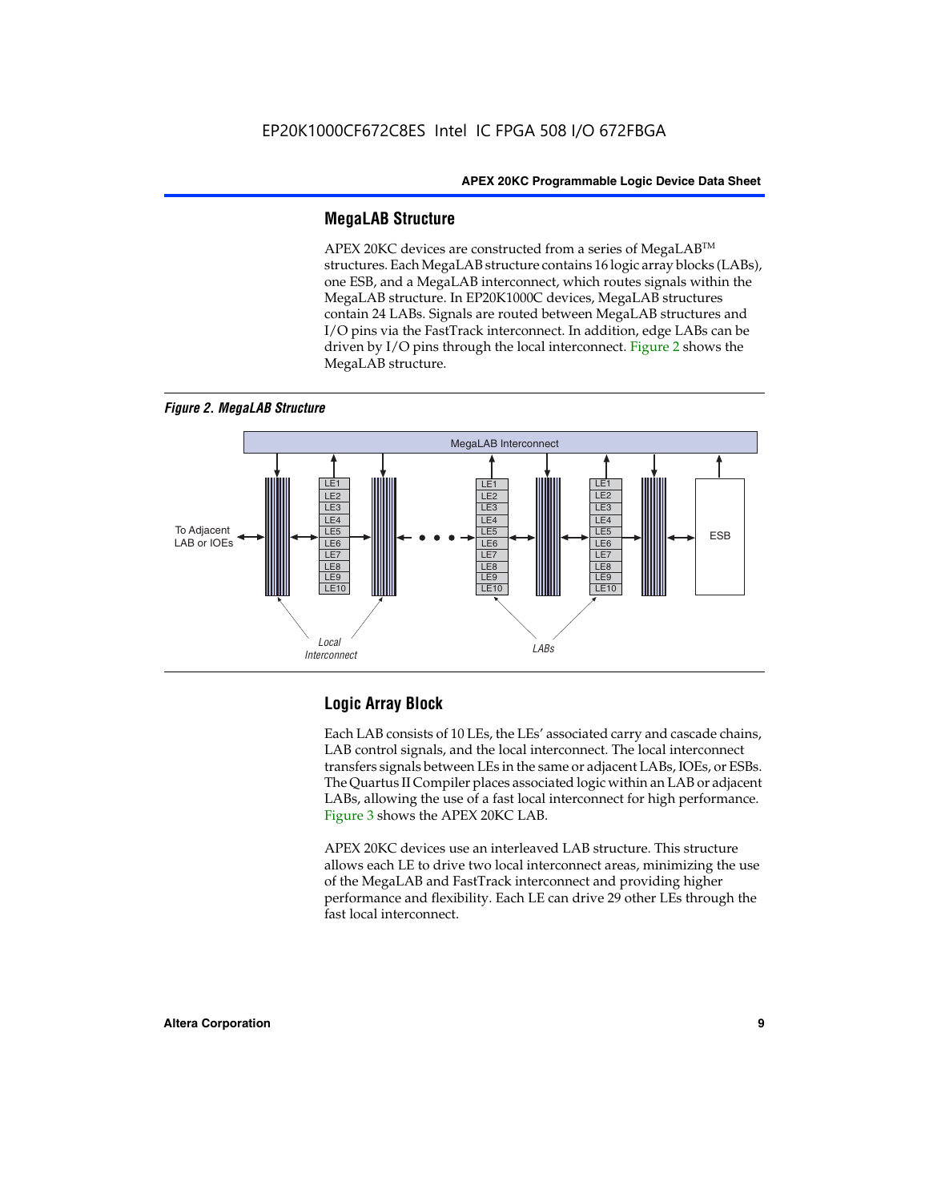## MegaLAB Structure

APEX 20KC devices are constructed from a series of MegaLAB™ structures. Each MegaLAB structure contains 16 logic array blocks (LABs), one ESB, and a MegaLAB interconnect, which routes signals within the MegaLAB structure. In EP20K1000C devices, MegaLAB structures contain 24 LABs. Signals are routed between MegaLAB structures and I/O pins via the FastTrack interconnect. In addition, edge LABs can be driven by I/O pins through the local interconnect. Figure 2 shows the MegaLAB structure.

*Figure 2. MegaLAB Structure*

MegaLAB Interconnect

To Adjacent LAB or IOEs

LE1
LE2
LE3
LE4
LE5
LE6
LE7
LE8
LE9
LE10

ESB

Local Interconnect

LABs

## Logic Array Block

Each LAB consists of 10 LEs, the LEs' associated carry and cascade chains, LAB control signals, and the local interconnect. The local interconnect transfers signals between LEs in the same or adjacent LABs, IOEs, or ESBs. The Quartus II Compiler places associated logic within an LAB or adjacent LABs, allowing the use of a fast local interconnect for high performance. Figure 3 shows the APEX 20KC LAB.

APEX 20KC devices use an interleaved LAB structure. This structure allows each LE to drive two local interconnect areas, minimizing the use of the MegaLAB and FastTrack interconnect and providing higher performance and flexibility. Each LE can drive 29 other LEs through the fast local interconnect.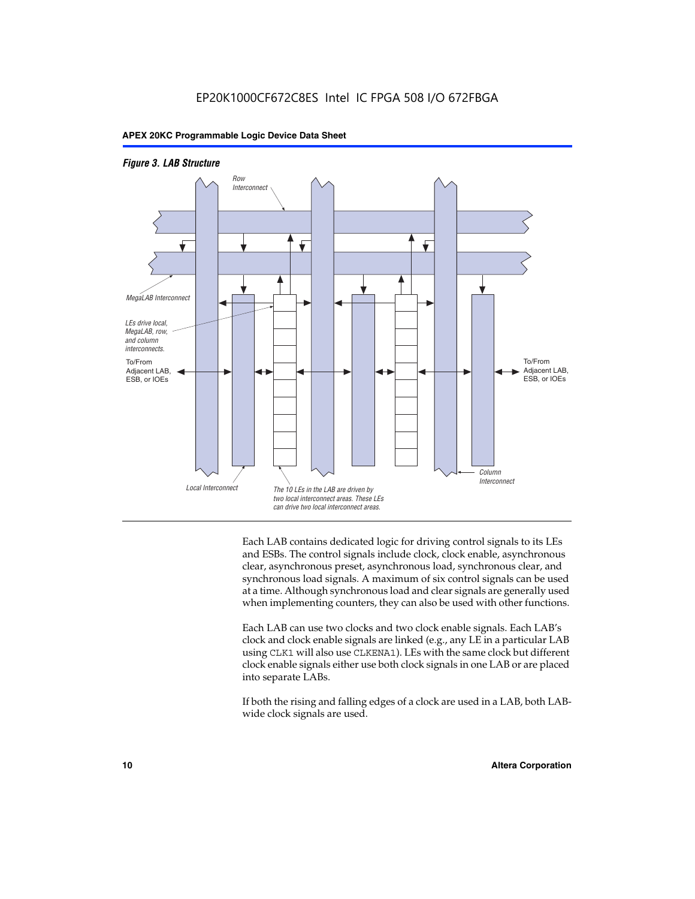*Figure 3. LAB Structure*

Row Interconnect

MegaLAB Interconnect

LEs drive local, MegaLAB, row, and column interconnects.

To/From Adjacent LAB, ESB, or IOEs

To/From Adjacent LAB, ESB, or IOEs

Local Interconnect

The 10 LEs in the LAB are driven by two local interconnect areas. These LEs can drive two local interconnect areas.

Column Interconnect

Each LAB contains dedicated logic for driving control signals to its LEs and ESBs. The control signals include clock, clock enable, asynchronous clear, asynchronous preset, asynchronous load, synchronous clear, and synchronous load signals. A maximum of six control signals can be used at a time. Although synchronous load and clear signals are generally used when implementing counters, they can also be used with other functions.

Each LAB can use two clocks and two clock enable signals. Each LAB's clock and clock enable signals are linked (e.g., any LE in a particular LAB using `CLK1` will also use `CLKENA1`). LEs with the same clock but different clock enable signals either use both clock signals in one LAB or are placed into separate LABs.

If both the rising and falling edges of a clock are used in a LAB, both LAB-wide clock signals are used.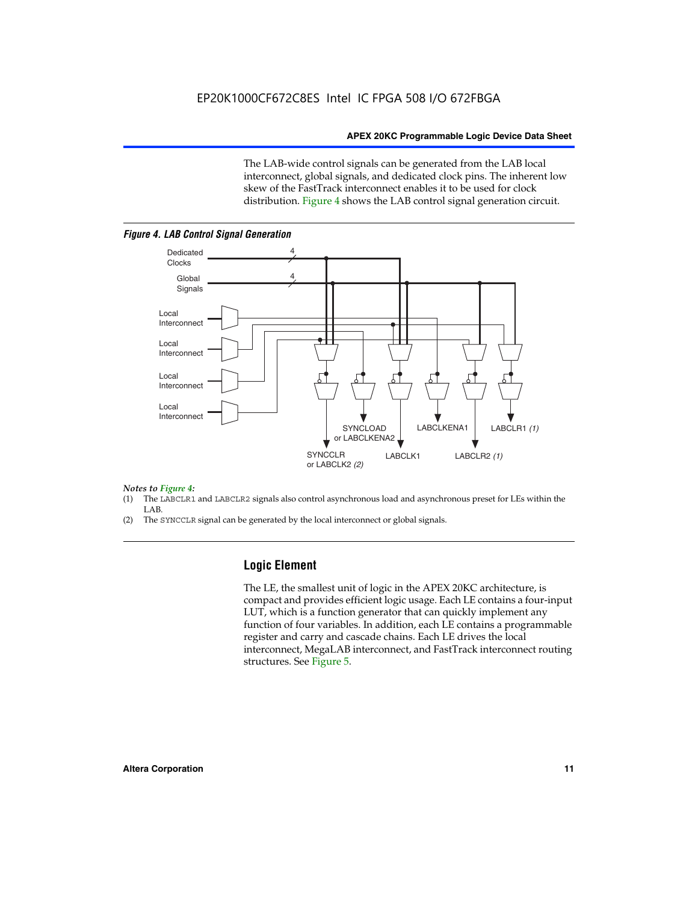The LAB-wide control signals can be generated from the LAB local interconnect, global signals, and dedicated clock pins. The inherent low skew of the FastTrack interconnect enables it to be used for clock distribution. Figure 4 shows the LAB control signal generation circuit.

*Figure 4. LAB Control Signal Generation*

Dedicated Clocks
4
Global Signals
4
Local Interconnect
Local Interconnect
Local Interconnect
Local Interconnect
SYNCLOAD or LABCLKENA2
LABCLKENA1
LABCLR1 (1)
SYNCCLR or LABCLK2 (2)
LABCLK1
LABCLR2 (1)

*Notes to Figure 4:*

(1) The LABCLR1 and LABCLR2 signals also control asynchronous load and asynchronous preset for LEs within the LAB.

(2) The SYNCCLR signal can be generated by the local interconnect or global signals.

## Logic Element

The LE, the smallest unit of logic in the APEX 20KC architecture, is compact and provides efficient logic usage. Each LE contains a four-input LUT, which is a function generator that can quickly implement any function of four variables. In addition, each LE contains a programmable register and carry and cascade chains. Each LE drives the local interconnect, MegaLAB interconnect, and FastTrack interconnect routing structures. See Figure 5.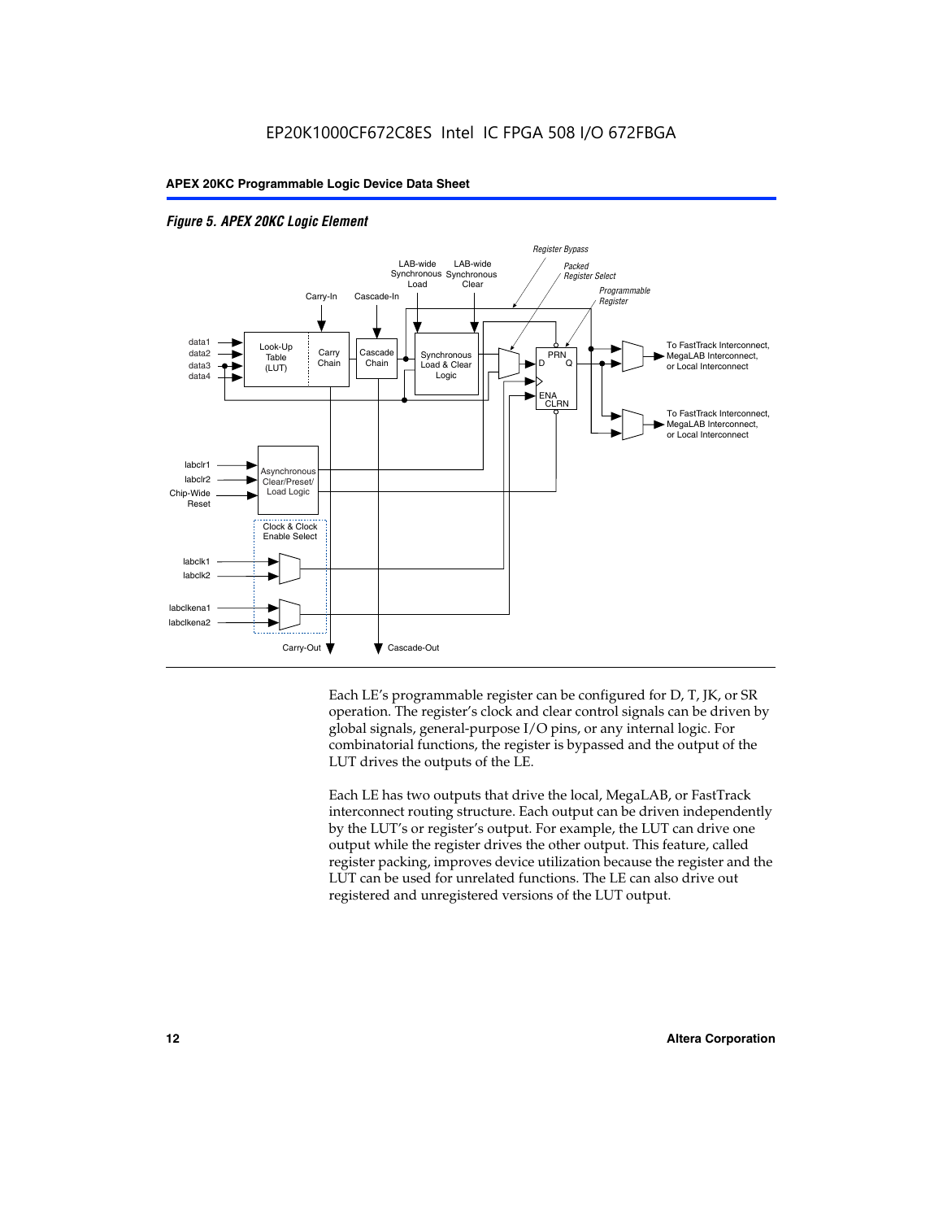*Figure 5. APEX 20KC Logic Element*

Register Bypass
LAB-wide Synchronous Load
LAB-wide Synchronous Clear
Packed Register Select
Programmable Register
Carry-In
Cascade-In
data1
data2
data3
data4
Look-Up Table (LUT)
Carry Chain
Cascade Chain
Synchronous Load & Clear Logic
PRN
D
Q
ENA
CLRN
To FastTrack Interconnect, MegaLAB Interconnect, or Local Interconnect
To FastTrack Interconnect, MegaLAB Interconnect, or Local Interconnect
labclr1
labclr2
Chip-Wide Reset
Asynchronous Clear/Preset/ Load Logic
Clock & Clock Enable Select
labclk1
labclk2
labclkena1
labclkena2
Carry-Out
Cascade-Out

Each LE's programmable register can be configured for D, T, JK, or SR operation. The register's clock and clear control signals can be driven by global signals, general-purpose I/O pins, or any internal logic. For combinatorial functions, the register is bypassed and the output of the LUT drives the outputs of the LE.

Each LE has two outputs that drive the local, MegaLAB, or FastTrack interconnect routing structure. Each output can be driven independently by the LUT's or register's output. For example, the LUT can drive one output while the register drives the other output. This feature, called register packing, improves device utilization because the register and the LUT can be used for unrelated functions. The LE can also drive out registered and unregistered versions of the LUT output.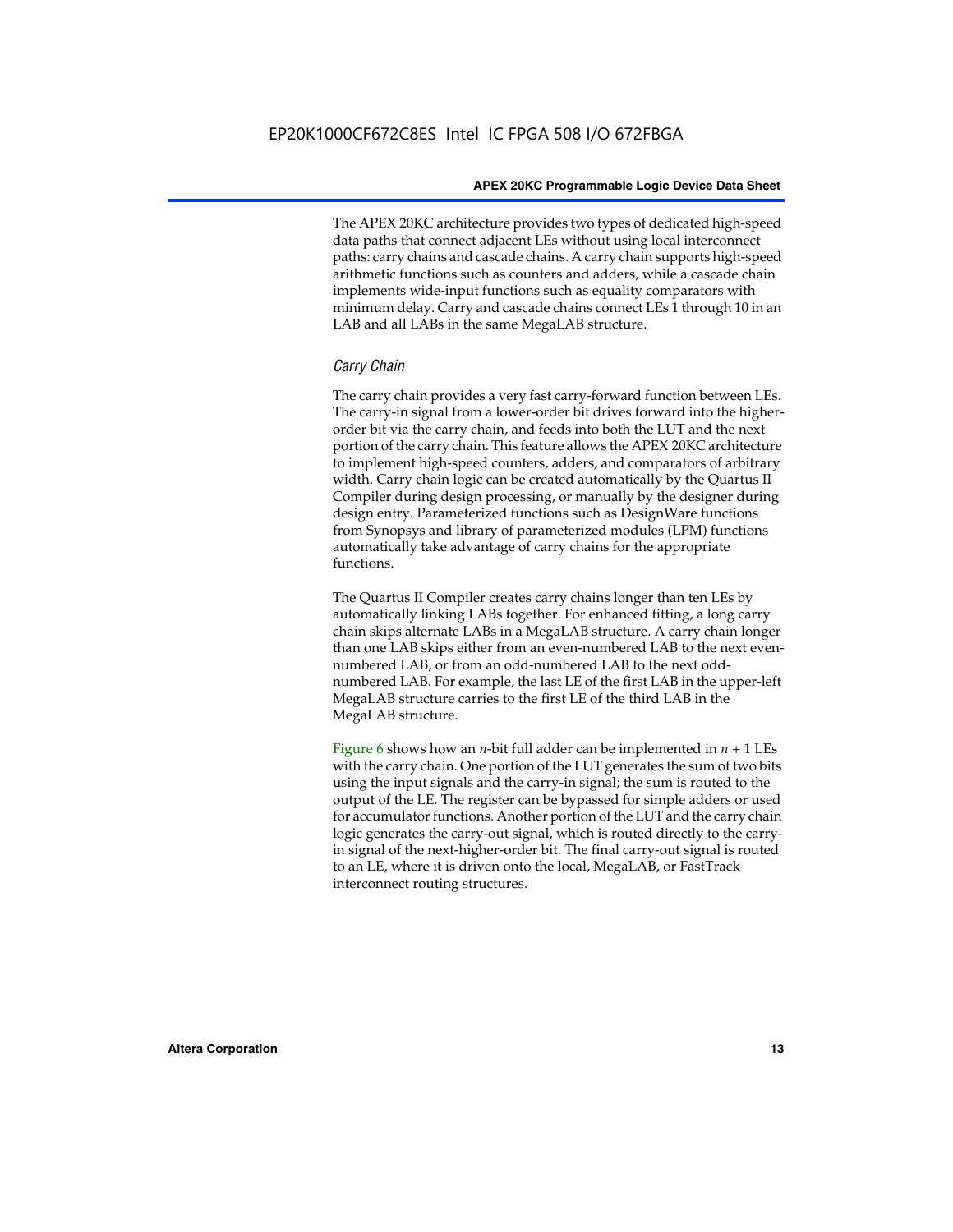The APEX 20KC architecture provides two types of dedicated high-speed data paths that connect adjacent LEs without using local interconnect paths: carry chains and cascade chains. A carry chain supports high-speed arithmetic functions such as counters and adders, while a cascade chain implements wide-input functions such as equality comparators with minimum delay. Carry and cascade chains connect LEs 1 through 10 in an LAB and all LABs in the same MegaLAB structure.

### *Carry Chain*

The carry chain provides a very fast carry-forward function between LEs. The carry-in signal from a lower-order bit drives forward into the higher-order bit via the carry chain, and feeds into both the LUT and the next portion of the carry chain. This feature allows the APEX 20KC architecture to implement high-speed counters, adders, and comparators of arbitrary width. Carry chain logic can be created automatically by the Quartus II Compiler during design processing, or manually by the designer during design entry. Parameterized functions such as DesignWare functions from Synopsys and library of parameterized modules (LPM) functions automatically take advantage of carry chains for the appropriate functions.

The Quartus II Compiler creates carry chains longer than ten LEs by automatically linking LABs together. For enhanced fitting, a long carry chain skips alternate LABs in a MegaLAB structure. A carry chain longer than one LAB skips either from an even-numbered LAB to the next even-numbered LAB, or from an odd-numbered LAB to the next odd-numbered LAB. For example, the last LE of the first LAB in the upper-left MegaLAB structure carries to the first LE of the third LAB in the MegaLAB structure.

Figure 6 shows how an $n$-bit full adder can be implemented in $n + 1$ LEs with the carry chain. One portion of the LUT generates the sum of two bits using the input signals and the carry-in signal; the sum is routed to the output of the LE. The register can be bypassed for simple adders or used for accumulator functions. Another portion of the LUT and the carry chain logic generates the carry-out signal, which is routed directly to the carry-in signal of the next-higher-order bit. The final carry-out signal is routed to an LE, where it is driven onto the local, MegaLAB, or FastTrack interconnect routing structures.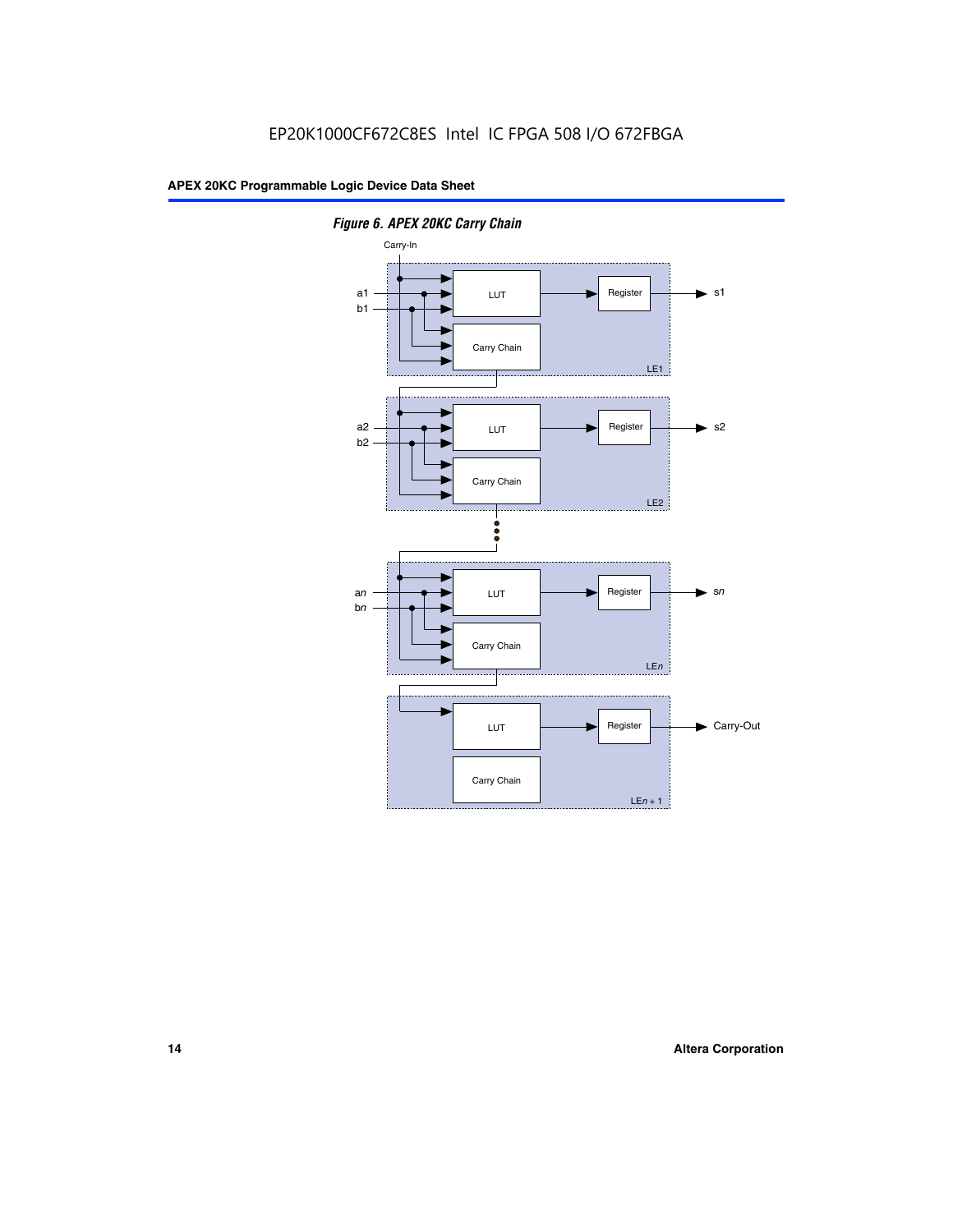*Figure 6. APEX 20KC Carry Chain*

Carry-In

a1
b1

LUT

Register

s1

Carry Chain

LE1

a2
b2

LUT

Register

s2

Carry Chain

LE2

*an*
*bn*

LUT

Register

*sn*

Carry Chain

LE*n*

LUT

Register

Carry-Out

Carry Chain

LE*n* + 1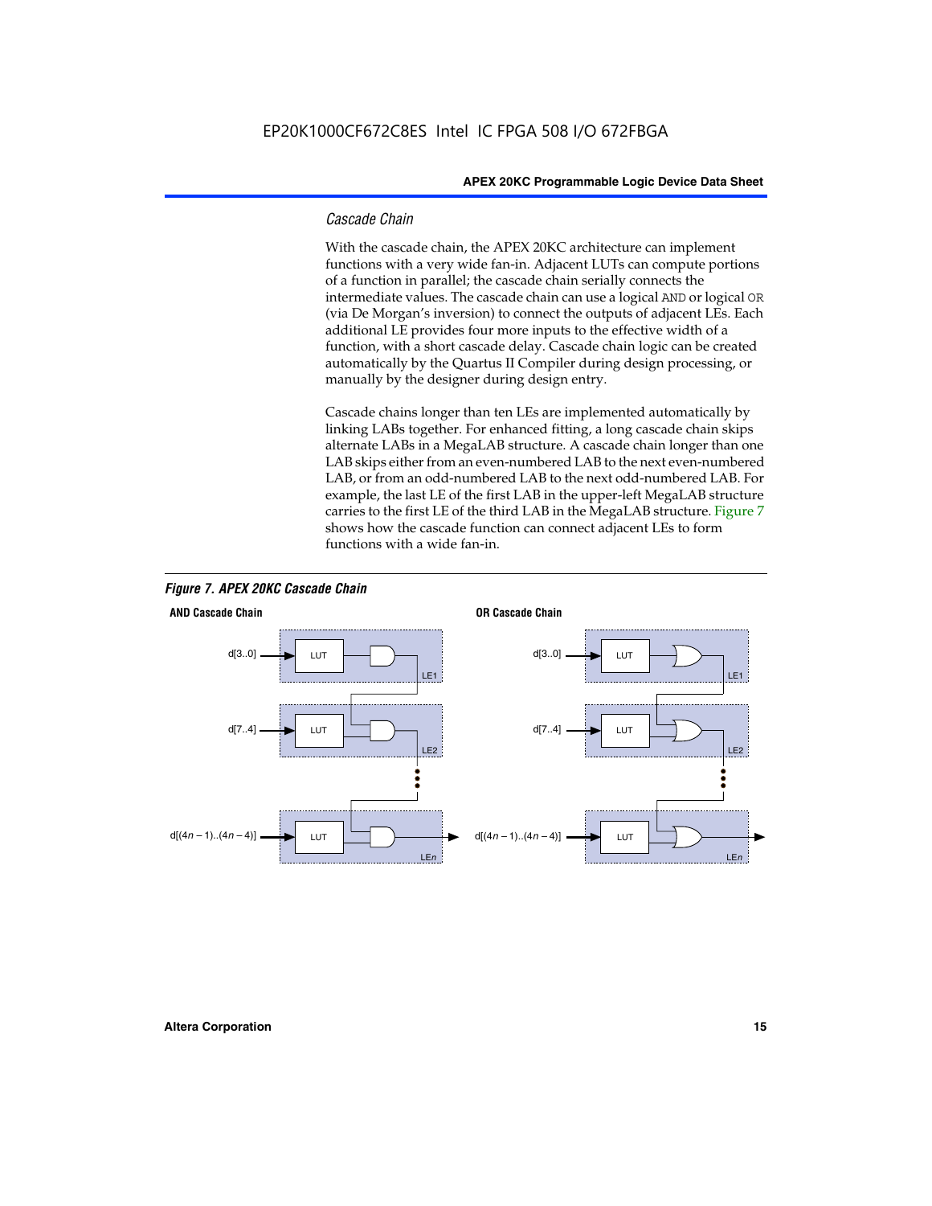### *Cascade Chain*

With the cascade chain, the APEX 20KC architecture can implement functions with a very wide fan-in. Adjacent LUTs can compute portions of a function in parallel; the cascade chain serially connects the intermediate values. The cascade chain can use a logical AND or logical OR (via De Morgan's inversion) to connect the outputs of adjacent LEs. Each additional LE provides four more inputs to the effective width of a function, with a short cascade delay. Cascade chain logic can be created automatically by the Quartus II Compiler during design processing, or manually by the designer during design entry.

Cascade chains longer than ten LEs are implemented automatically by linking LABs together. For enhanced fitting, a long cascade chain skips alternate LABs in a MegaLAB structure. A cascade chain longer than one LAB skips either from an even-numbered LAB to the next even-numbered LAB, or from an odd-numbered LAB to the next odd-numbered LAB. For example, the last LE of the first LAB in the upper-left MegaLAB structure carries to the first LE of the third LAB in the MegaLAB structure. Figure 7 shows how the cascade function can connect adjacent LEs to form functions with a wide fan-in.

*Figure 7. APEX 20KC Cascade Chain*

AND Cascade Chain

d[3..0]
LUT
LE1
d[7..4]
LUT
LE2
d[(4n – 1)..(4n – 4)]
LUT
LEn

OR Cascade Chain

d[3..0]
LUT
LE1
d[7..4]
LUT
LE2
d[(4n – 1)..(4n – 4)]
LUT
LEn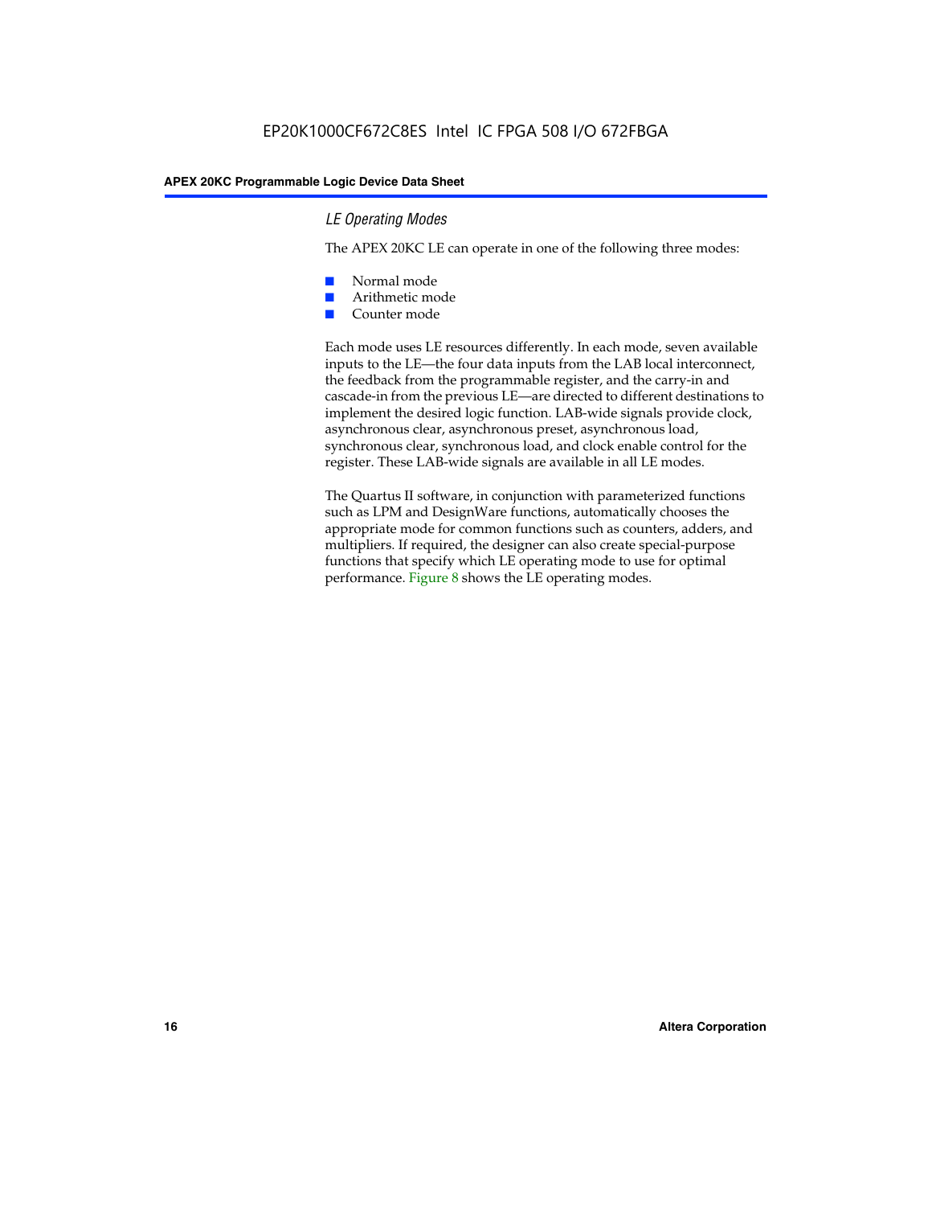### *LE Operating Modes*

The APEX 20KC LE can operate in one of the following three modes:

- Normal mode
- Arithmetic mode
- Counter mode

Each mode uses LE resources differently. In each mode, seven available inputs to the LE—the four data inputs from the LAB local interconnect, the feedback from the programmable register, and the carry-in and cascade-in from the previous LE—are directed to different destinations to implement the desired logic function. LAB-wide signals provide clock, asynchronous clear, asynchronous preset, asynchronous load, synchronous clear, synchronous load, and clock enable control for the register. These LAB-wide signals are available in all LE modes.

The Quartus II software, in conjunction with parameterized functions such as LPM and DesignWare functions, automatically chooses the appropriate mode for common functions such as counters, adders, and multipliers. If required, the designer can also create special-purpose functions that specify which LE operating mode to use for optimal performance. Figure 8 shows the LE operating modes.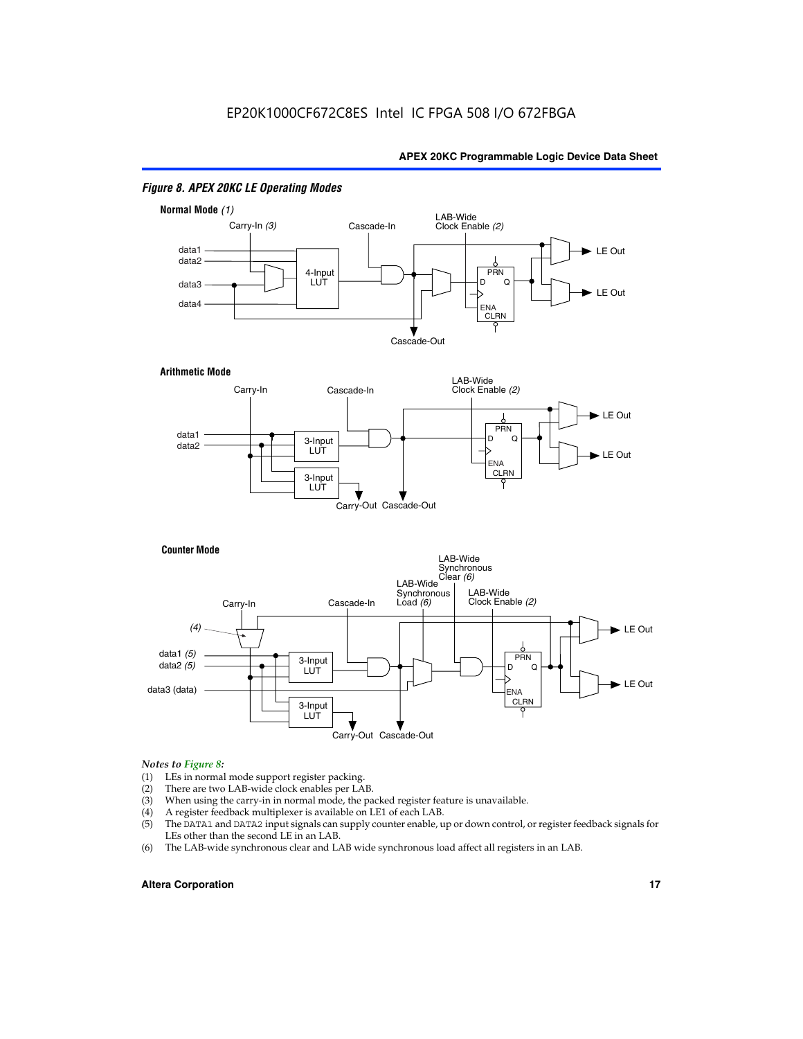*Figure 8. APEX 20KC LE Operating Modes*

**Normal Mode** *(1)*

Carry-In *(3)*
Cascade-In
LAB-Wide
Clock Enable *(2)*
data1
data2
data3
data4
4-Input
LUT
PRN
D
Q
ENA
CLRN
LE Out
LE Out
Cascade-Out

**Arithmetic Mode**

Carry-In
Cascade-In
LAB-Wide
Clock Enable *(2)*
data1
data2
3-Input
LUT
3-Input
LUT
PRN
D
Q
ENA
CLRN
LE Out
LE Out
Carry-Out
Cascade-Out

**Counter Mode**

LAB-Wide
Synchronous
Clear *(6)*
LAB-Wide
Synchronous
Load *(6)*
LAB-Wide
Clock Enable *(2)*
Carry-In
Cascade-In
*(4)*
data1 *(5)*
data2 *(5)*
data3 (data)
3-Input
LUT
3-Input
LUT
PRN
D
Q
ENA
CLRN
LE Out
LE Out
Carry-Out
Cascade-Out

*Notes to Figure 8:*

(1) LEs in normal mode support register packing.
(2) There are two LAB-wide clock enables per LAB.
(3) When using the carry-in in normal mode, the packed register feature is unavailable.
(4) A register feedback multiplexer is available on LE1 of each LAB.
(5) The DATA1 and DATA2 input signals can supply counter enable, up or down control, or register feedback signals for LEs other than the second LE in an LAB.
(6) The LAB-wide synchronous clear and LAB wide synchronous load affect all registers in an LAB.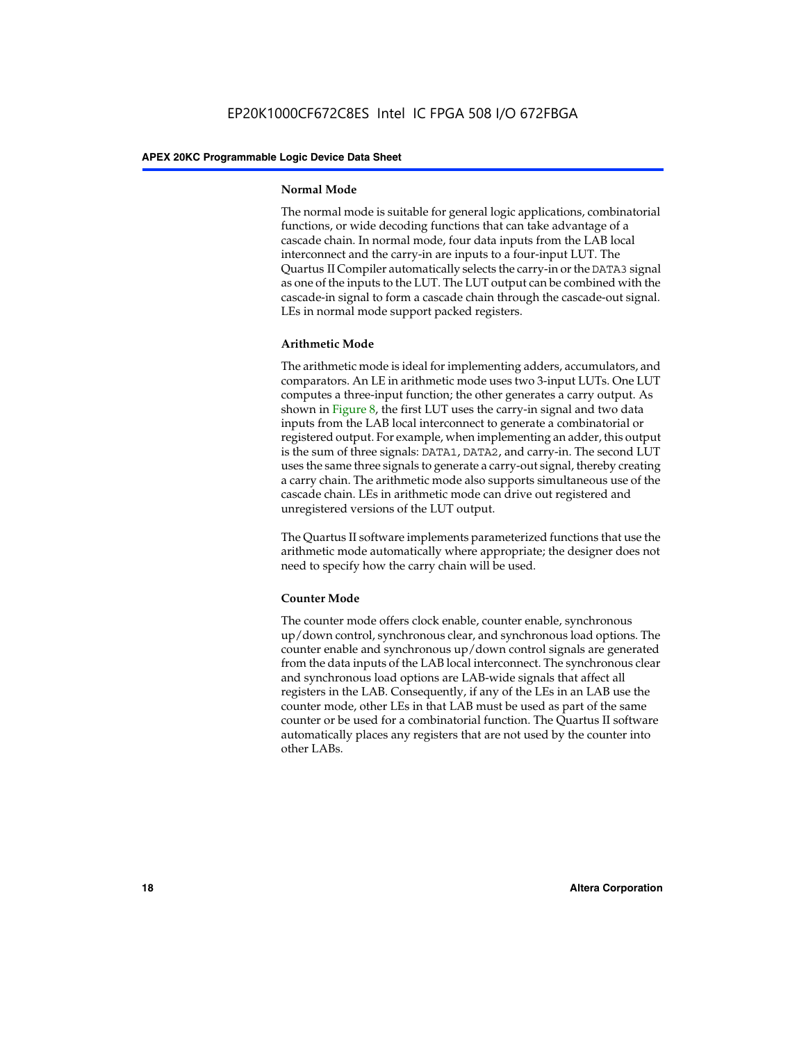### Normal Mode

The normal mode is suitable for general logic applications, combinatorial functions, or wide decoding functions that can take advantage of a cascade chain. In normal mode, four data inputs from the LAB local interconnect and the carry-in are inputs to a four-input LUT. The Quartus II Compiler automatically selects the carry-in or the DATA3 signal as one of the inputs to the LUT. The LUT output can be combined with the cascade-in signal to form a cascade chain through the cascade-out signal. LEs in normal mode support packed registers.

### Arithmetic Mode

The arithmetic mode is ideal for implementing adders, accumulators, and comparators. An LE in arithmetic mode uses two 3-input LUTs. One LUT computes a three-input function; the other generates a carry output. As shown in Figure 8, the first LUT uses the carry-in signal and two data inputs from the LAB local interconnect to generate a combinatorial or registered output. For example, when implementing an adder, this output is the sum of three signals: DATA1, DATA2, and carry-in. The second LUT uses the same three signals to generate a carry-out signal, thereby creating a carry chain. The arithmetic mode also supports simultaneous use of the cascade chain. LEs in arithmetic mode can drive out registered and unregistered versions of the LUT output.

The Quartus II software implements parameterized functions that use the arithmetic mode automatically where appropriate; the designer does not need to specify how the carry chain will be used.

### Counter Mode

The counter mode offers clock enable, counter enable, synchronous up/down control, synchronous clear, and synchronous load options. The counter enable and synchronous up/down control signals are generated from the data inputs of the LAB local interconnect. The synchronous clear and synchronous load options are LAB-wide signals that affect all registers in the LAB. Consequently, if any of the LEs in an LAB use the counter mode, other LEs in that LAB must be used as part of the same counter or be used for a combinatorial function. The Quartus II software automatically places any registers that are not used by the counter into other LABs.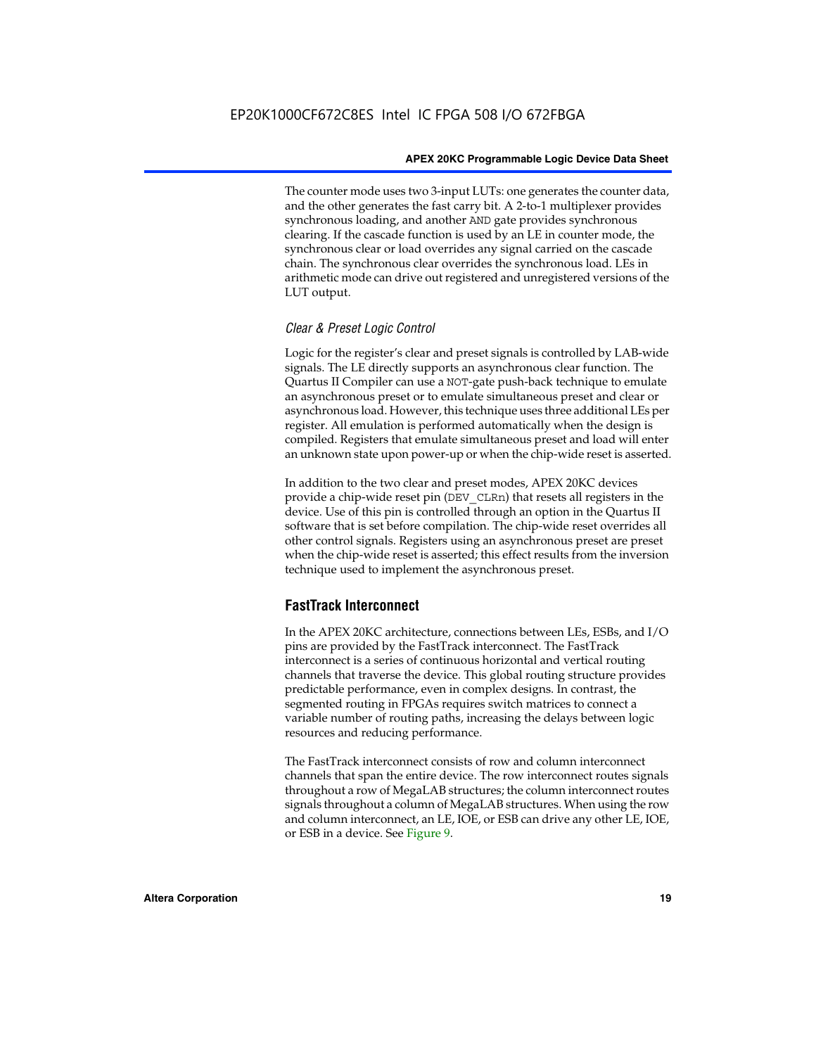The counter mode uses two 3-input LUTs: one generates the counter data, and the other generates the fast carry bit. A 2-to-1 multiplexer provides synchronous loading, and another AND gate provides synchronous clearing. If the cascade function is used by an LE in counter mode, the synchronous clear or load overrides any signal carried on the cascade chain. The synchronous clear overrides the synchronous load. LEs in arithmetic mode can drive out registered and unregistered versions of the LUT output.

### *Clear & Preset Logic Control*

Logic for the register's clear and preset signals is controlled by LAB-wide signals. The LE directly supports an asynchronous clear function. The Quartus II Compiler can use a NOT-gate push-back technique to emulate an asynchronous preset or to emulate simultaneous preset and clear or asynchronous load. However, this technique uses three additional LEs per register. All emulation is performed automatically when the design is compiled. Registers that emulate simultaneous preset and load will enter an unknown state upon power-up or when the chip-wide reset is asserted.

In addition to the two clear and preset modes, APEX 20KC devices provide a chip-wide reset pin (`DEV_CLRn`) that resets all registers in the device. Use of this pin is controlled through an option in the Quartus II software that is set before compilation. The chip-wide reset overrides all other control signals. Registers using an asynchronous preset are preset when the chip-wide reset is asserted; this effect results from the inversion technique used to implement the asynchronous preset.

## FastTrack Interconnect

In the APEX 20KC architecture, connections between LEs, ESBs, and I/O pins are provided by the FastTrack interconnect. The FastTrack interconnect is a series of continuous horizontal and vertical routing channels that traverse the device. This global routing structure provides predictable performance, even in complex designs. In contrast, the segmented routing in FPGAs requires switch matrices to connect a variable number of routing paths, increasing the delays between logic resources and reducing performance.

The FastTrack interconnect consists of row and column interconnect channels that span the entire device. The row interconnect routes signals throughout a row of MegaLAB structures; the column interconnect routes signals throughout a column of MegaLAB structures. When using the row and column interconnect, an LE, IOE, or ESB can drive any other LE, IOE, or ESB in a device. See Figure 9.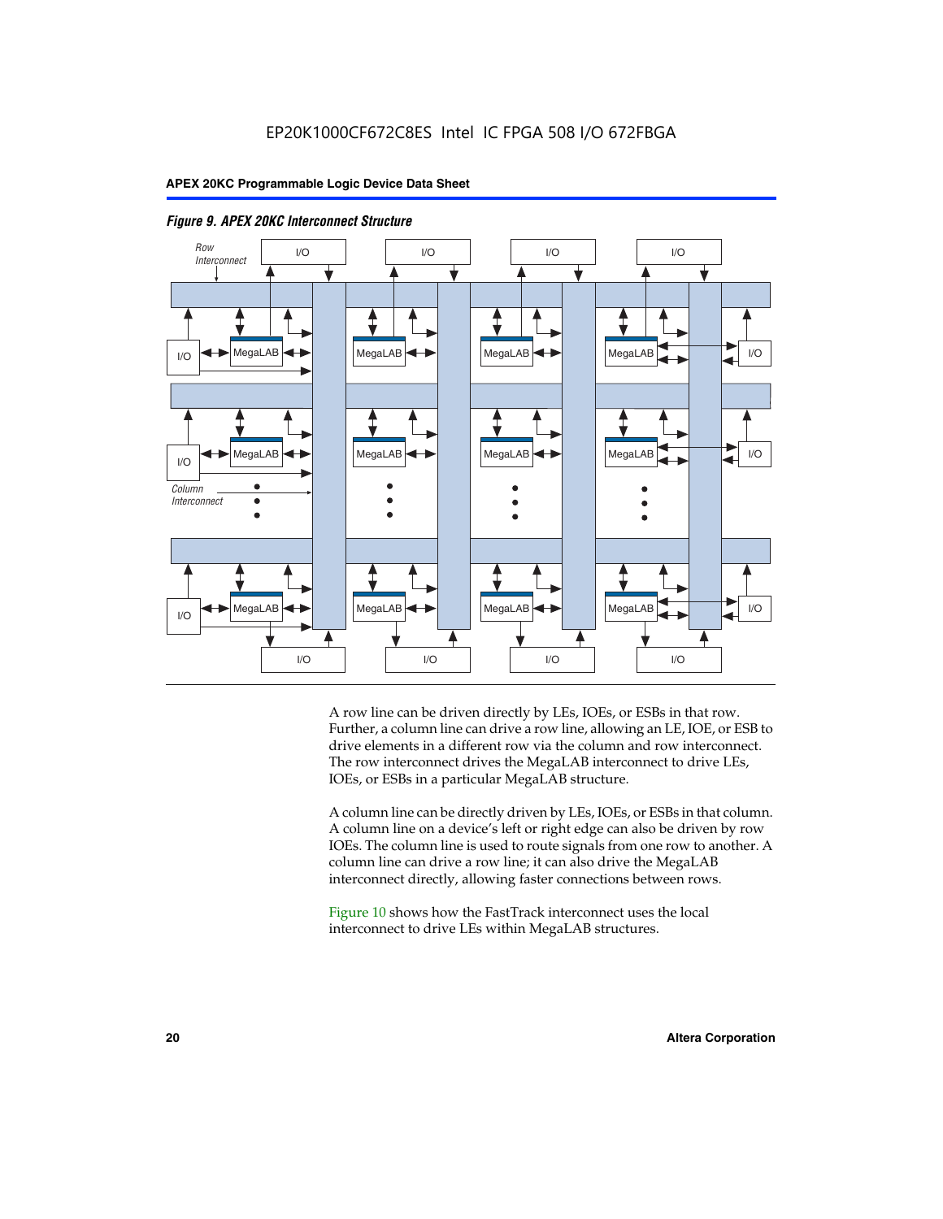*Figure 9. APEX 20KC Interconnect Structure*

Row Interconnect

I/O I/O I/O I/O

I/O MegaLAB MegaLAB MegaLAB MegaLAB I/O

I/O MegaLAB MegaLAB MegaLAB MegaLAB I/O

Column Interconnect

I/O MegaLAB MegaLAB MegaLAB MegaLAB I/O

I/O I/O I/O I/O

A row line can be driven directly by LEs, IOEs, or ESBs in that row. Further, a column line can drive a row line, allowing an LE, IOE, or ESB to drive elements in a different row via the column and row interconnect. The row interconnect drives the MegaLAB interconnect to drive LEs, IOEs, or ESBs in a particular MegaLAB structure.

A column line can be directly driven by LEs, IOEs, or ESBs in that column. A column line on a device's left or right edge can also be driven by row IOEs. The column line is used to route signals from one row to another. A column line can drive a row line; it can also drive the MegaLAB interconnect directly, allowing faster connections between rows.

Figure 10 shows how the FastTrack interconnect uses the local interconnect to drive LEs within MegaLAB structures.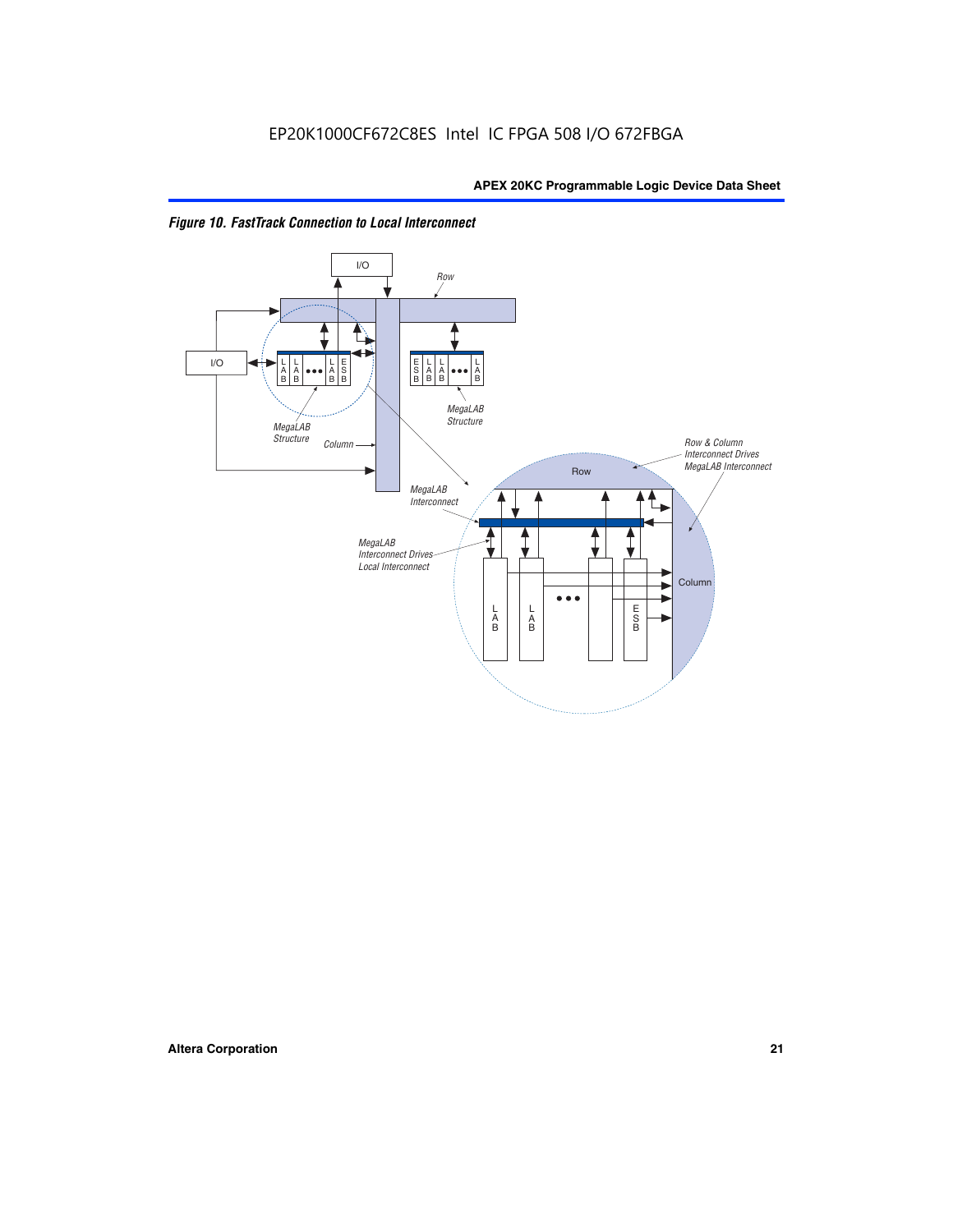*Figure 10. FastTrack Connection to Local Interconnect*

I/O
Row
I/O
LAB
LAB
LAB
ESB
ESB
LAB
LAB
LAB
MegaLAB Structure
MegaLAB Structure
Column
Row & Column Interconnect Drives MegaLAB Interconnect
Row
MegaLAB Interconnect
MegaLAB Interconnect Drives Local Interconnect
LAB
LAB
ESB
Column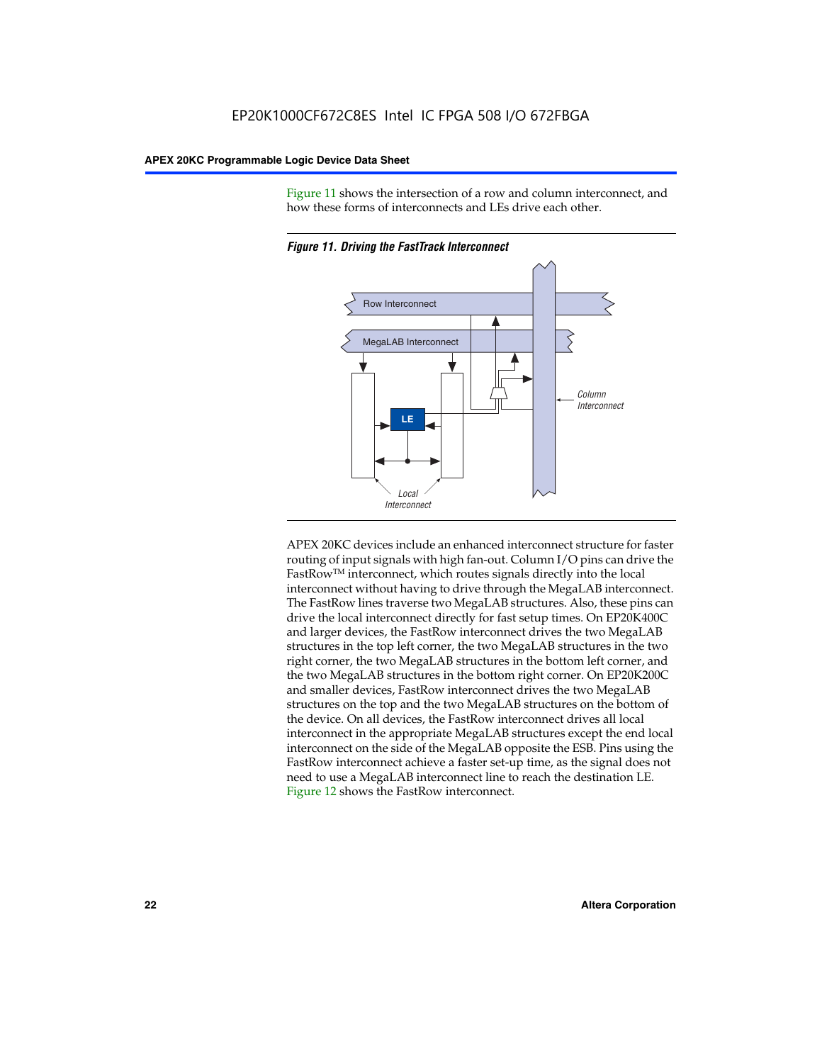Figure 11 shows the intersection of a row and column interconnect, and how these forms of interconnects and LEs drive each other.

*Figure 11. Driving the FastTrack Interconnect*

Row Interconnect

MegaLAB Interconnect

LE

Column Interconnect

Local Interconnect

APEX 20KC devices include an enhanced interconnect structure for faster routing of input signals with high fan-out. Column I/O pins can drive the FastRow™ interconnect, which routes signals directly into the local interconnect without having to drive through the MegaLAB interconnect. The FastRow lines traverse two MegaLAB structures. Also, these pins can drive the local interconnect directly for fast setup times. On EP20K400C and larger devices, the FastRow interconnect drives the two MegaLAB structures in the top left corner, the two MegaLAB structures in the two right corner, the two MegaLAB structures in the bottom left corner, and the two MegaLAB structures in the bottom right corner. On EP20K200C and smaller devices, FastRow interconnect drives the two MegaLAB structures on the top and the two MegaLAB structures on the bottom of the device. On all devices, the FastRow interconnect drives all local interconnect in the appropriate MegaLAB structures except the end local interconnect on the side of the MegaLAB opposite the ESB. Pins using the FastRow interconnect achieve a faster set-up time, as the signal does not need to use a MegaLAB interconnect line to reach the destination LE. Figure 12 shows the FastRow interconnect.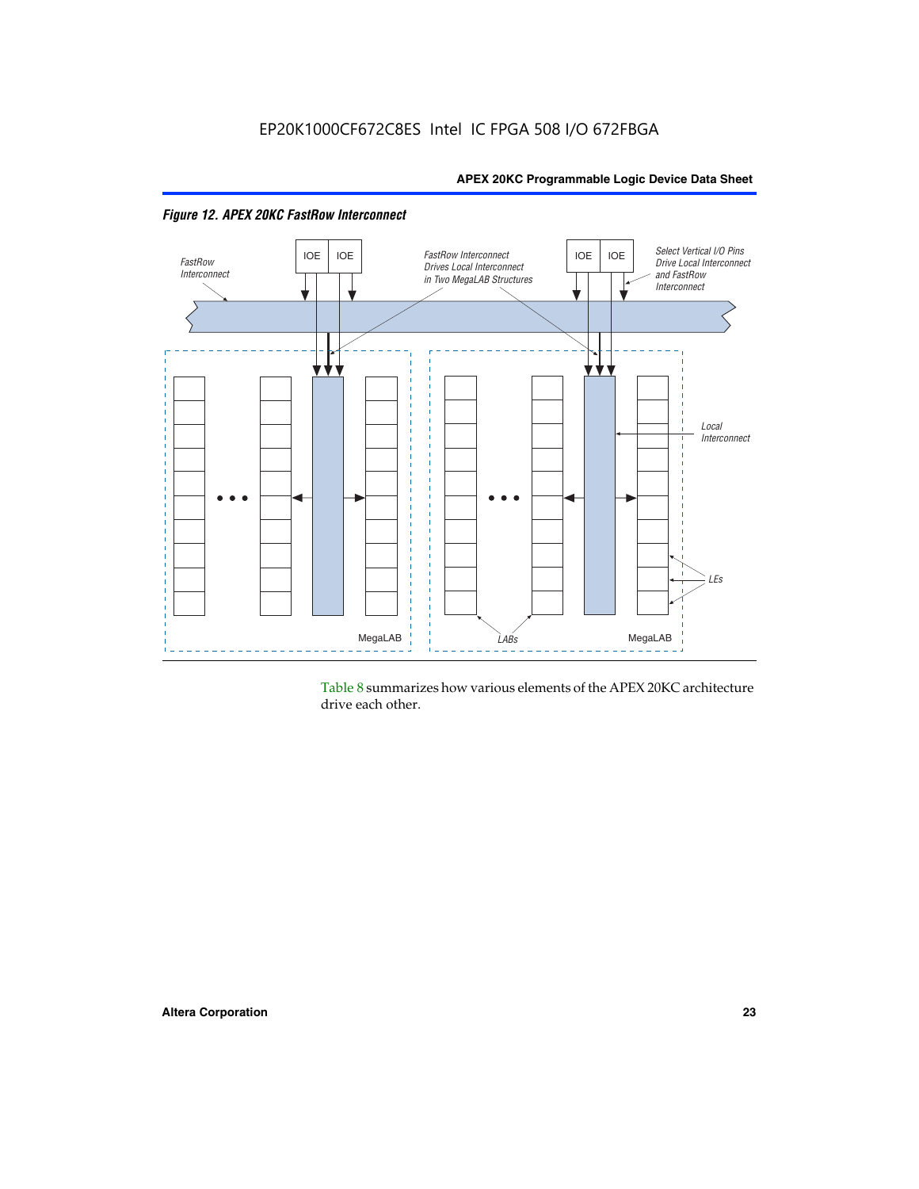*Figure 12. APEX 20KC FastRow Interconnect*

FastRow Interconnect

IOE IOE

FastRow Interconnect Drives Local Interconnect in Two MegaLAB Structures

IOE IOE

Select Vertical I/O Pins Drive Local Interconnect and FastRow Interconnect

Local Interconnect

LEs

MegaLAB

LABs

MegaLAB

Table 8 summarizes how various elements of the APEX 20KC architecture drive each other.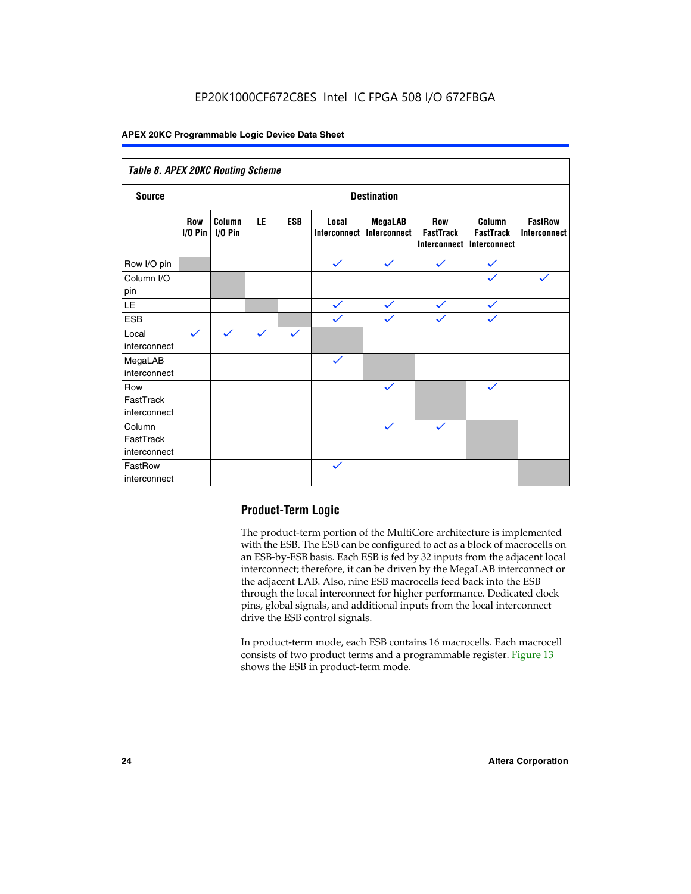**Table 8. APEX 20KC Routing Scheme**

| Source | Destination | | | | | | | | |
|---|---|---|---|---|---|---|---|---|---|
| | Row I/O Pin | Column I/O Pin | LE | ESB | Local Interconnect | MegaLAB Interconnect | Row FastTrack Interconnect | Column FastTrack Interconnect | FastRow Interconnect |
| Row I/O pin | | | | | ✓ | ✓ | ✓ | ✓ | |
| Column I/O pin | | | | | | | | ✓ | ✓ |
| LE | | | | | ✓ | ✓ | ✓ | ✓ | |
| ESB | | | | | ✓ | ✓ | ✓ | ✓ | |
| Local interconnect | ✓ | ✓ | ✓ | ✓ | | | | | |
| MegaLAB interconnect | | | | | ✓ | | | | |
| Row FastTrack interconnect | | | | | | ✓ | | ✓ | |
| Column FastTrack interconnect | | | | | | ✓ | ✓ | | |
| FastRow interconnect | | | | | ✓ | | | | |

## Product-Term Logic

The product-term portion of the MultiCore architecture is implemented with the ESB. The ESB can be configured to act as a block of macrocells on an ESB-by-ESB basis. Each ESB is fed by 32 inputs from the adjacent local interconnect; therefore, it can be driven by the MegaLAB interconnect or the adjacent LAB. Also, nine ESB macrocells feed back into the ESB through the local interconnect for higher performance. Dedicated clock pins, global signals, and additional inputs from the local interconnect drive the ESB control signals.

In product-term mode, each ESB contains 16 macrocells. Each macrocell consists of two product terms and a programmable register. Figure 13 shows the ESB in product-term mode.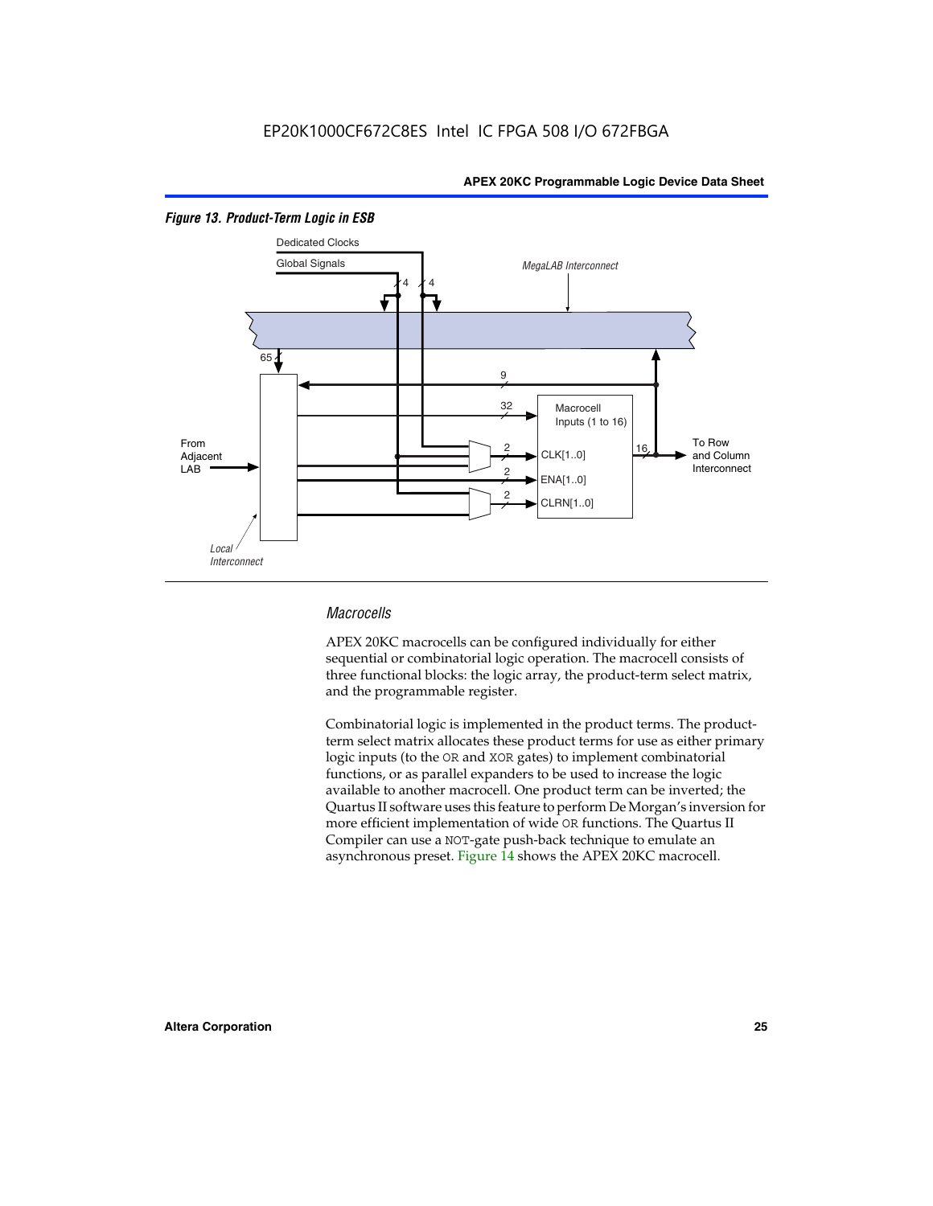*Figure 13. Product-Term Logic in ESB*

Dedicated Clocks
Global Signals
4
4
MegaLAB Interconnect
65
9
32
Macrocell Inputs (1 to 16)
2
CLK[1..0]
2
ENA[1..0]
2
CLRN[1..0]
16
From Adjacent LAB
To Row and Column Interconnect
Local Interconnect

### *Macrocells*

APEX 20KC macrocells can be configured individually for either sequential or combinatorial logic operation. The macrocell consists of three functional blocks: the logic array, the product-term select matrix, and the programmable register.

Combinatorial logic is implemented in the product terms. The product-term select matrix allocates these product terms for use as either primary logic inputs (to the OR and XOR gates) to implement combinatorial functions, or as parallel expanders to be used to increase the logic available to another macrocell. One product term can be inverted; the Quartus II software uses this feature to perform De Morgan's inversion for more efficient implementation of wide OR functions. The Quartus II Compiler can use a NOT-gate push-back technique to emulate an asynchronous preset. Figure 14 shows the APEX 20KC macrocell.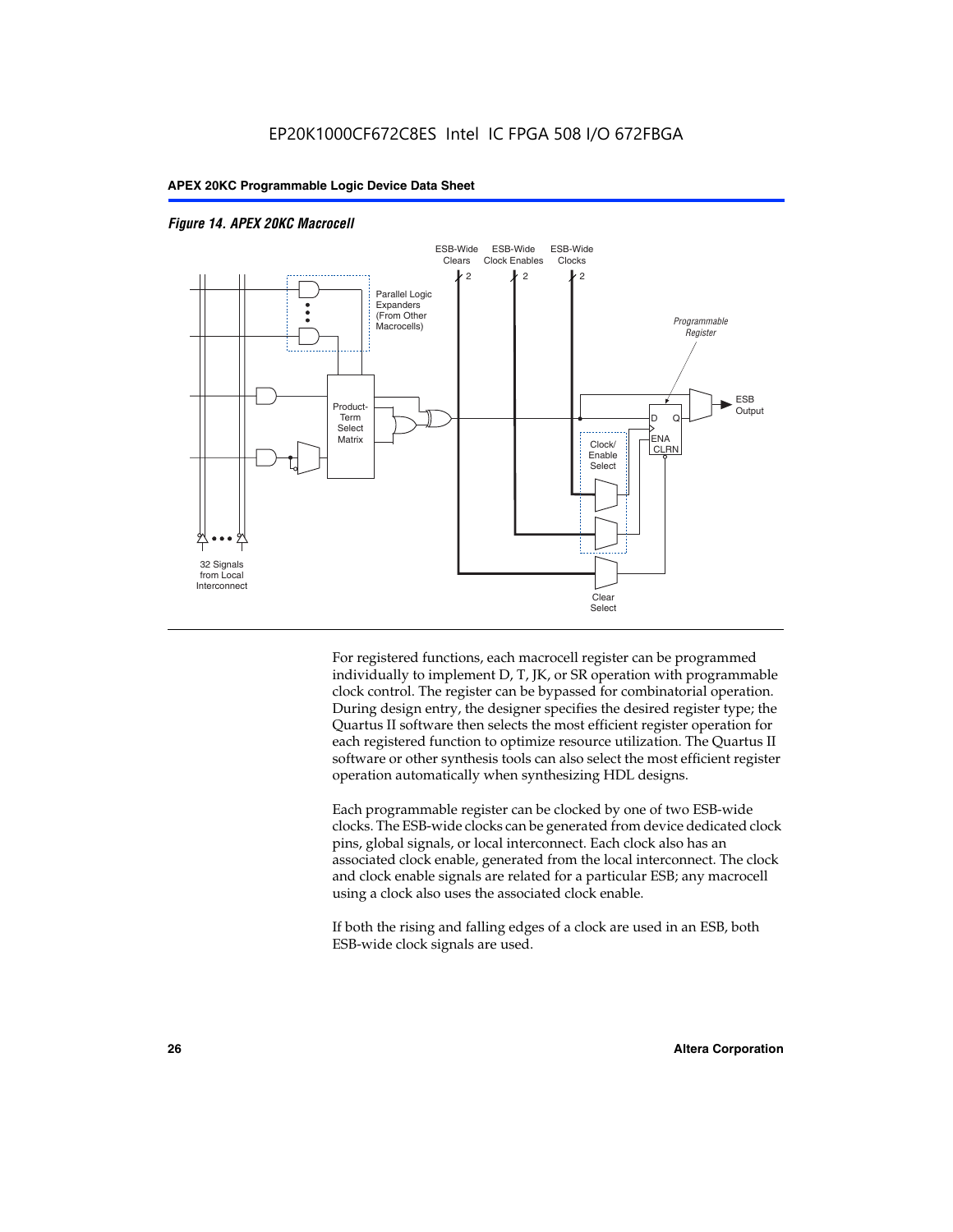*Figure 14. APEX 20KC Macrocell*

ESB-Wide Clears
ESB-Wide Clock Enables
ESB-Wide Clocks
2
2
2
Parallel Logic Expanders (From Other Macrocells)
Programmable Register
Product-Term Select Matrix
ESB Output
D Q
ENA CLRN
Clock/ Enable Select
32 Signals from Local Interconnect
Clear Select

For registered functions, each macrocell register can be programmed individually to implement D, T, JK, or SR operation with programmable clock control. The register can be bypassed for combinatorial operation. During design entry, the designer specifies the desired register type; the Quartus II software then selects the most efficient register operation for each registered function to optimize resource utilization. The Quartus II software or other synthesis tools can also select the most efficient register operation automatically when synthesizing HDL designs.

Each programmable register can be clocked by one of two ESB-wide clocks. The ESB-wide clocks can be generated from device dedicated clock pins, global signals, or local interconnect. Each clock also has an associated clock enable, generated from the local interconnect. The clock and clock enable signals are related for a particular ESB; any macrocell using a clock also uses the associated clock enable.

If both the rising and falling edges of a clock are used in an ESB, both ESB-wide clock signals are used.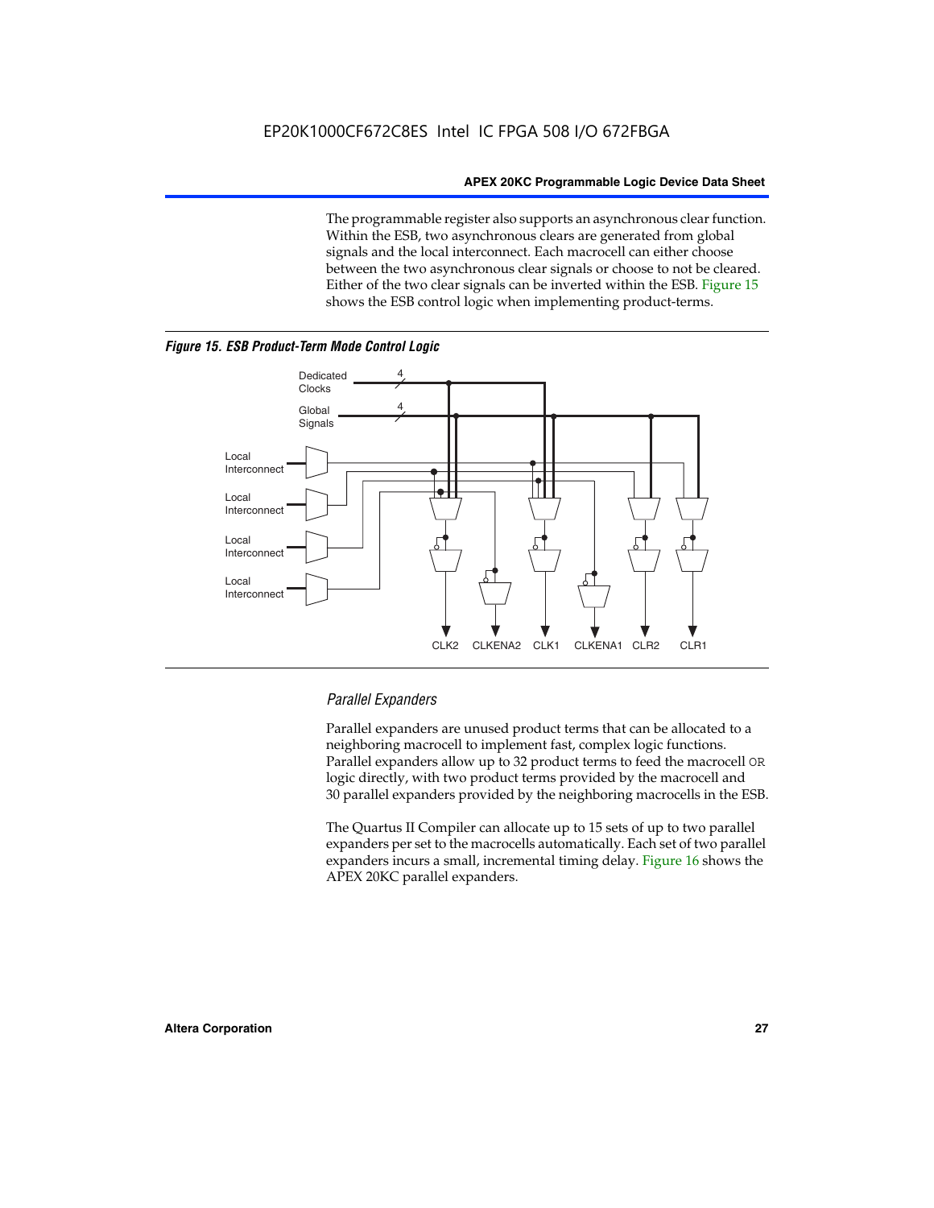The programmable register also supports an asynchronous clear function. Within the ESB, two asynchronous clears are generated from global signals and the local interconnect. Each macrocell can either choose between the two asynchronous clear signals or choose to not be cleared. Either of the two clear signals can be inverted within the ESB. Figure 15 shows the ESB control logic when implementing product-terms.

***Figure 15. ESB Product-Term Mode Control Logic***

Dedicated Clocks
4
Global Signals
4
Local Interconnect
Local Interconnect
Local Interconnect
Local Interconnect
CLK2
CLKENA2
CLK1
CLKENA1
CLR2
CLR1

### *Parallel Expanders*

Parallel expanders are unused product terms that can be allocated to a neighboring macrocell to implement fast, complex logic functions. Parallel expanders allow up to 32 product terms to feed the macrocell OR logic directly, with two product terms provided by the macrocell and 30 parallel expanders provided by the neighboring macrocells in the ESB.

The Quartus II Compiler can allocate up to 15 sets of up to two parallel expanders per set to the macrocells automatically. Each set of two parallel expanders incurs a small, incremental timing delay. Figure 16 shows the APEX 20KC parallel expanders.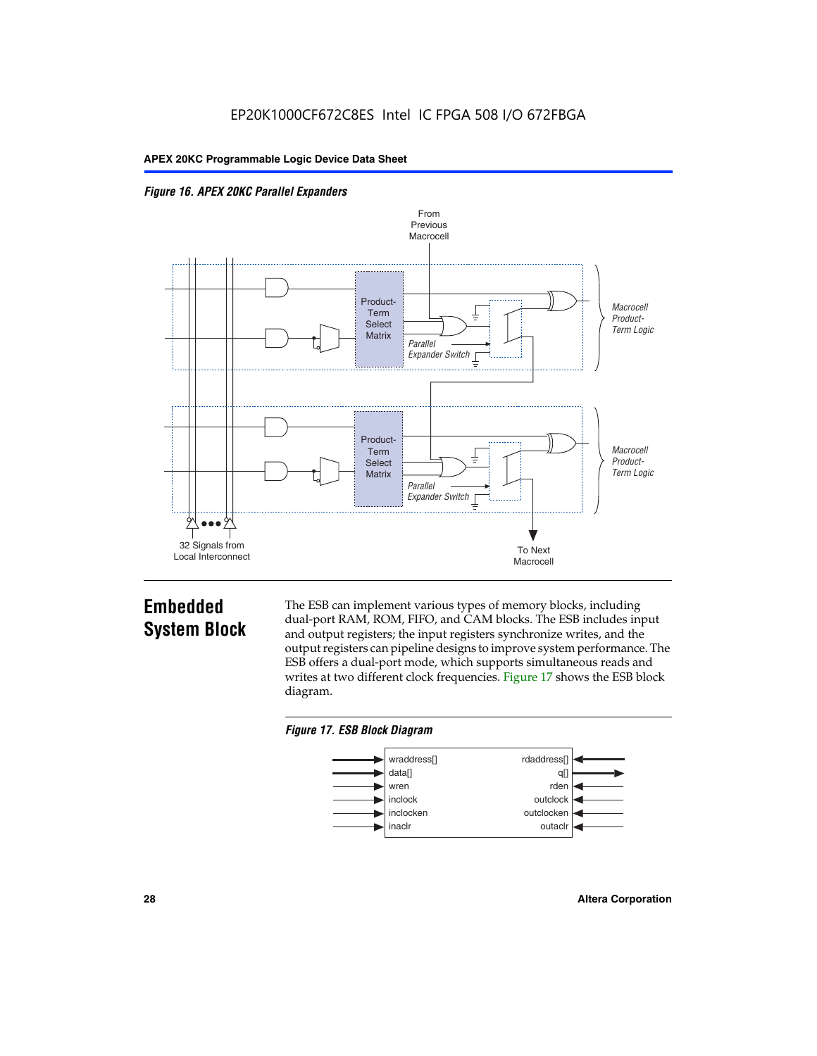*Figure 16. APEX 20KC Parallel Expanders*

From Previous Macrocell

Product-Term Select Matrix

Parallel Expander Switch

Macrocell Product-Term Logic

Product-Term Select Matrix

Parallel Expander Switch

Macrocell Product-Term Logic

32 Signals from Local Interconnect

To Next Macrocell

## Embedded System Block

The ESB can implement various types of memory blocks, including dual-port RAM, ROM, FIFO, and CAM blocks. The ESB includes input and output registers; the input registers synchronize writes, and the output registers can pipeline designs to improve system performance. The ESB offers a dual-port mode, which supports simultaneous reads and writes at two different clock frequencies. Figure 17 shows the ESB block diagram.

*Figure 17. ESB Block Diagram*

wraddress[]
data[]
wren
inclock
inclocken
inaclr

rdaddress[]
q[]
rden
outclock
outclocken
outaclr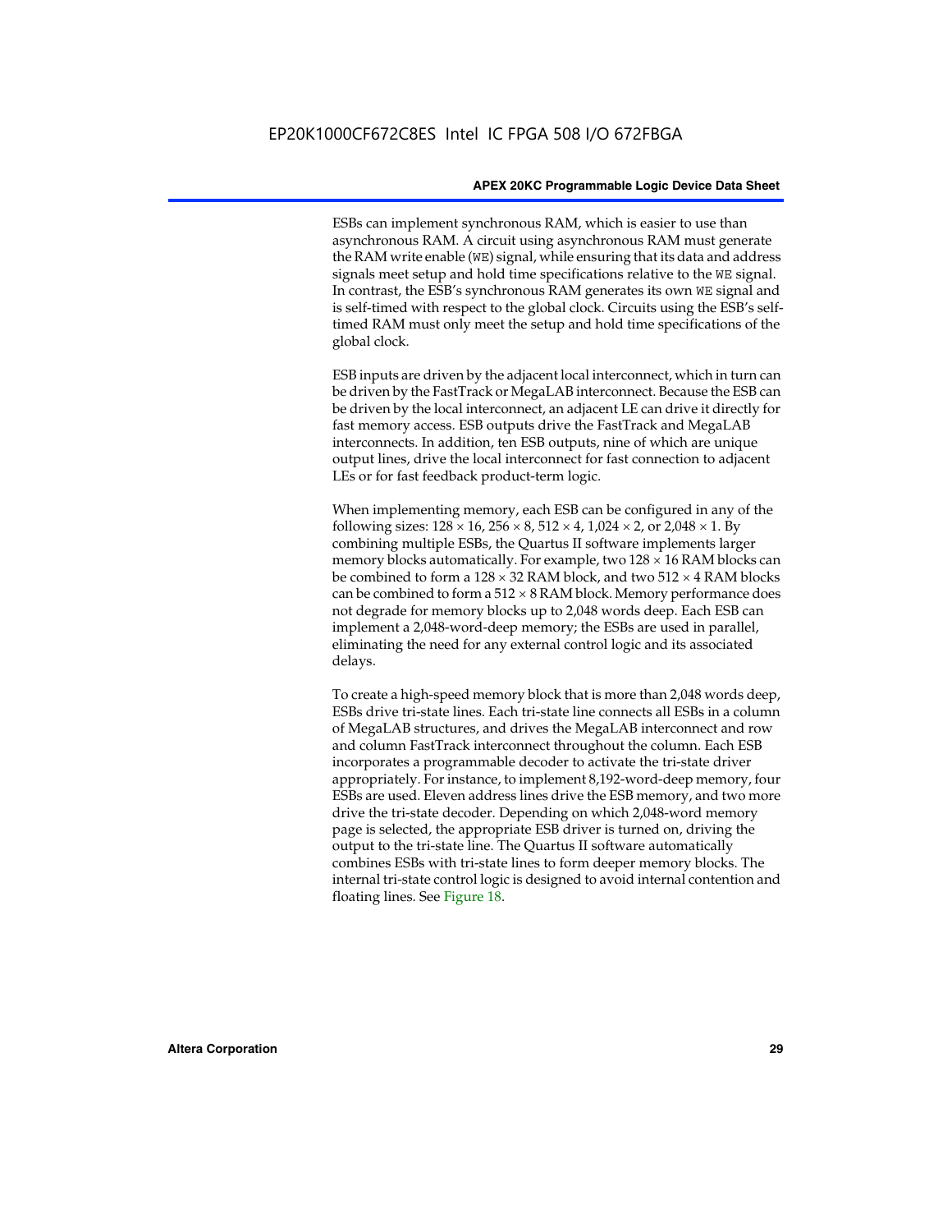ESBs can implement synchronous RAM, which is easier to use than asynchronous RAM. A circuit using asynchronous RAM must generate the RAM write enable (`WE`) signal, while ensuring that its data and address signals meet setup and hold time specifications relative to the `WE` signal. In contrast, the ESB's synchronous RAM generates its own `WE` signal and is self-timed with respect to the global clock. Circuits using the ESB's self-timed RAM must only meet the setup and hold time specifications of the global clock.

ESB inputs are driven by the adjacent local interconnect, which in turn can be driven by the FastTrack or MegaLAB interconnect. Because the ESB can be driven by the local interconnect, an adjacent LE can drive it directly for fast memory access. ESB outputs drive the FastTrack and MegaLAB interconnects. In addition, ten ESB outputs, nine of which are unique output lines, drive the local interconnect for fast connection to adjacent LEs or for fast feedback product-term logic.

When implementing memory, each ESB can be configured in any of the following sizes: $128 \times 16$, $256 \times 8$, $512 \times 4$, $1,024 \times 2$, or $2,048 \times 1$. By combining multiple ESBs, the Quartus II software implements larger memory blocks automatically. For example, two $128 \times 16$ RAM blocks can be combined to form a $128 \times 32$ RAM block, and two $512 \times 4$ RAM blocks can be combined to form a $512 \times 8$ RAM block. Memory performance does not degrade for memory blocks up to 2,048 words deep. Each ESB can implement a 2,048-word-deep memory; the ESBs are used in parallel, eliminating the need for any external control logic and its associated delays.

To create a high-speed memory block that is more than 2,048 words deep, ESBs drive tri-state lines. Each tri-state line connects all ESBs in a column of MegaLAB structures, and drives the MegaLAB interconnect and row and column FastTrack interconnect throughout the column. Each ESB incorporates a programmable decoder to activate the tri-state driver appropriately. For instance, to implement 8,192-word-deep memory, four ESBs are used. Eleven address lines drive the ESB memory, and two more drive the tri-state decoder. Depending on which 2,048-word memory page is selected, the appropriate ESB driver is turned on, driving the output to the tri-state line. The Quartus II software automatically combines ESBs with tri-state lines to form deeper memory blocks. The internal tri-state control logic is designed to avoid internal contention and floating lines. See Figure 18.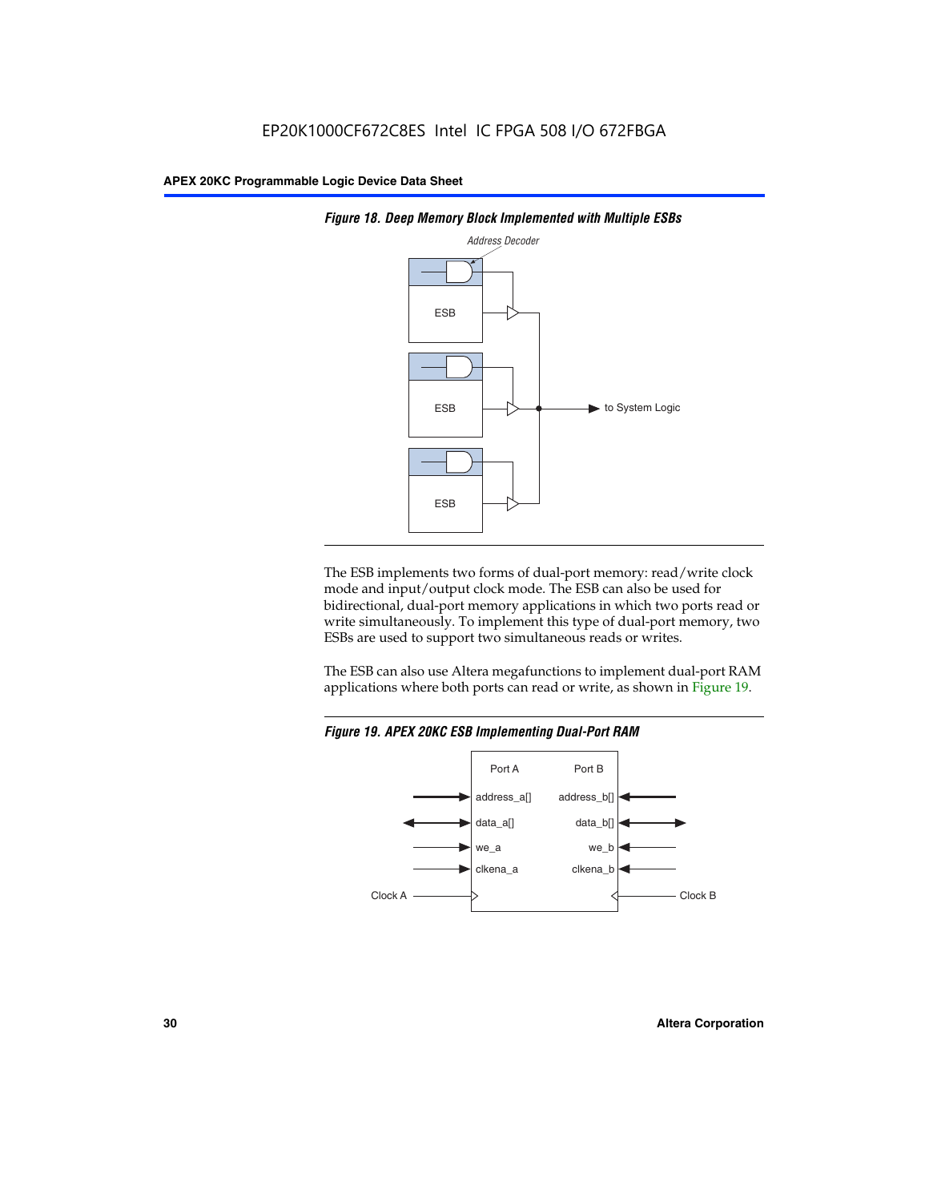**Figure 18. Deep Memory Block Implemented with Multiple ESBs**

Address Decoder

ESB

ESB

ESB

to System Logic

The ESB implements two forms of dual-port memory: read/write clock mode and input/output clock mode. The ESB can also be used for bidirectional, dual-port memory applications in which two ports read or write simultaneously. To implement this type of dual-port memory, two ESBs are used to support two simultaneous reads or writes.

The ESB can also use Altera megafunctions to implement dual-port RAM applications where both ports can read or write, as shown in Figure 19.

**Figure 19. APEX 20KC ESB Implementing Dual-Port RAM**

Port A

Port B

address_a[]

address_b[]

data_a[]

data_b[]

we_a

we_b

clkena_a

clkena_b

Clock A

Clock B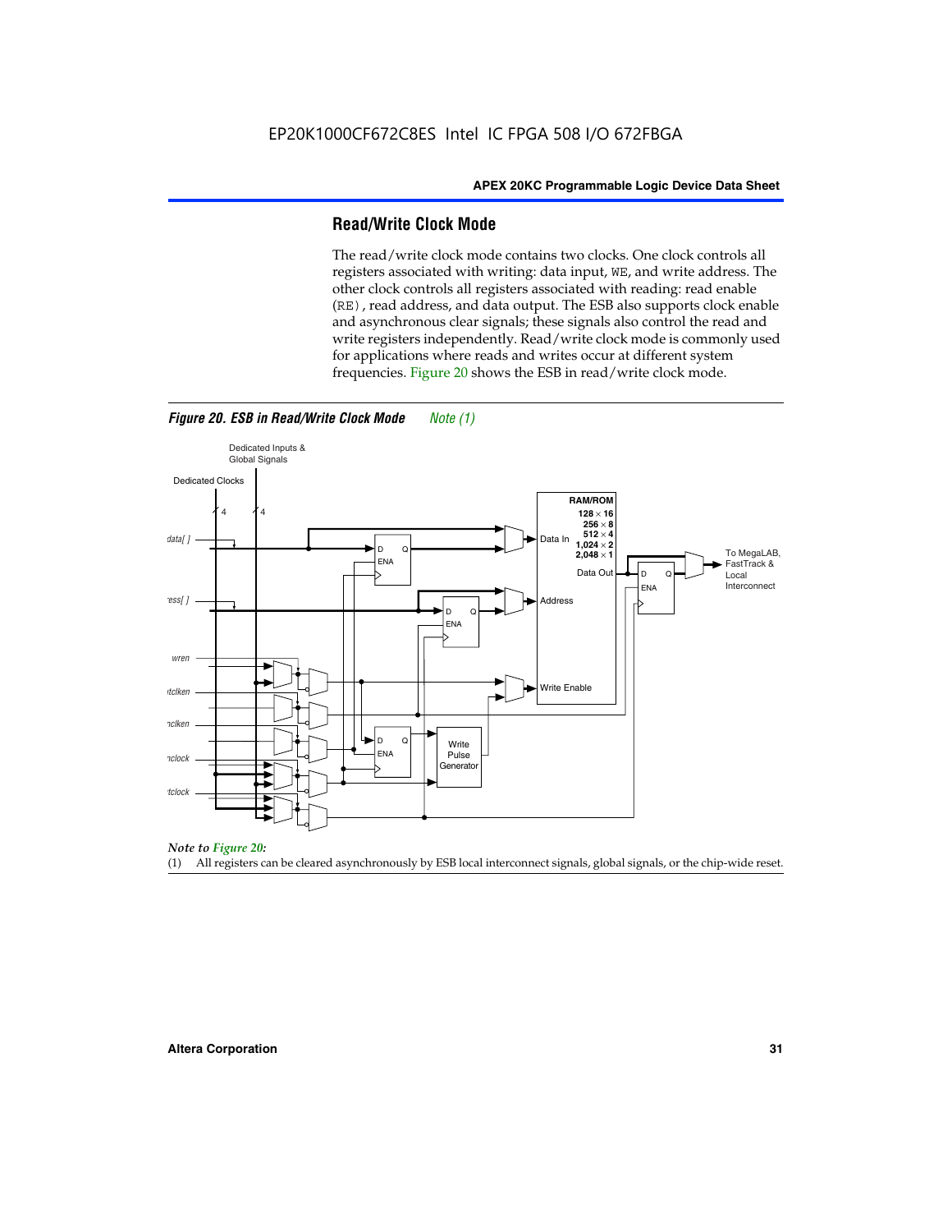## Read/Write Clock Mode

The read/write clock mode contains two clocks. One clock controls all registers associated with writing: data input, WE, and write address. The other clock controls all registers associated with reading: read enable (RE), read address, and data output. The ESB also supports clock enable and asynchronous clear signals; these signals also control the read and write registers independently. Read/write clock mode is commonly used for applications where reads and writes occur at different system frequencies. Figure 20 shows the ESB in read/write clock mode.

*Figure 20. ESB in Read/Write Clock Mode* *Note (1)*

Dedicated Inputs & Global Signals
Dedicated Clocks
4
4
data[ ]
ess[ ]
wren
tclken
nclken
nclock
tclock
D Q
ENA
D Q
ENA
D Q
ENA
Write Pulse Generator
RAM/ROM
128 × 16
256 × 8
512 × 4
1,024 × 2
2,048 × 1
Data In
Address
Write Enable
Data Out
D Q
ENA
To MegaLAB, FastTrack & Local Interconnect

*Note to Figure 20:*

(1) All registers can be cleared asynchronously by ESB local interconnect signals, global signals, or the chip-wide reset.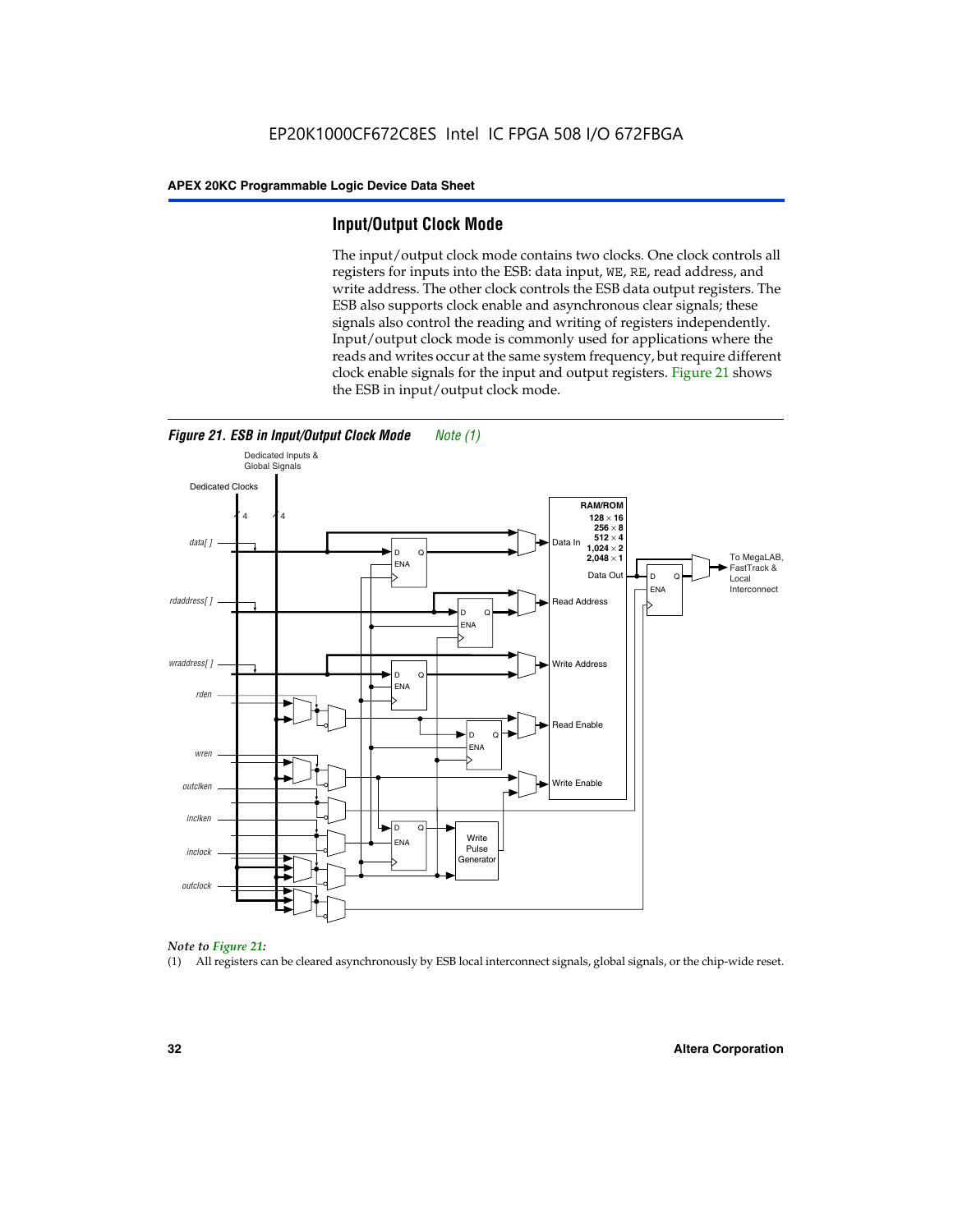## Input/Output Clock Mode

The input/output clock mode contains two clocks. One clock controls all registers for inputs into the ESB: data input, WE, RE, read address, and write address. The other clock controls the ESB data output registers. The ESB also supports clock enable and asynchronous clear signals; these signals also control the reading and writing of registers independently. Input/output clock mode is commonly used for applications where the reads and writes occur at the same system frequency, but require different clock enable signals for the input and output registers. Figure 21 shows the ESB in input/output clock mode.

*Figure 21. ESB in Input/Output Clock Mode* *Note (1)*

Dedicated Inputs & Global Signals
Dedicated Clocks
4
4
data[ ]
rdaddress[ ]
wraddress[ ]
rden
wren
outclken
inclken
inclock
outclock
D Q
ENA
RAM/ROM
128 × 16
256 × 8
512 × 4
1,024 × 2
2,048 × 1
Data In
Data Out
Read Address
Write Address
Read Enable
Write Enable
Write Pulse Generator
To MegaLAB, FastTrack & Local Interconnect

*Note to Figure 21:*

(1) All registers can be cleared asynchronously by ESB local interconnect signals, global signals, or the chip-wide reset.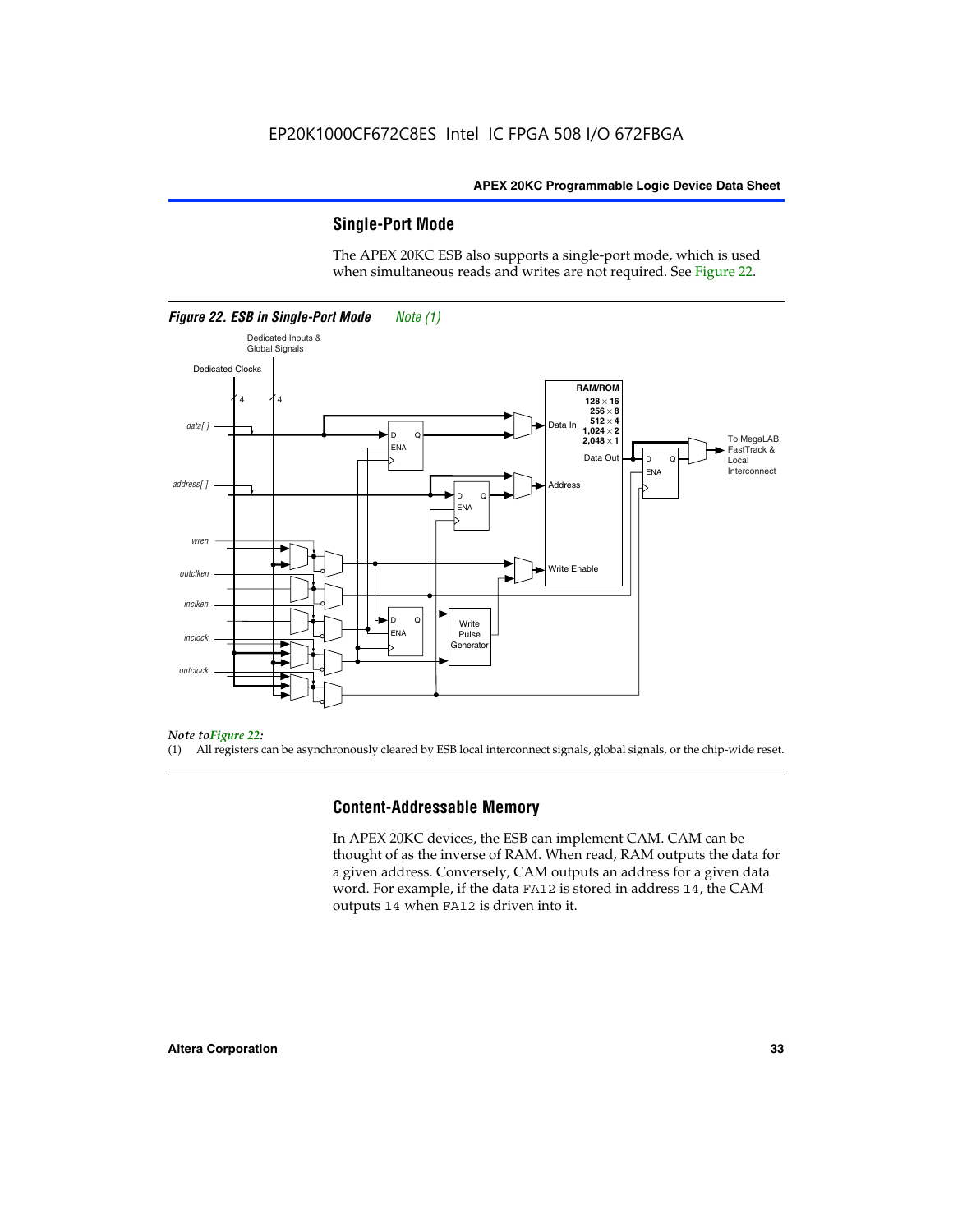## Single-Port Mode

The APEX 20KC ESB also supports a single-port mode, which is used when simultaneous reads and writes are not required. See Figure 22.

***Figure 22. ESB in Single-Port Mode*** *Note (1)*

Dedicated Inputs & Global Signals

Dedicated Clocks

4

4

data[ ]

address[ ]

wren

outclken

inclken

inclock

outclock

D Q ENA

D Q ENA

D Q ENA

Write Pulse Generator

RAM/ROM
128 × 16
256 × 8
512 × 4
1,024 × 2
2,048 × 1

Data In

Address

Write Enable

Data Out

D Q ENA

To MegaLAB, FastTrack & Local Interconnect

*Note to Figure 22:*

(1) All registers can be asynchronously cleared by ESB local interconnect signals, global signals, or the chip-wide reset.

## Content-Addressable Memory

In APEX 20KC devices, the ESB can implement CAM. CAM can be thought of as the inverse of RAM. When read, RAM outputs the data for a given address. Conversely, CAM outputs an address for a given data word. For example, if the data `FA12` is stored in address `14`, the CAM outputs `14` when `FA12` is driven into it.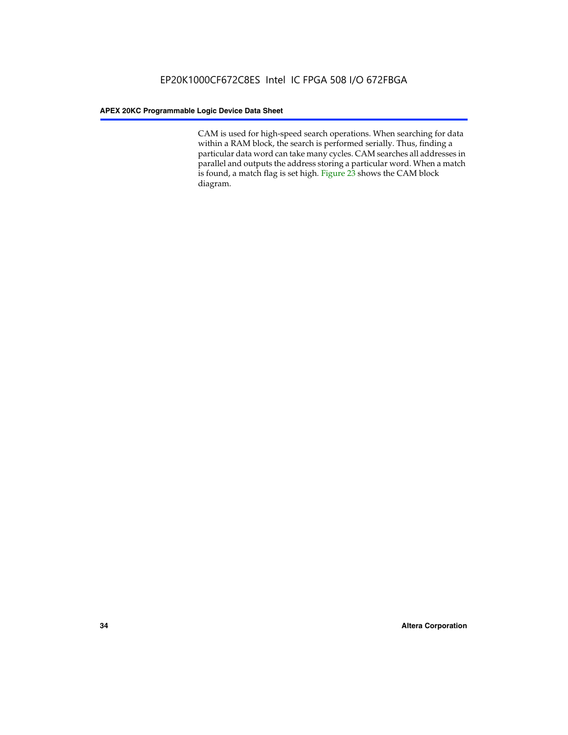CAM is used for high-speed search operations. When searching for data within a RAM block, the search is performed serially. Thus, finding a particular data word can take many cycles. CAM searches all addresses in parallel and outputs the address storing a particular word. When a match is found, a match flag is set high. Figure 23 shows the CAM block diagram.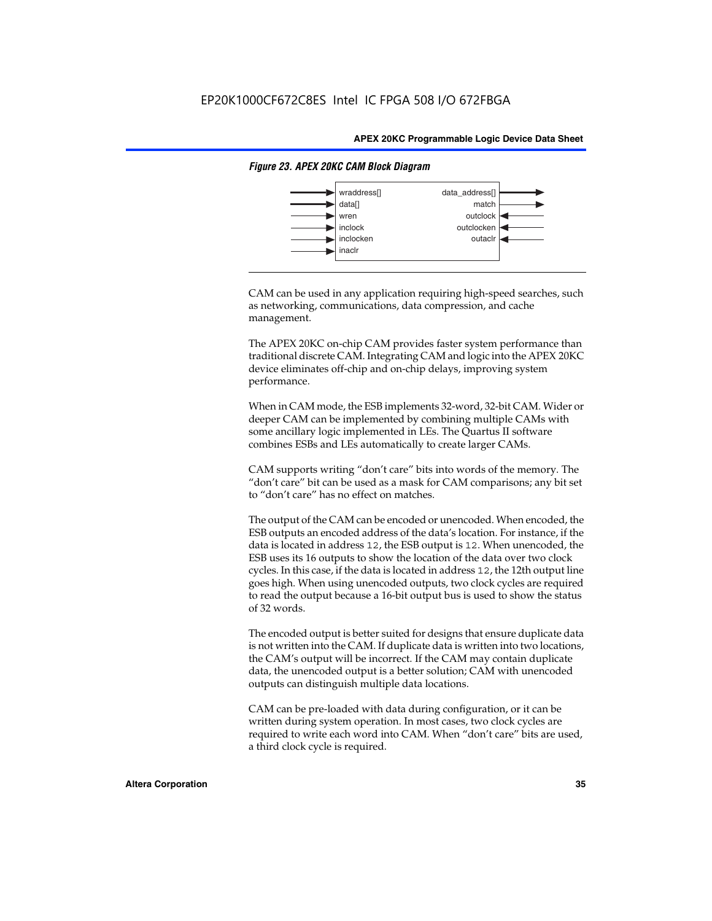*Figure 23. APEX 20KC CAM Block Diagram*

wraddress[]
data[]
wren
inclock
inclocken
inaclr
data_address[]
match
outclock
outclocken
outaclr

CAM can be used in any application requiring high-speed searches, such as networking, communications, data compression, and cache management.

The APEX 20KC on-chip CAM provides faster system performance than traditional discrete CAM. Integrating CAM and logic into the APEX 20KC device eliminates off-chip and on-chip delays, improving system performance.

When in CAM mode, the ESB implements 32-word, 32-bit CAM. Wider or deeper CAM can be implemented by combining multiple CAMs with some ancillary logic implemented in LEs. The Quartus II software combines ESBs and LEs automatically to create larger CAMs.

CAM supports writing "don't care" bits into words of the memory. The "don't care" bit can be used as a mask for CAM comparisons; any bit set to "don't care" has no effect on matches.

The output of the CAM can be encoded or unencoded. When encoded, the ESB outputs an encoded address of the data's location. For instance, if the data is located in address `12`, the ESB output is `12`. When unencoded, the ESB uses its 16 outputs to show the location of the data over two clock cycles. In this case, if the data is located in address `12`, the 12th output line goes high. When using unencoded outputs, two clock cycles are required to read the output because a 16-bit output bus is used to show the status of 32 words.

The encoded output is better suited for designs that ensure duplicate data is not written into the CAM. If duplicate data is written into two locations, the CAM's output will be incorrect. If the CAM may contain duplicate data, the unencoded output is a better solution; CAM with unencoded outputs can distinguish multiple data locations.

CAM can be pre-loaded with data during configuration, or it can be written during system operation. In most cases, two clock cycles are required to write each word into CAM. When "don't care" bits are used, a third clock cycle is required.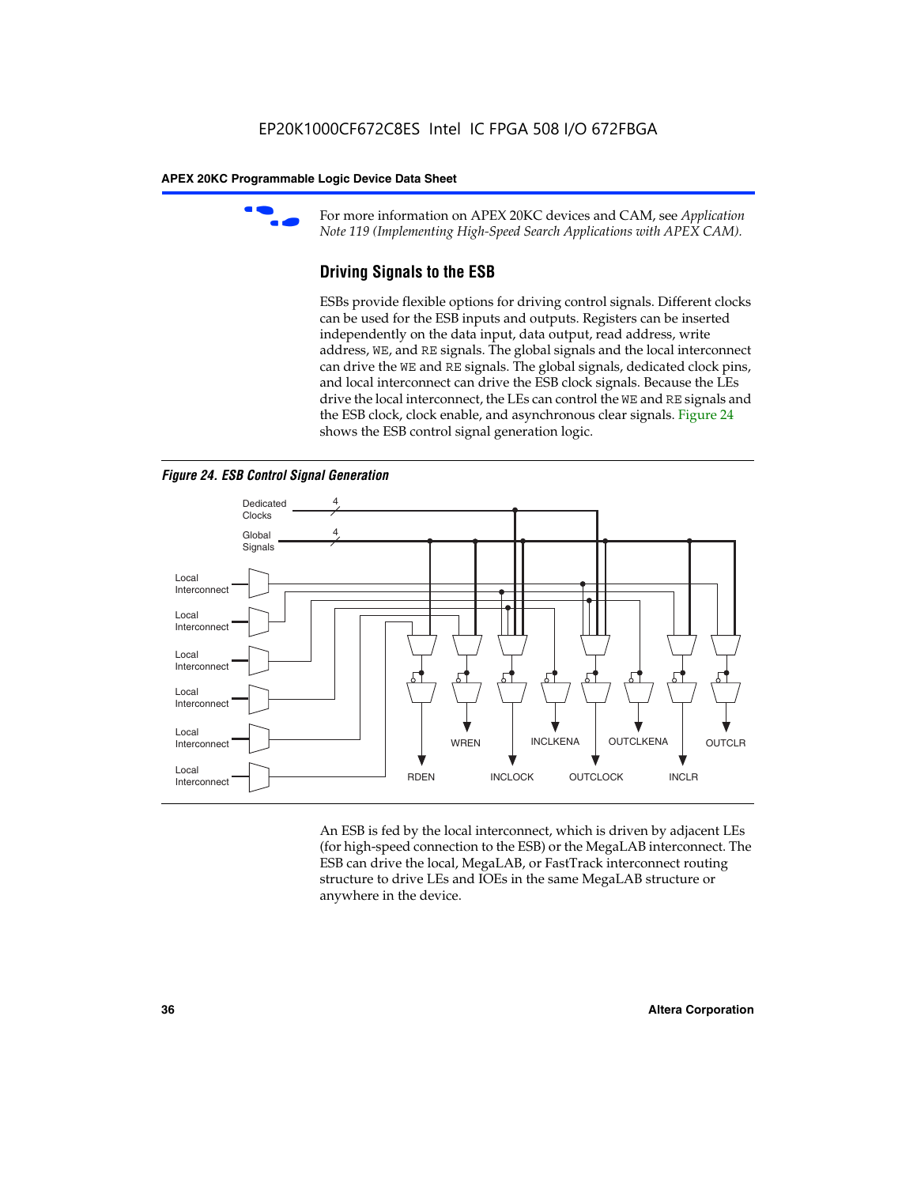For more information on APEX 20KC devices and CAM, see *Application Note 119 (Implementing High-Speed Search Applications with APEX CAM).*

## Driving Signals to the ESB

ESBs provide flexible options for driving control signals. Different clocks can be used for the ESB inputs and outputs. Registers can be inserted independently on the data input, data output, read address, write address, WE, and RE signals. The global signals and the local interconnect can drive the WE and RE signals. The global signals, dedicated clock pins, and local interconnect can drive the ESB clock signals. Because the LEs drive the local interconnect, the LEs can control the WE and RE signals and the ESB clock, clock enable, and asynchronous clear signals. Figure 24 shows the ESB control signal generation logic.

*Figure 24. ESB Control Signal Generation*

Dedicated Clocks
4
Global Signals
4
Local Interconnect
Local Interconnect
Local Interconnect
Local Interconnect
Local Interconnect
Local Interconnect
RDEN
WREN
INCLOCK
INCLKENA
OUTCLOCK
OUTCLKENA
INCLR
OUTCLR

An ESB is fed by the local interconnect, which is driven by adjacent LEs (for high-speed connection to the ESB) or the MegaLAB interconnect. The ESB can drive the local, MegaLAB, or FastTrack interconnect routing structure to drive LEs and IOEs in the same MegaLAB structure or anywhere in the device.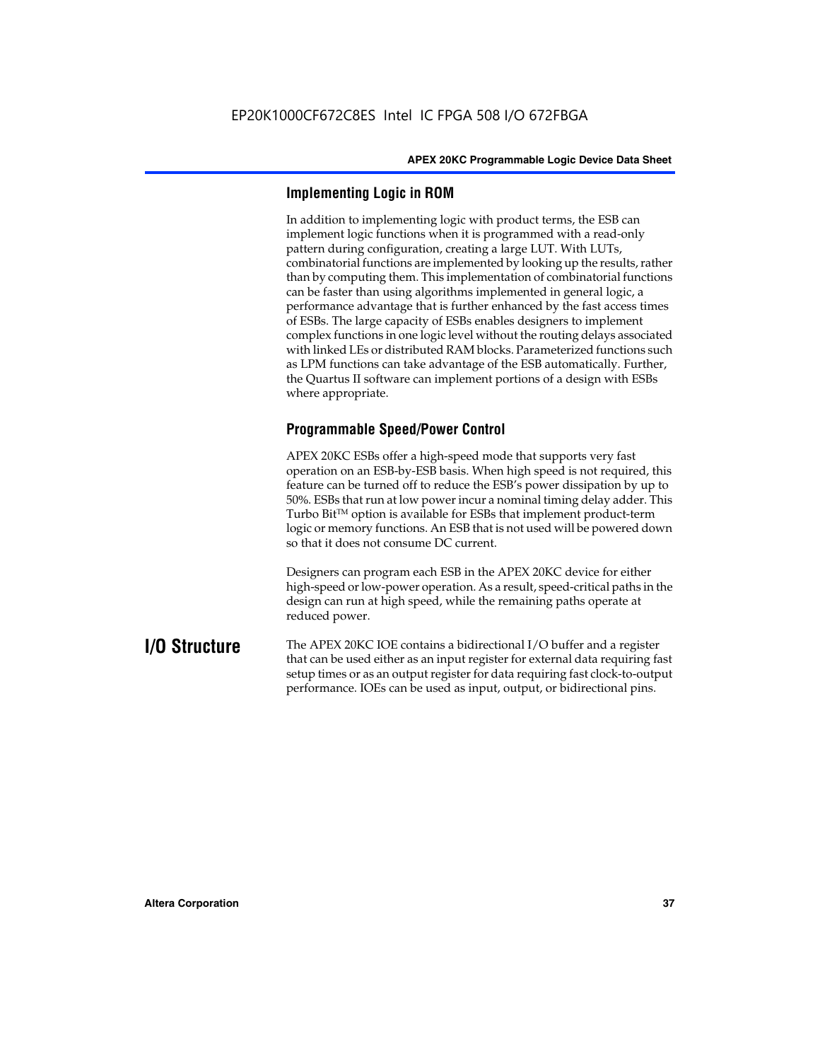### Implementing Logic in ROM

In addition to implementing logic with product terms, the ESB can implement logic functions when it is programmed with a read-only pattern during configuration, creating a large LUT. With LUTs, combinatorial functions are implemented by looking up the results, rather than by computing them. This implementation of combinatorial functions can be faster than using algorithms implemented in general logic, a performance advantage that is further enhanced by the fast access times of ESBs. The large capacity of ESBs enables designers to implement complex functions in one logic level without the routing delays associated with linked LEs or distributed RAM blocks. Parameterized functions such as LPM functions can take advantage of the ESB automatically. Further, the Quartus II software can implement portions of a design with ESBs where appropriate.

### Programmable Speed/Power Control

APEX 20KC ESBs offer a high-speed mode that supports very fast operation on an ESB-by-ESB basis. When high speed is not required, this feature can be turned off to reduce the ESB's power dissipation by up to 50%. ESBs that run at low power incur a nominal timing delay adder. This Turbo Bit™ option is available for ESBs that implement product-term logic or memory functions. An ESB that is not used will be powered down so that it does not consume DC current.

Designers can program each ESB in the APEX 20KC device for either high-speed or low-power operation. As a result, speed-critical paths in the design can run at high speed, while the remaining paths operate at reduced power.

## I/O Structure

The APEX 20KC IOE contains a bidirectional I/O buffer and a register that can be used either as an input register for external data requiring fast setup times or as an output register for data requiring fast clock-to-output performance. IOEs can be used as input, output, or bidirectional pins.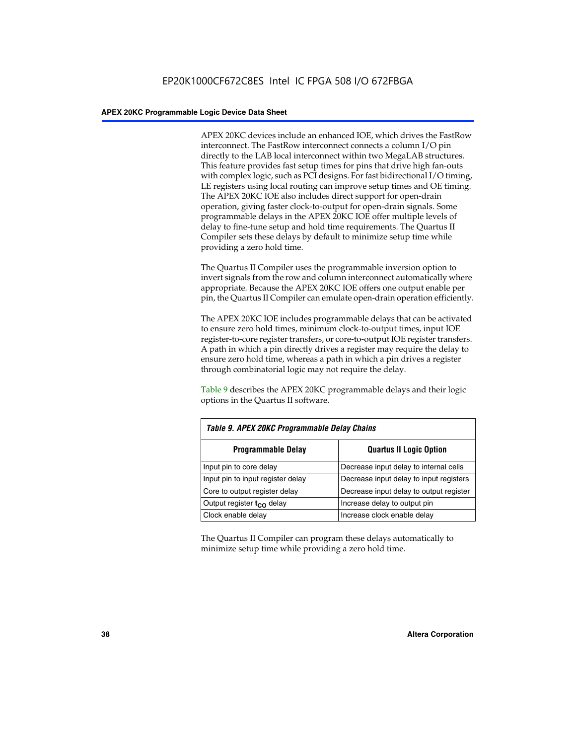APEX 20KC devices include an enhanced IOE, which drives the FastRow interconnect. The FastRow interconnect connects a column I/O pin directly to the LAB local interconnect within two MegaLAB structures. This feature provides fast setup times for pins that drive high fan-outs with complex logic, such as PCI designs. For fast bidirectional I/O timing, LE registers using local routing can improve setup times and OE timing. The APEX 20KC IOE also includes direct support for open-drain operation, giving faster clock-to-output for open-drain signals. Some programmable delays in the APEX 20KC IOE offer multiple levels of delay to fine-tune setup and hold time requirements. The Quartus II Compiler sets these delays by default to minimize setup time while providing a zero hold time.

The Quartus II Compiler uses the programmable inversion option to invert signals from the row and column interconnect automatically where appropriate. Because the APEX 20KC IOE offers one output enable per pin, the Quartus II Compiler can emulate open-drain operation efficiently.

The APEX 20KC IOE includes programmable delays that can be activated to ensure zero hold times, minimum clock-to-output times, input IOE register-to-core register transfers, or core-to-output IOE register transfers. A path in which a pin directly drives a register may require the delay to ensure zero hold time, whereas a path in which a pin drives a register through combinatorial logic may not require the delay.

Table 9 describes the APEX 20KC programmable delays and their logic options in the Quartus II software.

*Table 9. APEX 20KC Programmable Delay Chains*

| Programmable Delay | Quartus II Logic Option |
|---|---|
| Input pin to core delay | Decrease input delay to internal cells |
| Input pin to input register delay | Decrease input delay to input registers |
| Core to output register delay | Decrease input delay to output register |
| Output register $t_{CO}$ delay | Increase delay to output pin |
| Clock enable delay | Increase clock enable delay |

The Quartus II Compiler can program these delays automatically to minimize setup time while providing a zero hold time.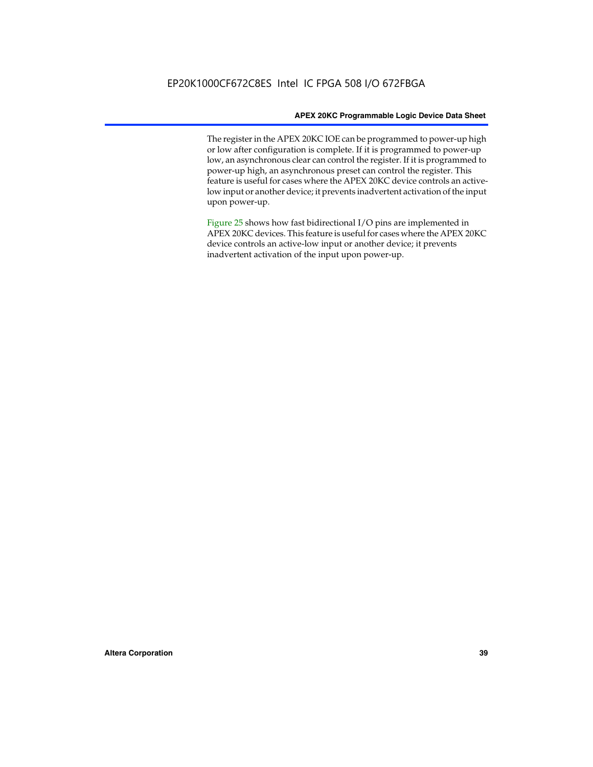The register in the APEX 20KC IOE can be programmed to power-up high or low after configuration is complete. If it is programmed to power-up low, an asynchronous clear can control the register. If it is programmed to power-up high, an asynchronous preset can control the register. This feature is useful for cases where the APEX 20KC device controls an active-low input or another device; it prevents inadvertent activation of the input upon power-up.

Figure 25 shows how fast bidirectional I/O pins are implemented in APEX 20KC devices. This feature is useful for cases where the APEX 20KC device controls an active-low input or another device; it prevents inadvertent activation of the input upon power-up.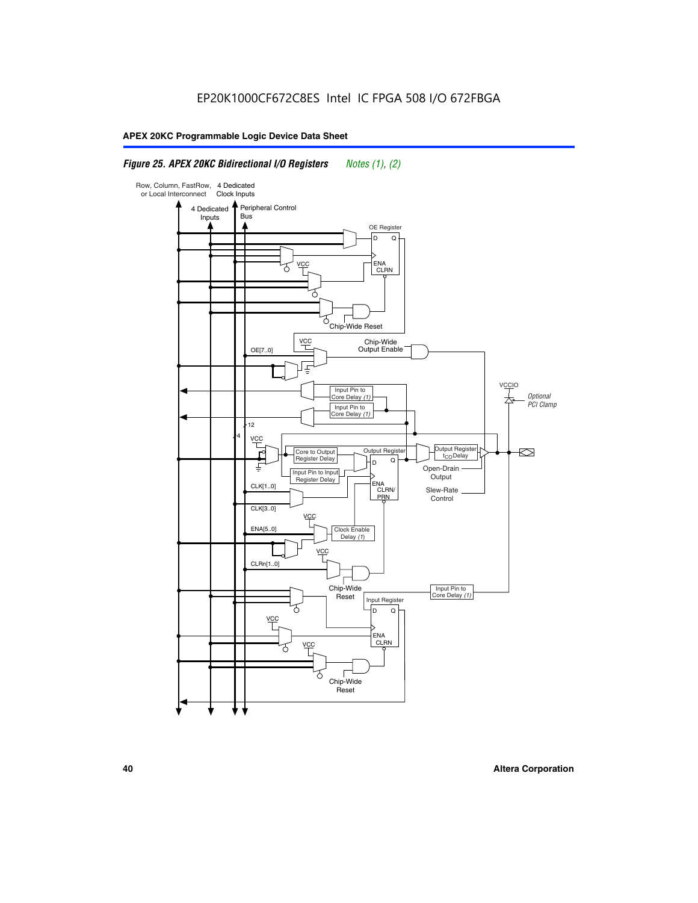EP20K1000CF672C8ES Intel IC FPGA 508 I/O 672FBGA

*Figure 25. APEX 20KC Bidirectional I/O Registers* *Notes (1), (2)*

Row, Column, FastRow, or Local Interconnect
4 Dedicated Clock Inputs
4 Dedicated Inputs
Peripheral Control Bus
OE Register
D Q
ENA
CLRN
VCC
Chip-Wide Reset
VCC
Chip-Wide Output Enable
OE[7..0]
Input Pin to Core Delay (1)
Input Pin to Core Delay (1)
VCCIO
Optional PCI Clamp
12
4
VCC
Core to Output Register Delay
Output Register
Output Register $t_{CO}$ Delay
D Q
Input Pin to Input Register Delay
Open-Drain Output
ENA
CLRN/PRN
CLK[1..0]
Slew-Rate Control
CLK[3..0]
VCC
ENA[5..0]
Clock Enable Delay (1)
VCC
CLRn[1..0]
Chip-Wide Reset
Input Pin to Core Delay (1)
Input Register
D Q
VCC
ENA
CLRN
VCC
Chip-Wide Reset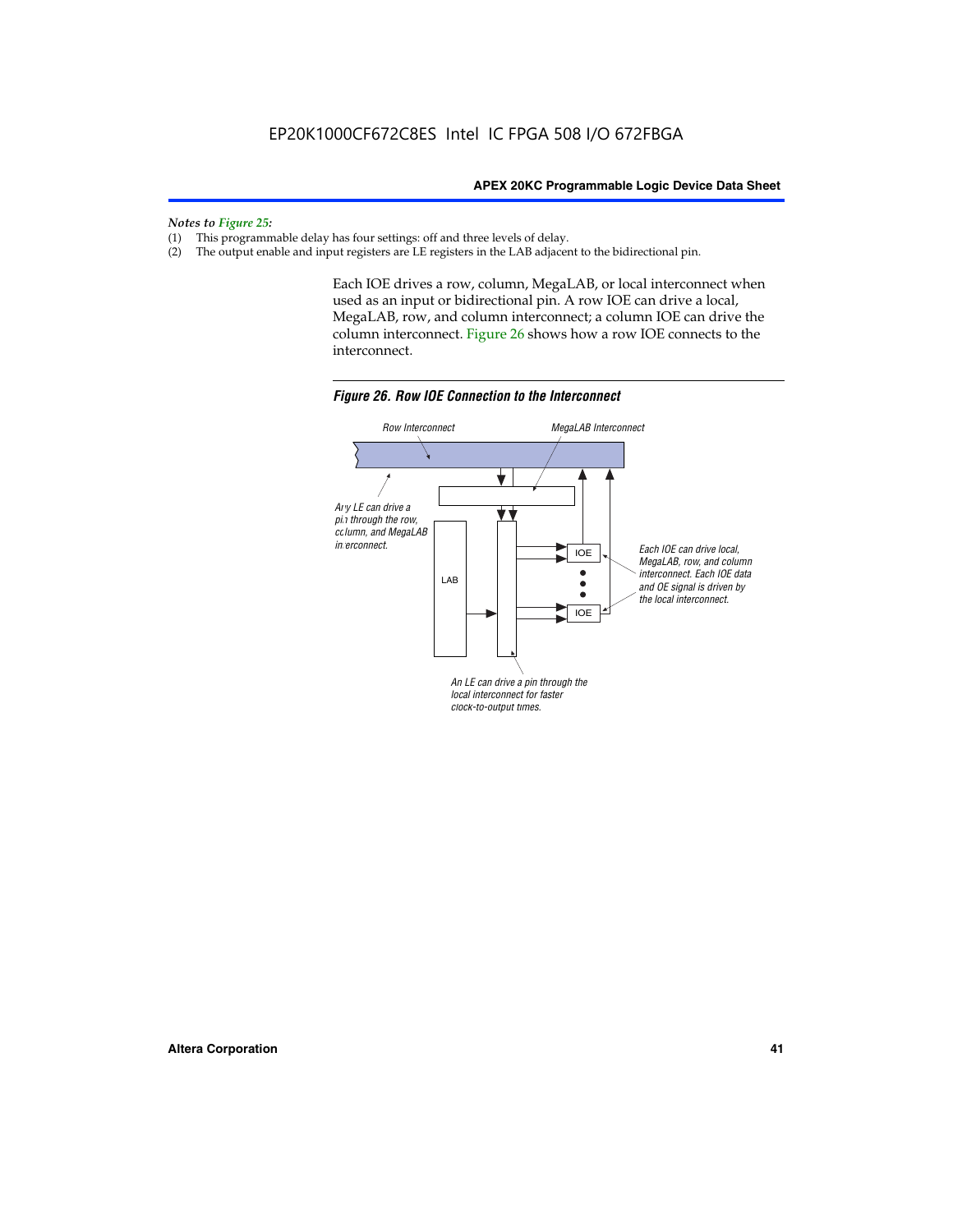*Notes to Figure 25:*

(1) This programmable delay has four settings: off and three levels of delay.

(2) The output enable and input registers are LE registers in the LAB adjacent to the bidirectional pin.

Each IOE drives a row, column, MegaLAB, or local interconnect when used as an input or bidirectional pin. A row IOE can drive a local, MegaLAB, row, and column interconnect; a column IOE can drive the column interconnect. Figure 26 shows how a row IOE connects to the interconnect.

*Figure 26. Row IOE Connection to the Interconnect*

Row Interconnect

MegaLAB Interconnect

Any LE can drive a pin through the row, column, and MegaLAB interconnect.

LAB

IOE

IOE

Each IOE can drive local, MegaLAB, row, and column interconnect. Each IOE data and OE signal is driven by the local interconnect.

An LE can drive a pin through the local interconnect for faster clock-to-output times.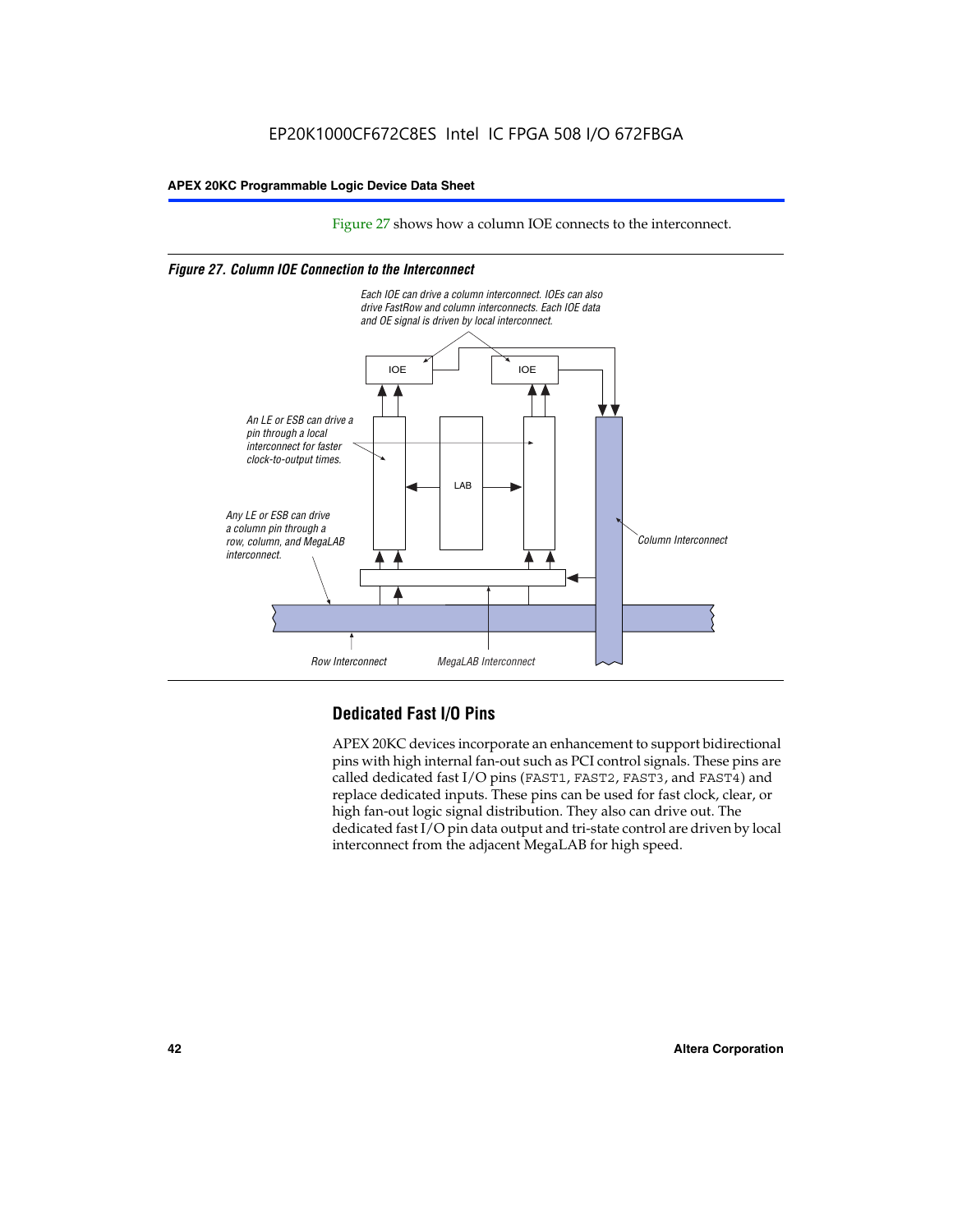Figure 27 shows how a column IOE connects to the interconnect.

*Figure 27. Column IOE Connection to the Interconnect*

Each IOE can drive a column interconnect. IOEs can also drive FastRow and column interconnects. Each IOE data and OE signal is driven by local interconnect.

IOE

IOE

An LE or ESB can drive a pin through a local interconnect for faster clock-to-output times.

LAB

Any LE or ESB can drive a column pin through a row, column, and MegaLAB interconnect.

Column Interconnect

Row Interconnect

MegaLAB Interconnect

## Dedicated Fast I/O Pins

APEX 20KC devices incorporate an enhancement to support bidirectional pins with high internal fan-out such as PCI control signals. These pins are called dedicated fast I/O pins (FAST1, FAST2, FAST3, and FAST4) and replace dedicated inputs. These pins can be used for fast clock, clear, or high fan-out logic signal distribution. They also can drive out. The dedicated fast I/O pin data output and tri-state control are driven by local interconnect from the adjacent MegaLAB for high speed.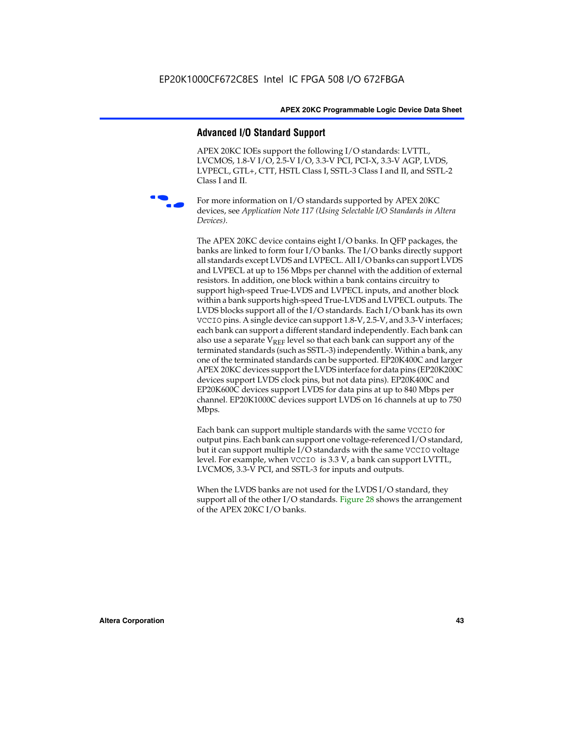## Advanced I/O Standard Support

APEX 20KC IOEs support the following I/O standards: LVTTL, LVCMOS, 1.8-V I/O, 2.5-V I/O, 3.3-V PCI, PCI-X, 3.3-V AGP, LVDS, LVPECL, GTL+, CTT, HSTL Class I, SSTL-3 Class I and II, and SSTL-2 Class I and II.

For more information on I/O standards supported by APEX 20KC devices, see *Application Note 117 (Using Selectable I/O Standards in Altera Devices)*.

The APEX 20KC device contains eight I/O banks. In QFP packages, the banks are linked to form four I/O banks. The I/O banks directly support all standards except LVDS and LVPECL. All I/O banks can support LVDS and LVPECL at up to 156 Mbps per channel with the addition of external resistors. In addition, one block within a bank contains circuitry to support high-speed True-LVDS and LVPECL inputs, and another block within a bank supports high-speed True-LVDS and LVPECL outputs. The LVDS blocks support all of the I/O standards. Each I/O bank has its own VCCIO pins. A single device can support 1.8-V, 2.5-V, and 3.3-V interfaces; each bank can support a different standard independently. Each bank can also use a separate $V_{REF}$ level so that each bank can support any of the terminated standards (such as SSTL-3) independently. Within a bank, any one of the terminated standards can be supported. EP20K400C and larger APEX 20KC devices support the LVDS interface for data pins (EP20K200C devices support LVDS clock pins, but not data pins). EP20K400C and EP20K600C devices support LVDS for data pins at up to 840 Mbps per channel. EP20K1000C devices support LVDS on 16 channels at up to 750 Mbps.

Each bank can support multiple standards with the same VCCIO for output pins. Each bank can support one voltage-referenced I/O standard, but it can support multiple I/O standards with the same VCCIO voltage level. For example, when VCCIO is 3.3 V, a bank can support LVTTL, LVCMOS, 3.3-V PCI, and SSTL-3 for inputs and outputs.

When the LVDS banks are not used for the LVDS I/O standard, they support all of the other I/O standards. Figure 28 shows the arrangement of the APEX 20KC I/O banks.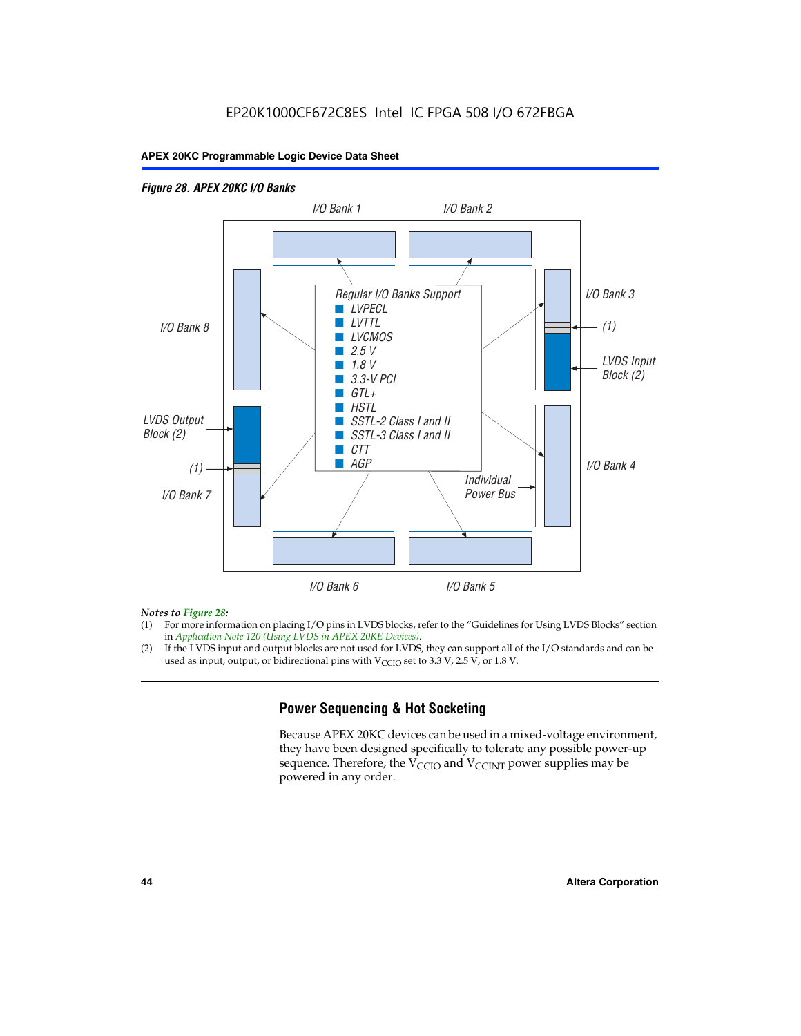**Figure 28. APEX 20KC I/O Banks**

I/O Bank 1

I/O Bank 2

I/O Bank 3

(1)

LVDS Input Block (2)

I/O Bank 4

I/O Bank 8

LVDS Output Block (2)

(1)

I/O Bank 7

Regular I/O Banks Support
- LVPECL
- LVTTL
- LVCMOS
- 2.5 V
- 1.8 V
- 3.3-V PCI
- GTL+
- HSTL
- SSTL-2 Class I and II
- SSTL-3 Class I and II
- CTT
- AGP

Individual Power Bus

I/O Bank 6

I/O Bank 5

*Notes to Figure 28:*

(1) For more information on placing I/O pins in LVDS blocks, refer to the "Guidelines for Using LVDS Blocks" section in *Application Note 120 (Using LVDS in APEX 20KE Devices)*.

(2) If the LVDS input and output blocks are not used for LVDS, they can support all of the I/O standards and can be used as input, output, or bidirectional pins with $V_{CCIO}$ set to 3.3 V, 2.5 V, or 1.8 V.

## Power Sequencing & Hot Socketing

Because APEX 20KC devices can be used in a mixed-voltage environment, they have been designed specifically to tolerate any possible power-up sequence. Therefore, the $V_{CCIO}$ and $V_{CCINT}$ power supplies may be powered in any order.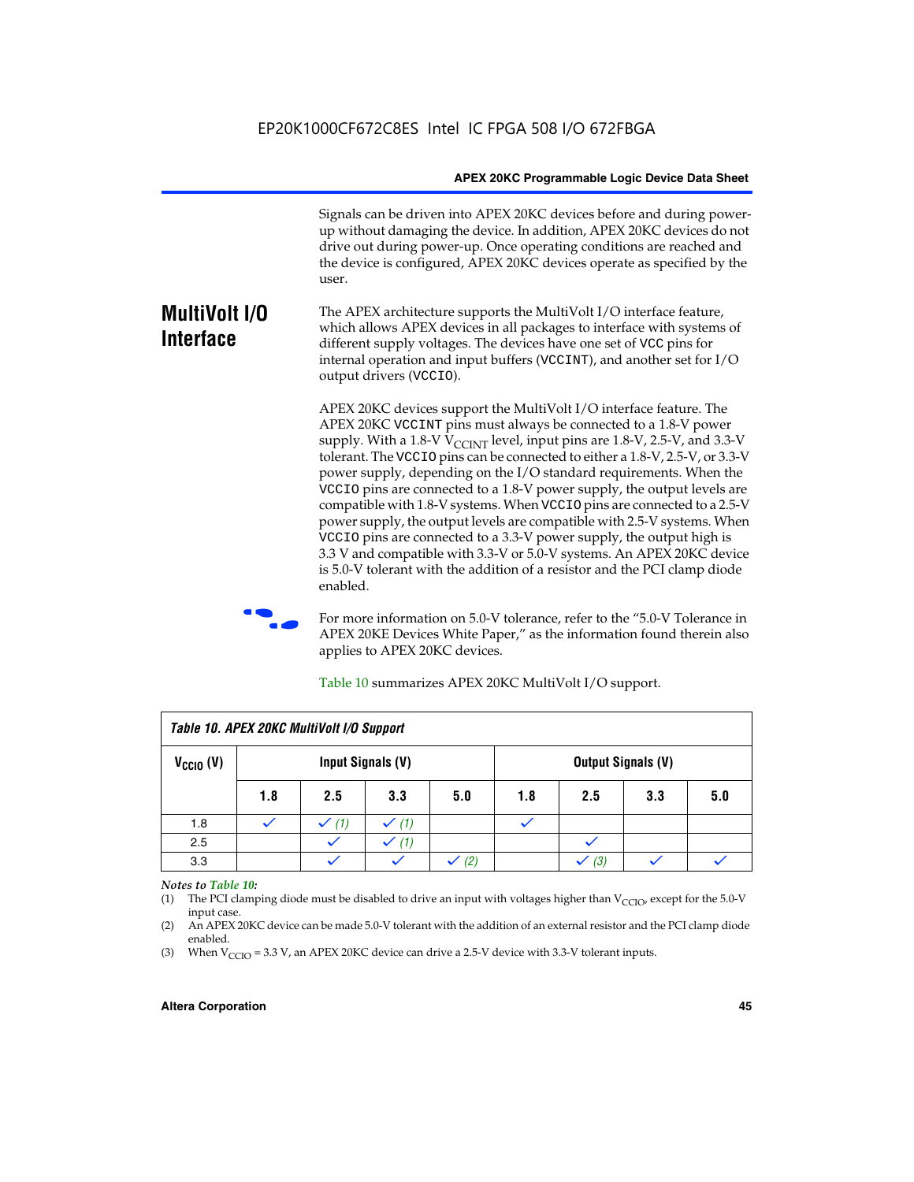Signals can be driven into APEX 20KC devices before and during power-up without damaging the device. In addition, APEX 20KC devices do not drive out during power-up. Once operating conditions are reached and the device is configured, APEX 20KC devices operate as specified by the user.

## MultiVolt I/O Interface

The APEX architecture supports the MultiVolt I/O interface feature, which allows APEX devices in all packages to interface with systems of different supply voltages. The devices have one set of VCC pins for internal operation and input buffers (VCCINT), and another set for I/O output drivers (VCCIO).

APEX 20KC devices support the MultiVolt I/O interface feature. The APEX 20KC VCCINT pins must always be connected to a 1.8-V power supply. With a 1.8-V $V_{CCINT}$ level, input pins are 1.8-V, 2.5-V, and 3.3-V tolerant. The VCCIO pins can be connected to either a 1.8-V, 2.5-V, or 3.3-V power supply, depending on the I/O standard requirements. When the VCCIO pins are connected to a 1.8-V power supply, the output levels are compatible with 1.8-V systems. When VCCIO pins are connected to a 2.5-V power supply, the output levels are compatible with 2.5-V systems. When VCCIO pins are connected to a 3.3-V power supply, the output high is 3.3 V and compatible with 3.3-V or 5.0-V systems. An APEX 20KC device is 5.0-V tolerant with the addition of a resistor and the PCI clamp diode enabled.

For more information on 5.0-V tolerance, refer to the "5.0-V Tolerance in APEX 20KE Devices White Paper," as the information found therein also applies to APEX 20KC devices.

Table 10 summarizes APEX 20KC MultiVolt I/O support.

*Table 10. APEX 20KC MultiVolt I/O Support*

| $V_{CCIO}$ (V) | Input Signals (V) | | | | Output Signals (V) | | | |
|---|---|---|---|---|---|---|---|---|
| | 1.8 | 2.5 | 3.3 | 5.0 | 1.8 | 2.5 | 3.3 | 5.0 |
| 1.8 | ✓ | ✓ (1) | ✓ (1) | | ✓ | | | |
| 2.5 | | ✓ | ✓ (1) | | | ✓ | | |
| 3.3 | | ✓ | ✓ | ✓ (2) | | ✓ (3) | ✓ | ✓ |

*Notes to Table 10:*

(1) The PCI clamping diode must be disabled to drive an input with voltages higher than $V_{CCIO}$, except for the 5.0-V input case.

(2) An APEX 20KC device can be made 5.0-V tolerant with the addition of an external resistor and the PCI clamp diode enabled.

(3) When $V_{CCIO}$ = 3.3 V, an APEX 20KC device can drive a 2.5-V device with 3.3-V tolerant inputs.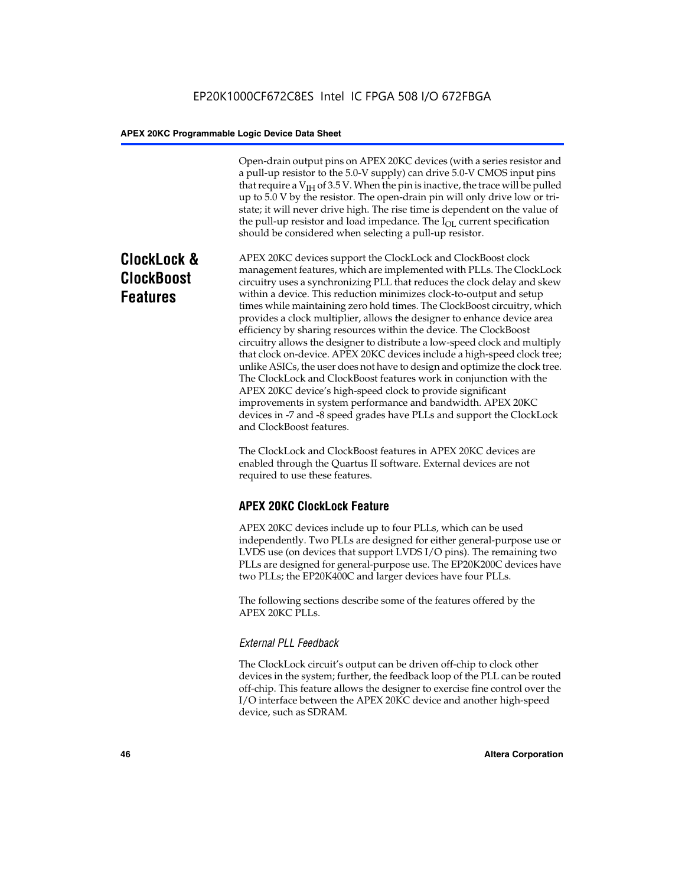Open-drain output pins on APEX 20KC devices (with a series resistor and a pull-up resistor to the 5.0-V supply) can drive 5.0-V CMOS input pins that require a $V_{IH}$ of 3.5 V. When the pin is inactive, the trace will be pulled up to 5.0 V by the resistor. The open-drain pin will only drive low or tri-state; it will never drive high. The rise time is dependent on the value of the pull-up resistor and load impedance. The $I_{OL}$ current specification should be considered when selecting a pull-up resistor.

## ClockLock & ClockBoost Features

APEX 20KC devices support the ClockLock and ClockBoost clock management features, which are implemented with PLLs. The ClockLock circuitry uses a synchronizing PLL that reduces the clock delay and skew within a device. This reduction minimizes clock-to-output and setup times while maintaining zero hold times. The ClockBoost circuitry, which provides a clock multiplier, allows the designer to enhance device area efficiency by sharing resources within the device. The ClockBoost circuitry allows the designer to distribute a low-speed clock and multiply that clock on-device. APEX 20KC devices include a high-speed clock tree; unlike ASICs, the user does not have to design and optimize the clock tree. The ClockLock and ClockBoost features work in conjunction with the APEX 20KC device's high-speed clock to provide significant improvements in system performance and bandwidth. APEX 20KC devices in -7 and -8 speed grades have PLLs and support the ClockLock and ClockBoost features.

The ClockLock and ClockBoost features in APEX 20KC devices are enabled through the Quartus II software. External devices are not required to use these features.

### APEX 20KC ClockLock Feature

APEX 20KC devices include up to four PLLs, which can be used independently. Two PLLs are designed for either general-purpose use or LVDS use (on devices that support LVDS I/O pins). The remaining two PLLs are designed for general-purpose use. The EP20K200C devices have two PLLs; the EP20K400C and larger devices have four PLLs.

The following sections describe some of the features offered by the APEX 20KC PLLs.

#### *External PLL Feedback*

The ClockLock circuit's output can be driven off-chip to clock other devices in the system; further, the feedback loop of the PLL can be routed off-chip. This feature allows the designer to exercise fine control over the I/O interface between the APEX 20KC device and another high-speed device, such as SDRAM.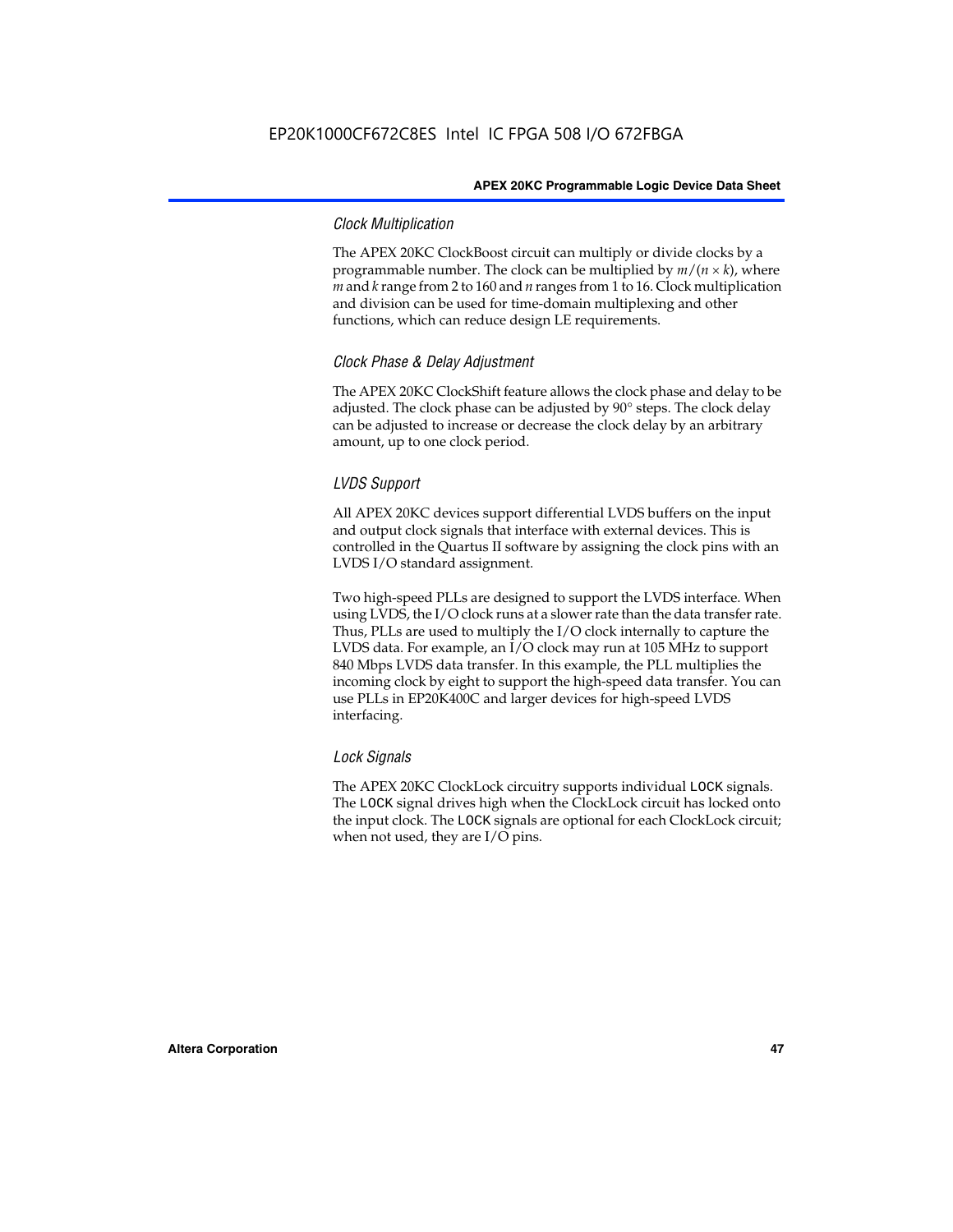### Clock Multiplication

The APEX 20KC ClockBoost circuit can multiply or divide clocks by a programmable number. The clock can be multiplied by $m/(n \times k)$, where $m$ and $k$ range from 2 to 160 and $n$ ranges from 1 to 16. Clock multiplication and division can be used for time-domain multiplexing and other functions, which can reduce design LE requirements.

### Clock Phase & Delay Adjustment

The APEX 20KC ClockShift feature allows the clock phase and delay to be adjusted. The clock phase can be adjusted by 90° steps. The clock delay can be adjusted to increase or decrease the clock delay by an arbitrary amount, up to one clock period.

### LVDS Support

All APEX 20KC devices support differential LVDS buffers on the input and output clock signals that interface with external devices. This is controlled in the Quartus II software by assigning the clock pins with an LVDS I/O standard assignment.

Two high-speed PLLs are designed to support the LVDS interface. When using LVDS, the I/O clock runs at a slower rate than the data transfer rate. Thus, PLLs are used to multiply the I/O clock internally to capture the LVDS data. For example, an I/O clock may run at 105 MHz to support 840 Mbps LVDS data transfer. In this example, the PLL multiplies the incoming clock by eight to support the high-speed data transfer. You can use PLLs in EP20K400C and larger devices for high-speed LVDS interfacing.

### Lock Signals

The APEX 20KC ClockLock circuitry supports individual `LOCK` signals. The `LOCK` signal drives high when the ClockLock circuit has locked onto the input clock. The `LOCK` signals are optional for each ClockLock circuit; when not used, they are I/O pins.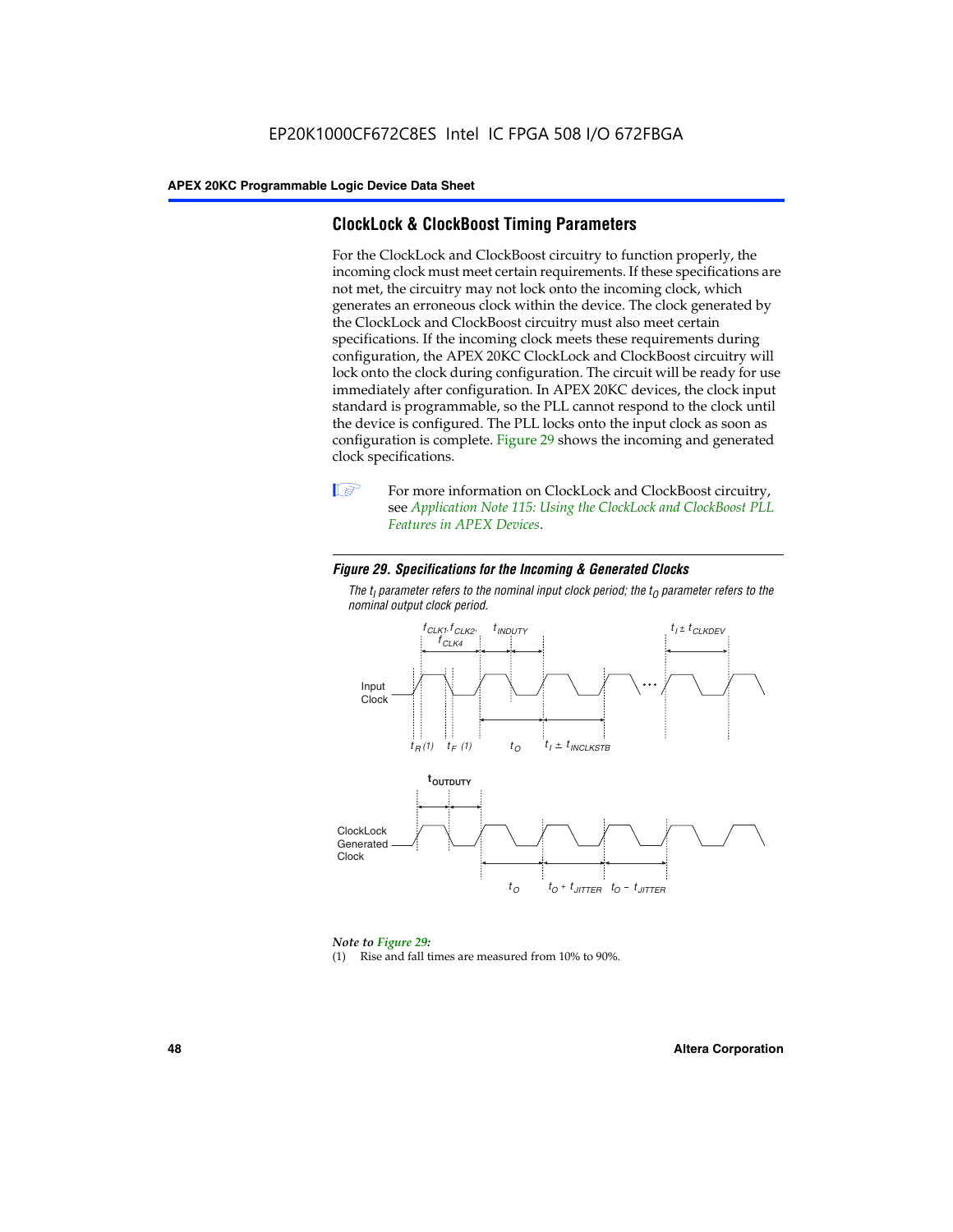## ClockLock & ClockBoost Timing Parameters

For the ClockLock and ClockBoost circuitry to function properly, the incoming clock must meet certain requirements. If these specifications are not met, the circuitry may not lock onto the incoming clock, which generates an erroneous clock within the device. The clock generated by the ClockLock and ClockBoost circuitry must also meet certain specifications. If the incoming clock meets these requirements during configuration, the APEX 20KC ClockLock and ClockBoost circuitry will lock onto the clock during configuration. The circuit will be ready for use immediately after configuration. In APEX 20KC devices, the clock input standard is programmable, so the PLL cannot respond to the clock until the device is configured. The PLL locks onto the input clock as soon as configuration is complete. Figure 29 shows the incoming and generated clock specifications.

For more information on ClockLock and ClockBoost circuitry, see *Application Note 115: Using the ClockLock and ClockBoost PLL Features in APEX Devices*.

***Figure 29. Specifications for the Incoming & Generated Clocks***

*The $t_I$ parameter refers to the nominal input clock period; the $t_O$ parameter refers to the nominal output clock period.*

$f_{CLK1}$, $f_{CLK2}$, $f_{CLK4}$

$t_{INDUTY}$

$t_I \pm t_{CLKDEV}$

Input Clock

$t_R$ (1)

$t_F$ (1)

$t_O$

$t_I \pm t_{INCLKSTB}$

$t_{OUTDUTY}$

ClockLock Generated Clock

$t_O$

$t_O + t_{JITTER}$

$t_O - t_{JITTER}$

*Note to Figure 29:*

(1) Rise and fall times are measured from 10% to 90%.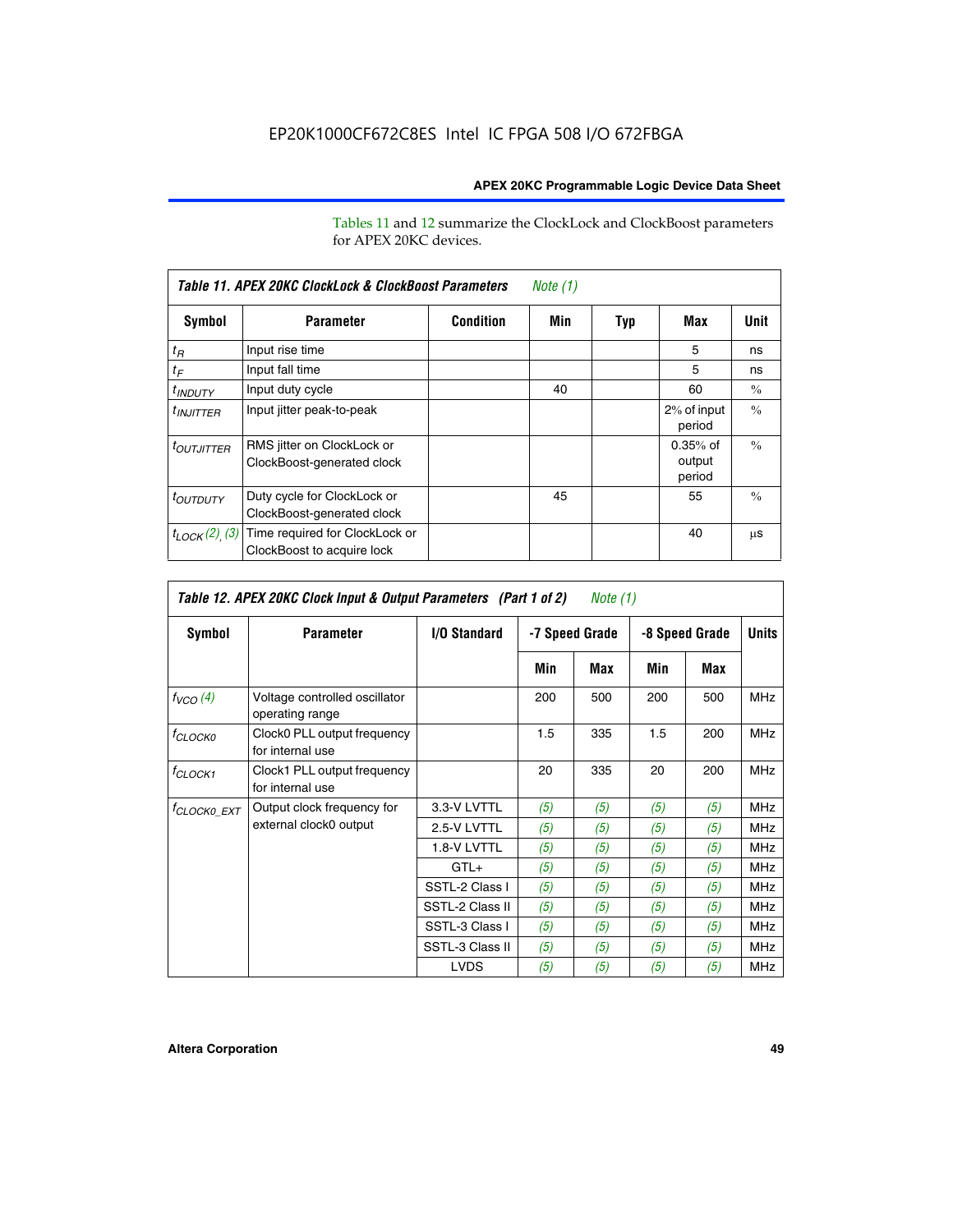EP20K1000CF672C8ES Intel IC FPGA 508 I/O 672FBGA

Tables 11 and 12 summarize the ClockLock and ClockBoost parameters for APEX 20KC devices.

| Table 11. APEX 20KC ClockLock & ClockBoost Parameters *Note (1)* | | | | | | |
|---|---|---|---|---|---|---|
| **Symbol** | **Parameter** | **Condition** | **Min** | **Typ** | **Max** | **Unit** |
| $t_R$ | Input rise time | | | | 5 | ns |
| $t_F$ | Input fall time | | | | 5 | ns |
| $t_{INDUTY}$ | Input duty cycle | | 40 | | 60 | % |
| $t_{INJITTER}$ | Input jitter peak-to-peak | | | | 2% of input period | % |
| $t_{OUTJITTER}$ | RMS jitter on ClockLock or ClockBoost-generated clock | | | | 0.35% of output period | % |
| $t_{OUTDUTY}$ | Duty cycle for ClockLock or ClockBoost-generated clock | | 45 | | 55 | % |
| $t_{LOCK}$ *(2)*, *(3)* | Time required for ClockLock or ClockBoost to acquire lock | | | | 40 | µs |

| Table 12. APEX 20KC Clock Input & Output Parameters (Part 1 of 2) *Note (1)* | | | | | | | |
|---|---|---|---|---|---|---|---|
| **Symbol** | **Parameter** | **I/O Standard** | **-7 Speed Grade** | | **-8 Speed Grade** | | **Units** |
| | | | **Min** | **Max** | **Min** | **Max** | |
| $f_{VCO}$ *(4)* | Voltage controlled oscillator operating range | | 200 | 500 | 200 | 500 | MHz |
| $f_{CLOCK0}$ | Clock0 PLL output frequency for internal use | | 1.5 | 335 | 1.5 | 200 | MHz |
| $f_{CLOCK1}$ | Clock1 PLL output frequency for internal use | | 20 | 335 | 20 | 200 | MHz |
| $f_{CLOCK0\_EXT}$ | Output clock frequency for external clock0 output | 3.3-V LVTTL | *(5)* | *(5)* | *(5)* | *(5)* | MHz |
| | | 2.5-V LVTTL | *(5)* | *(5)* | *(5)* | *(5)* | MHz |
| | | 1.8-V LVTTL | *(5)* | *(5)* | *(5)* | *(5)* | MHz |
| | | GTL+ | *(5)* | *(5)* | *(5)* | *(5)* | MHz |
| | | SSTL-2 Class I | *(5)* | *(5)* | *(5)* | *(5)* | MHz |
| | | SSTL-2 Class II | *(5)* | *(5)* | *(5)* | *(5)* | MHz |
| | | SSTL-3 Class I | *(5)* | *(5)* | *(5)* | *(5)* | MHz |
| | | SSTL-3 Class II | *(5)* | *(5)* | *(5)* | *(5)* | MHz |
| | | LVDS | *(5)* | *(5)* | *(5)* | *(5)* | MHz |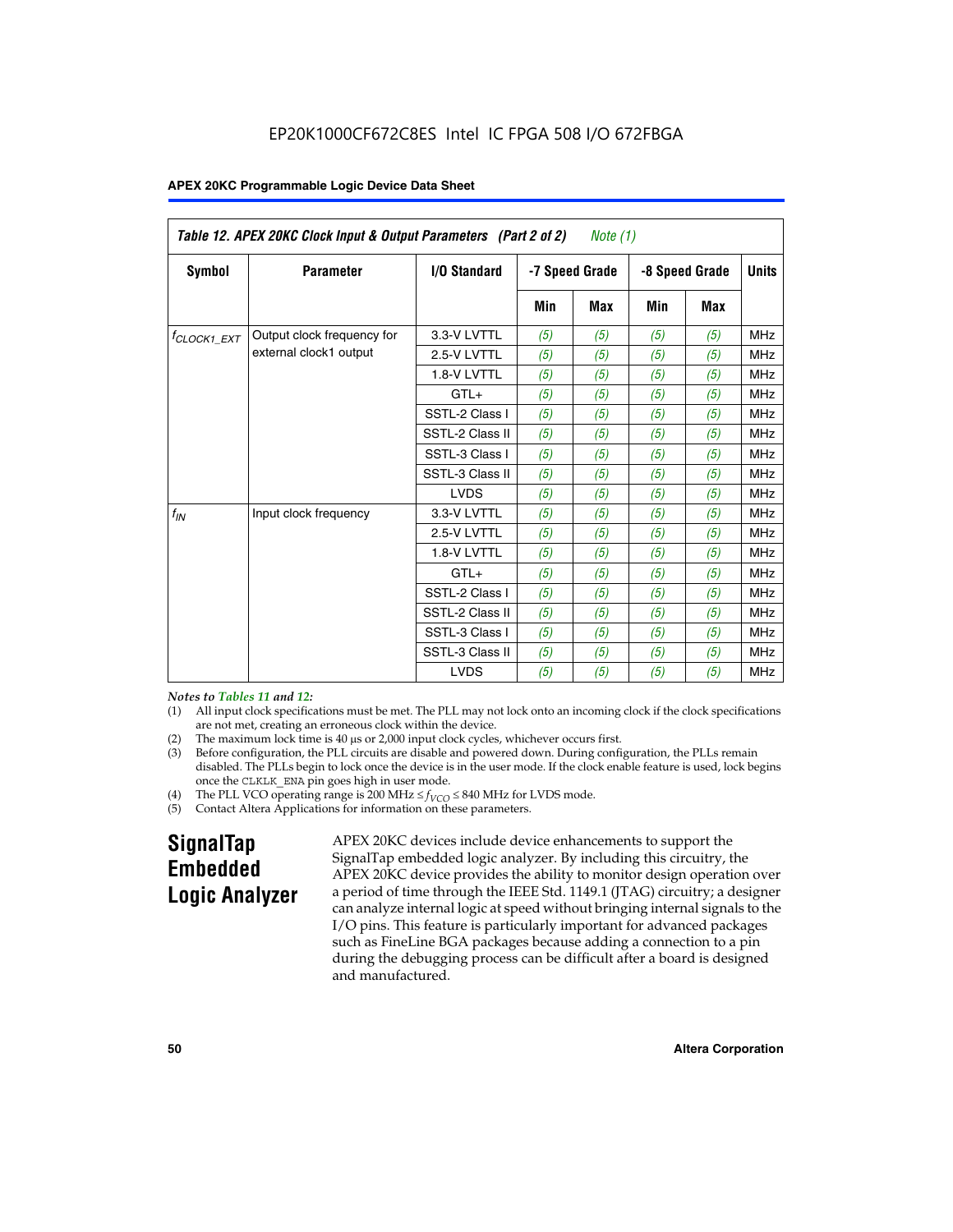EP20K1000CF672C8ES Intel IC FPGA 508 I/O 672FBGA

**Table 12. APEX 20KC Clock Input & Output Parameters (Part 2 of 2)** *Note (1)*

| Symbol | Parameter | I/O Standard | -7 Speed Grade | | -8 Speed Grade | | Units |
|---|---|---|---|---|---|---|---|
| | | | Min | Max | Min | Max | |
| $f_{CLOCK1\_EXT}$ | Output clock frequency for external clock1 output | 3.3-V LVTTL | *(5)* | *(5)* | *(5)* | *(5)* | MHz |
| | | 2.5-V LVTTL | *(5)* | *(5)* | *(5)* | *(5)* | MHz |
| | | 1.8-V LVTTL | *(5)* | *(5)* | *(5)* | *(5)* | MHz |
| | | GTL+ | *(5)* | *(5)* | *(5)* | *(5)* | MHz |
| | | SSTL-2 Class I | *(5)* | *(5)* | *(5)* | *(5)* | MHz |
| | | SSTL-2 Class II | *(5)* | *(5)* | *(5)* | *(5)* | MHz |
| | | SSTL-3 Class I | *(5)* | *(5)* | *(5)* | *(5)* | MHz |
| | | SSTL-3 Class II | *(5)* | *(5)* | *(5)* | *(5)* | MHz |
| | | LVDS | *(5)* | *(5)* | *(5)* | *(5)* | MHz |
| $f_{IN}$ | Input clock frequency | 3.3-V LVTTL | *(5)* | *(5)* | *(5)* | *(5)* | MHz |
| | | 2.5-V LVTTL | *(5)* | *(5)* | *(5)* | *(5)* | MHz |
| | | 1.8-V LVTTL | *(5)* | *(5)* | *(5)* | *(5)* | MHz |
| | | GTL+ | *(5)* | *(5)* | *(5)* | *(5)* | MHz |
| | | SSTL-2 Class I | *(5)* | *(5)* | *(5)* | *(5)* | MHz |
| | | SSTL-2 Class II | *(5)* | *(5)* | *(5)* | *(5)* | MHz |
| | | SSTL-3 Class I | *(5)* | *(5)* | *(5)* | *(5)* | MHz |
| | | SSTL-3 Class II | *(5)* | *(5)* | *(5)* | *(5)* | MHz |
| | | LVDS | *(5)* | *(5)* | *(5)* | *(5)* | MHz |

*Notes to Tables 11 and 12:*

(1) All input clock specifications must be met. The PLL may not lock onto an incoming clock if the clock specifications are not met, creating an erroneous clock within the device.
(2) The maximum lock time is 40 µs or 2,000 input clock cycles, whichever occurs first.
(3) Before configuration, the PLL circuits are disable and powered down. During configuration, the PLLs remain disabled. The PLLs begin to lock once the device is in the user mode. If the clock enable feature is used, lock begins once the CLKLK_ENA pin goes high in user mode.
(4) The PLL VCO operating range is 200 MHz ≤ $f_{VCO}$ ≤ 840 MHz for LVDS mode.
(5) Contact Altera Applications for information on these parameters.

## SignalTap Embedded Logic Analyzer

APEX 20KC devices include device enhancements to support the SignalTap embedded logic analyzer. By including this circuitry, the APEX 20KC device provides the ability to monitor design operation over a period of time through the IEEE Std. 1149.1 (JTAG) circuitry; a designer can analyze internal logic at speed without bringing internal signals to the I/O pins. This feature is particularly important for advanced packages such as FineLine BGA packages because adding a connection to a pin during the debugging process can be difficult after a board is designed and manufactured.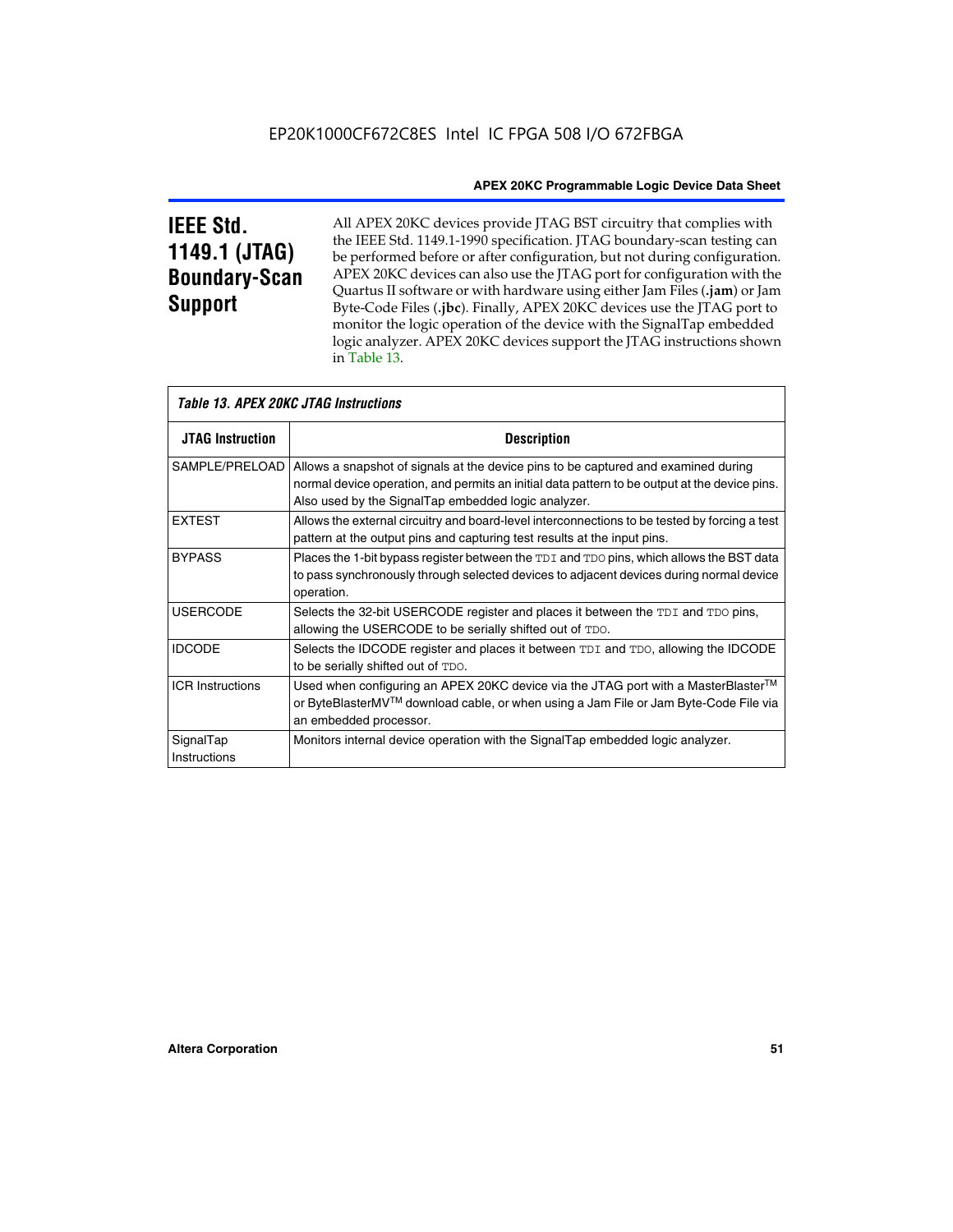## IEEE Std. 1149.1 (JTAG) Boundary-Scan Support

All APEX 20KC devices provide JTAG BST circuitry that complies with the IEEE Std. 1149.1-1990 specification. JTAG boundary-scan testing can be performed before or after configuration, but not during configuration. APEX 20KC devices can also use the JTAG port for configuration with the Quartus II software or with hardware using either Jam Files (**.jam**) or Jam Byte-Code Files (**.jbc**). Finally, APEX 20KC devices use the JTAG port to monitor the logic operation of the device with the SignalTap embedded logic analyzer. APEX 20KC devices support the JTAG instructions shown in Table 13.

*Table 13. APEX 20KC JTAG Instructions*

| JTAG Instruction | Description |
|---|---|
| SAMPLE/PRELOAD | Allows a snapshot of signals at the device pins to be captured and examined during normal device operation, and permits an initial data pattern to be output at the device pins. Also used by the SignalTap embedded logic analyzer. |
| EXTEST | Allows the external circuitry and board-level interconnections to be tested by forcing a test pattern at the output pins and capturing test results at the input pins. |
| BYPASS | Places the 1-bit bypass register between the `TDI` and `TDO` pins, which allows the BST data to pass synchronously through selected devices to adjacent devices during normal device operation. |
| USERCODE | Selects the 32-bit USERCODE register and places it between the `TDI` and `TDO` pins, allowing the USERCODE to be serially shifted out of `TDO`. |
| IDCODE | Selects the IDCODE register and places it between `TDI` and `TDO`, allowing the IDCODE to be serially shifted out of `TDO`. |
| ICR Instructions | Used when configuring an APEX 20KC device via the JTAG port with a MasterBlaster™ or ByteBlasterMV™ download cable, or when using a Jam File or Jam Byte-Code File via an embedded processor. |
| SignalTap Instructions | Monitors internal device operation with the SignalTap embedded logic analyzer. |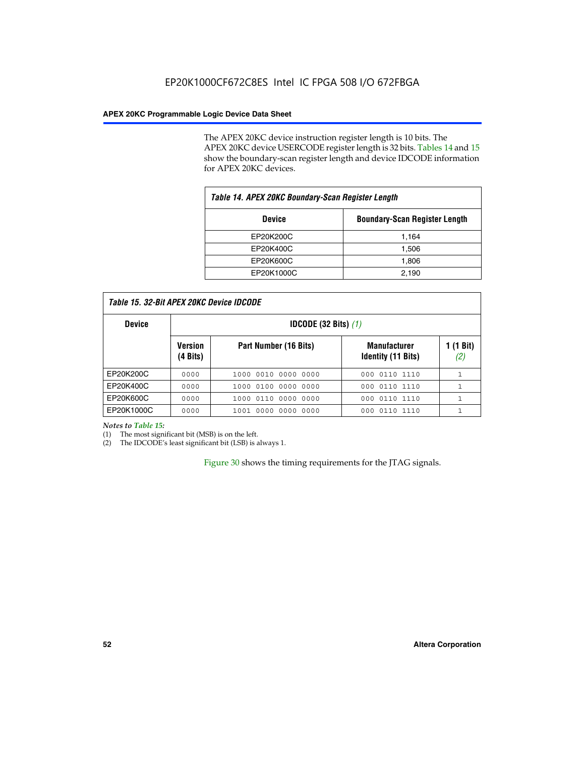The APEX 20KC device instruction register length is 10 bits. The APEX 20KC device USERCODE register length is 32 bits. Tables 14 and 15 show the boundary-scan register length and device IDCODE information for APEX 20KC devices.

**Table 14. APEX 20KC Boundary-Scan Register Length**

| Device | Boundary-Scan Register Length |
|---|---|
| EP20K200C | 1,164 |
| EP20K400C | 1,506 |
| EP20K600C | 1,806 |
| EP20K1000C | 2,190 |

**Table 15. 32-Bit APEX 20KC Device IDCODE**

| Device | IDCODE (32 Bits) *(1)* | | | |
|---|---|---|---|---|
| | Version (4 Bits) | Part Number (16 Bits) | Manufacturer Identity (11 Bits) | 1 (1 Bit) *(2)* |
| EP20K200C | 0000 | 1000 0010 0000 0000 | 000 0110 1110 | 1 |
| EP20K400C | 0000 | 1000 0100 0000 0000 | 000 0110 1110 | 1 |
| EP20K600C | 0000 | 1000 0110 0000 0000 | 000 0110 1110 | 1 |
| EP20K1000C | 0000 | 1001 0000 0000 0000 | 000 0110 1110 | 1 |

*Notes to Table 15:*
(1) The most significant bit (MSB) is on the left.
(2) The IDCODE's least significant bit (LSB) is always 1.

Figure 30 shows the timing requirements for the JTAG signals.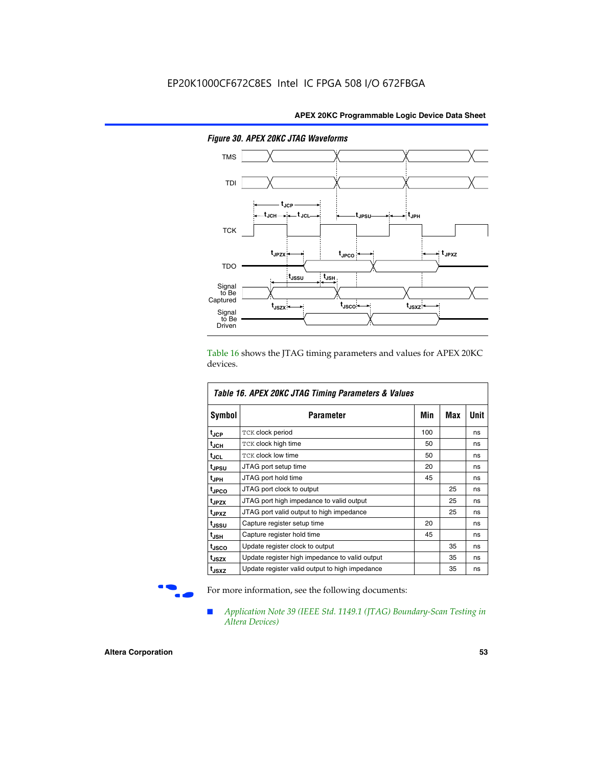*Figure 30. APEX 20KC JTAG Waveforms*

TMS

TDI

TCK

TDO

Signal to Be Captured

Signal to Be Driven

$t_{JCP}$

$t_{JCH}$

$t_{JCL}$

$t_{JPSU}$

$t_{JPH}$

$t_{JPZX}$

$t_{JPCO}$

$t_{JPXZ}$

$t_{JSSU}$

$t_{JSH}$

$t_{JSZX}$

$t_{JSCO}$

$t_{JSXZ}$

Table 16 shows the JTAG timing parameters and values for APEX 20KC devices.

*Table 16. APEX 20KC JTAG Timing Parameters & Values*

| Symbol | Parameter | Min | Max | Unit |
|---|---|---|---|---|
| $t_{JCP}$ | TCK clock period | 100 | | ns |
| $t_{JCH}$ | TCK clock high time | 50 | | ns |
| $t_{JCL}$ | TCK clock low time | 50 | | ns |
| $t_{JPSU}$ | JTAG port setup time | 20 | | ns |
| $t_{JPH}$ | JTAG port hold time | 45 | | ns |
| $t_{JPCO}$ | JTAG port clock to output | | 25 | ns |
| $t_{JPZX}$ | JTAG port high impedance to valid output | | 25 | ns |
| $t_{JPXZ}$ | JTAG port valid output to high impedance | | 25 | ns |
| $t_{JSSU}$ | Capture register setup time | 20 | | ns |
| $t_{JSH}$ | Capture register hold time | 45 | | ns |
| $t_{JSCO}$ | Update register clock to output | | 35 | ns |
| $t_{JSZX}$ | Update register high impedance to valid output | | 35 | ns |
| $t_{JSXZ}$ | Update register valid output to high impedance | | 35 | ns |

For more information, see the following documents:

- *Application Note 39 (IEEE Std. 1149.1 (JTAG) Boundary-Scan Testing in Altera Devices)*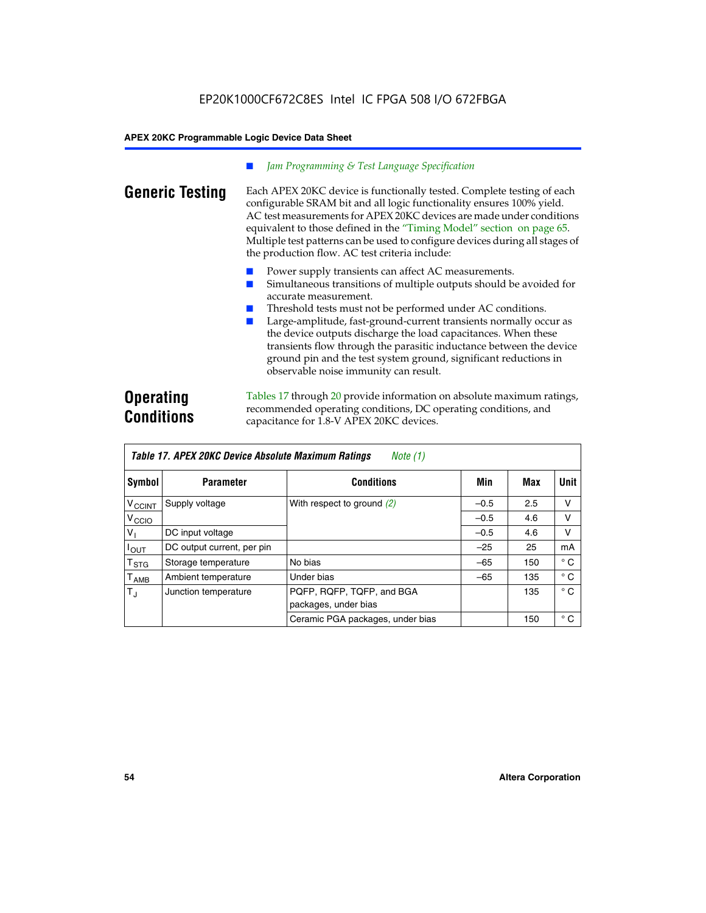■ *Jam Programming & Test Language Specification*

## Generic Testing

Each APEX 20KC device is functionally tested. Complete testing of each configurable SRAM bit and all logic functionality ensures 100% yield. AC test measurements for APEX 20KC devices are made under conditions equivalent to those defined in the "Timing Model" section on page 65. Multiple test patterns can be used to configure devices during all stages of the production flow. AC test criteria include:

- Power supply transients can affect AC measurements.
- Simultaneous transitions of multiple outputs should be avoided for accurate measurement.
- Threshold tests must not be performed under AC conditions.
- Large-amplitude, fast-ground-current transients normally occur as the device outputs discharge the load capacitances. When these transients flow through the parasitic inductance between the device ground pin and the test system ground, significant reductions in observable noise immunity can result.

## Operating Conditions

Tables 17 through 20 provide information on absolute maximum ratings, recommended operating conditions, DC operating conditions, and capacitance for 1.8-V APEX 20KC devices.

**Table 17. APEX 20KC Device Absolute Maximum Ratings** *Note (1)*

| Symbol | Parameter | Conditions | Min | Max | Unit |
|---|---|---|---|---|---|
| $V_{CCINT}$ | Supply voltage | With respect to ground *(2)* | –0.5 | 2.5 | V |
| $V_{CCIO}$ | | | –0.5 | 4.6 | V |
| $V_I$ | DC input voltage | | –0.5 | 4.6 | V |
| $I_{OUT}$ | DC output current, per pin | | –25 | 25 | mA |
| $T_{STG}$ | Storage temperature | No bias | –65 | 150 | ° C |
| $T_{AMB}$ | Ambient temperature | Under bias | –65 | 135 | ° C |
| $T_J$ | Junction temperature | PQFP, RQFP, TQFP, and BGA packages, under bias | | 135 | ° C |
| | | Ceramic PGA packages, under bias | | 150 | ° C |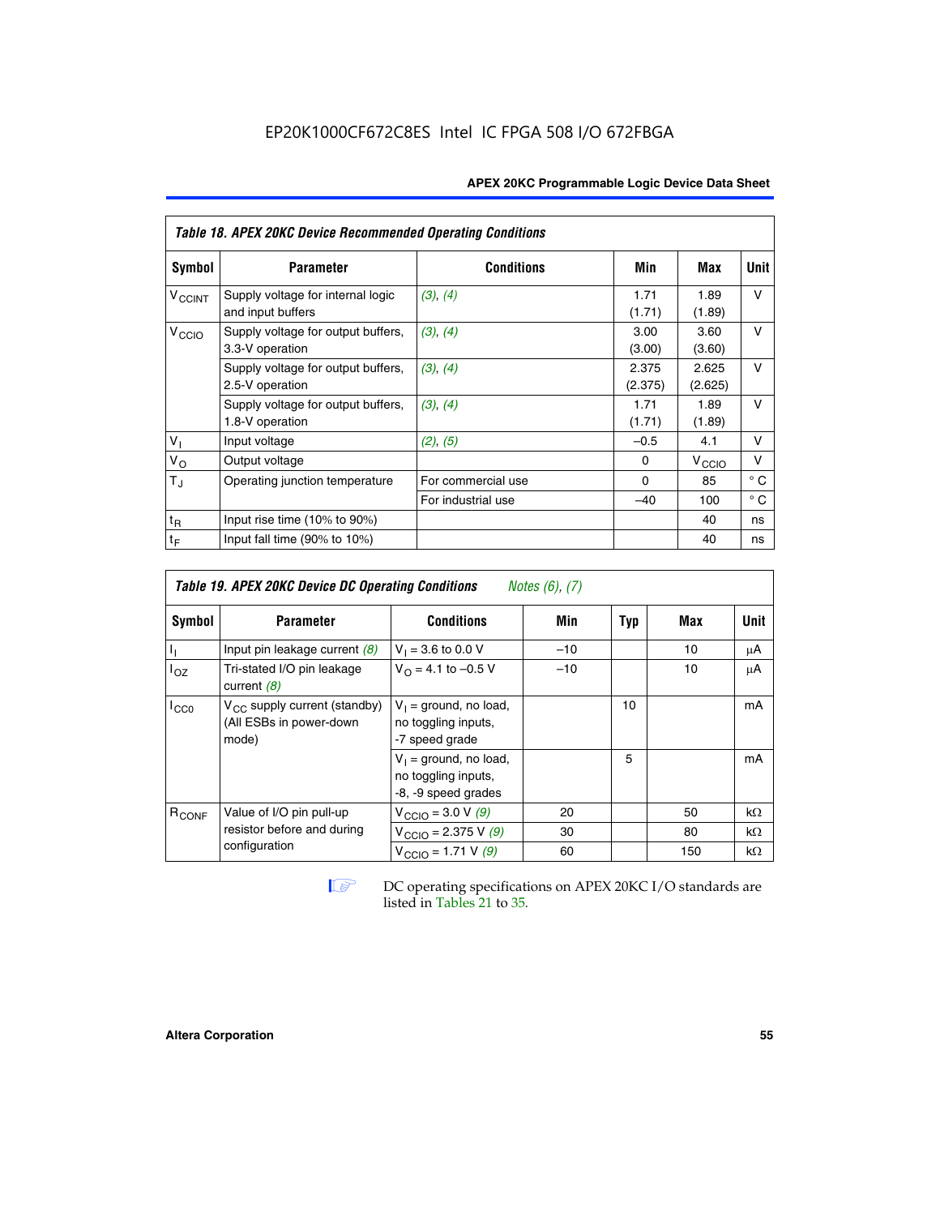EP20K1000CF672C8ES Intel IC FPGA 508 I/O 672FBGA

| Table 18. APEX 20KC Device Recommended Operating Conditions | | | | | |
|---|---|---|---|---|---|
| **Symbol** | **Parameter** | **Conditions** | **Min** | **Max** | **Unit** |
| $V_{CCINT}$ | Supply voltage for internal logic and input buffers | *(3), (4)* | 1.71 (1.71) | 1.89 (1.89) | V |
| $V_{CCIO}$ | Supply voltage for output buffers, 3.3-V operation | *(3), (4)* | 3.00 (3.00) | 3.60 (3.60) | V |
| | Supply voltage for output buffers, 2.5-V operation | *(3), (4)* | 2.375 (2.375) | 2.625 (2.625) | V |
| | Supply voltage for output buffers, 1.8-V operation | *(3), (4)* | 1.71 (1.71) | 1.89 (1.89) | V |
| $V_I$ | Input voltage | *(2), (5)* | –0.5 | 4.1 | V |
| $V_O$ | Output voltage | | 0 | $V_{CCIO}$ | V |
| $T_J$ | Operating junction temperature | For commercial use | 0 | 85 | ° C |
| | | For industrial use | –40 | 100 | ° C |
| $t_R$ | Input rise time (10% to 90%) | | | 40 | ns |
| $t_F$ | Input fall time (90% to 10%) | | | 40 | ns |

| Table 19. APEX 20KC Device DC Operating Conditions *Notes (6), (7)* | | | | | | |
|---|---|---|---|---|---|---|
| **Symbol** | **Parameter** | **Conditions** | **Min** | **Typ** | **Max** | **Unit** |
| $I_I$ | Input pin leakage current *(8)* | $V_I$ = 3.6 to 0.0 V | –10 | | 10 | µA |
| $I_{OZ}$ | Tri-stated I/O pin leakage current *(8)* | $V_O$ = 4.1 to –0.5 V | –10 | | 10 | µA |
| $I_{CC0}$ | $V_{CC}$ supply current (standby) (All ESBs in power-down mode) | $V_I$ = ground, no load, no toggling inputs, -7 speed grade | | 10 | | mA |
| | | $V_I$ = ground, no load, no toggling inputs, -8, -9 speed grades | | 5 | | mA |
| $R_{CONF}$ | Value of I/O pin pull-up resistor before and during configuration | $V_{CCIO}$ = 3.0 V *(9)* | 20 | | 50 | kΩ |
| | | $V_{CCIO}$ = 2.375 V *(9)* | 30 | | 80 | kΩ |
| | | $V_{CCIO}$ = 1.71 V *(9)* | 60 | | 150 | kΩ |

DC operating specifications on APEX 20KC I/O standards are listed in Tables 21 to 35.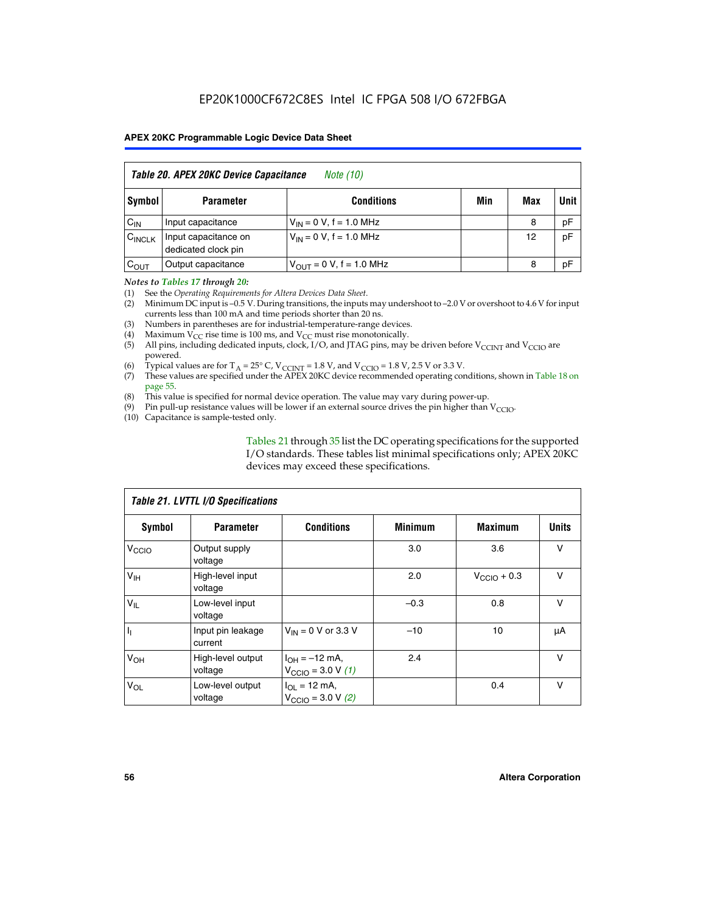## Table 20. APEX 20KC Device Capacitance *Note (10)*

| Symbol | Parameter | Conditions | Min | Max | Unit |
|---|---|---|---|---|---|
| $C_{IN}$ | Input capacitance | $V_{IN}$ = 0 V, f = 1.0 MHz | | 8 | pF |
| $C_{INCLK}$ | Input capacitance on dedicated clock pin | $V_{IN}$ = 0 V, f = 1.0 MHz | | 12 | pF |
| $C_{OUT}$ | Output capacitance | $V_{OUT}$ = 0 V, f = 1.0 MHz | | 8 | pF |

*Notes to Tables 17 through 20:*

(1) See the *Operating Requirements for Altera Devices Data Sheet*.
(2) Minimum DC input is –0.5 V. During transitions, the inputs may undershoot to –2.0 V or overshoot to 4.6 V for input currents less than 100 mA and time periods shorter than 20 ns.
(3) Numbers in parentheses are for industrial-temperature-range devices.
(4) Maximum $V_{CC}$ rise time is 100 ms, and $V_{CC}$ must rise monotonically.
(5) All pins, including dedicated inputs, clock, I/O, and JTAG pins, may be driven before $V_{CCINT}$ and $V_{CCIO}$ are powered.
(6) Typical values are for $T_A$ = 25° C, $V_{CCINT}$ = 1.8 V, and $V_{CCIO}$ = 1.8 V, 2.5 V or 3.3 V.
(7) These values are specified under the APEX 20KC device recommended operating conditions, shown in Table 18 on page 55.
(8) This value is specified for normal device operation. The value may vary during power-up.
(9) Pin pull-up resistance values will be lower if an external source drives the pin higher than $V_{CCIO}$.
(10) Capacitance is sample-tested only.

Tables 21 through 35 list the DC operating specifications for the supported I/O standards. These tables list minimal specifications only; APEX 20KC devices may exceed these specifications.

## Table 21. LVTTL I/O Specifications

| Symbol | Parameter | Conditions | Minimum | Maximum | Units |
|---|---|---|---|---|---|
| $V_{CCIO}$ | Output supply voltage | | 3.0 | 3.6 | V |
| $V_{IH}$ | High-level input voltage | | 2.0 | $V_{CCIO}$ + 0.3 | V |
| $V_{IL}$ | Low-level input voltage | | –0.3 | 0.8 | V |
| $I_I$ | Input pin leakage current | $V_{IN}$ = 0 V or 3.3 V | –10 | 10 | µA |
| $V_{OH}$ | High-level output voltage | $I_{OH}$ = –12 mA, $V_{CCIO}$ = 3.0 V *(1)* | 2.4 | | V |
| $V_{OL}$ | Low-level output voltage | $I_{OL}$ = 12 mA, $V_{CCIO}$ = 3.0 V *(2)* | | 0.4 | V |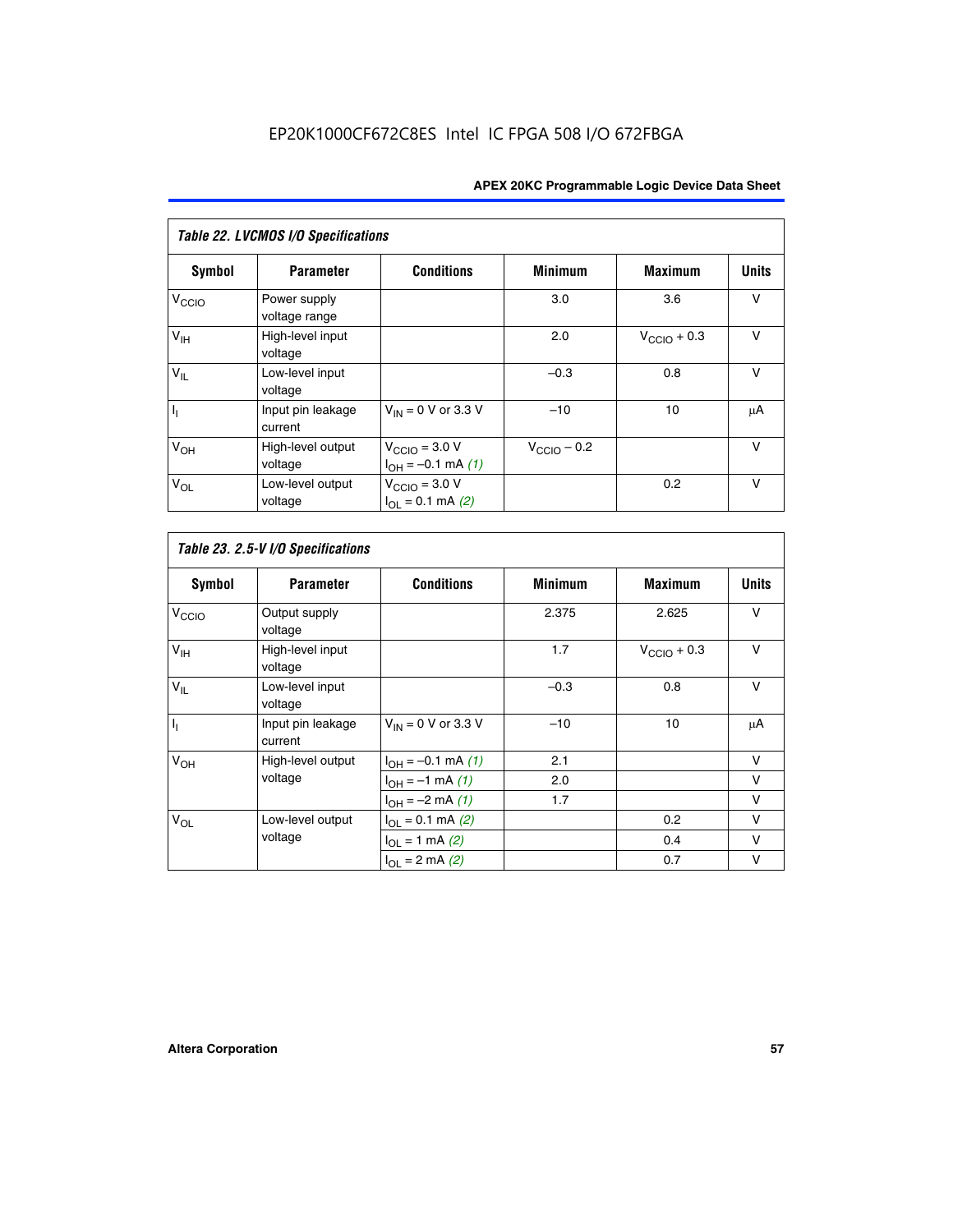EP20K1000CF672C8ES Intel IC FPGA 508 I/O 672FBGA

| *Table 22. LVCMOS I/O Specifications* | | | | | |
|---|---|---|---|---|---|
| **Symbol** | **Parameter** | **Conditions** | **Minimum** | **Maximum** | **Units** |
| $V_{CCIO}$ | Power supply voltage range | | 3.0 | 3.6 | V |
| $V_{IH}$ | High-level input voltage | | 2.0 | $V_{CCIO}$ + 0.3 | V |
| $V_{IL}$ | Low-level input voltage | | –0.3 | 0.8 | V |
| $I_I$ | Input pin leakage current | $V_{IN}$ = 0 V or 3.3 V | –10 | 10 | μA |
| $V_{OH}$ | High-level output voltage | $V_{CCIO}$ = 3.0 V $I_{OH}$ = –0.1 mA *(1)* | $V_{CCIO}$ – 0.2 | | V |
| $V_{OL}$ | Low-level output voltage | $V_{CCIO}$ = 3.0 V $I_{OL}$ = 0.1 mA *(2)* | | 0.2 | V |

| *Table 23. 2.5-V I/O Specifications* | | | | | |
|---|---|---|---|---|---|
| **Symbol** | **Parameter** | **Conditions** | **Minimum** | **Maximum** | **Units** |
| $V_{CCIO}$ | Output supply voltage | | 2.375 | 2.625 | V |
| $V_{IH}$ | High-level input voltage | | 1.7 | $V_{CCIO}$ + 0.3 | V |
| $V_{IL}$ | Low-level input voltage | | –0.3 | 0.8 | V |
| $I_I$ | Input pin leakage current | $V_{IN}$ = 0 V or 3.3 V | –10 | 10 | μA |
| $V_{OH}$ | High-level output voltage | $I_{OH}$ = –0.1 mA *(1)* | 2.1 | | V |
| | | $I_{OH}$ = –1 mA *(1)* | 2.0 | | V |
| | | $I_{OH}$ = –2 mA *(1)* | 1.7 | | V |
| $V_{OL}$ | Low-level output voltage | $I_{OL}$ = 0.1 mA *(2)* | | 0.2 | V |
| | | $I_{OL}$ = 1 mA *(2)* | | 0.4 | V |
| | | $I_{OL}$ = 2 mA *(2)* | | 0.7 | V |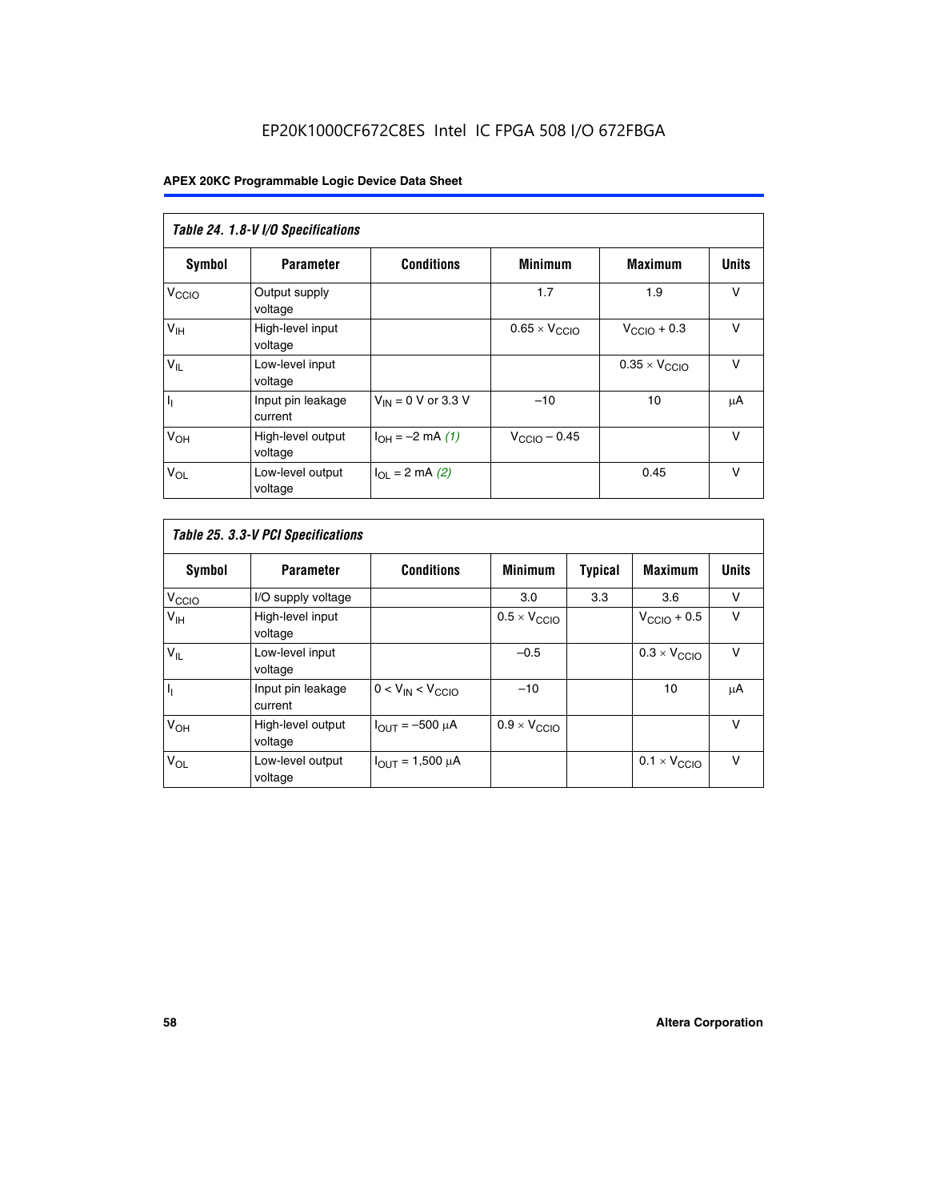EP20K1000CF672C8ES Intel IC FPGA 508 I/O 672FBGA

| *Table 24. 1.8-V I/O Specifications* | | | | | |
|---|---|---|---|---|---|
| **Symbol** | **Parameter** | **Conditions** | **Minimum** | **Maximum** | **Units** |
| $V_{CCIO}$ | Output supply voltage | | 1.7 | 1.9 | V |
| $V_{IH}$ | High-level input voltage | | $0.65 \times V_{CCIO}$ | $V_{CCIO} + 0.3$ | V |
| $V_{IL}$ | Low-level input voltage | | | $0.35 \times V_{CCIO}$ | V |
| $I_I$ | Input pin leakage current | $V_{IN}$ = 0 V or 3.3 V | –10 | 10 | μA |
| $V_{OH}$ | High-level output voltage | $I_{OH}$ = –2 mA *(1)* | $V_{CCIO} - 0.45$ | | V |
| $V_{OL}$ | Low-level output voltage | $I_{OL}$ = 2 mA *(2)* | | 0.45 | V |

| *Table 25. 3.3-V PCI Specifications* | | | | | | |
|---|---|---|---|---|---|---|
| **Symbol** | **Parameter** | **Conditions** | **Minimum** | **Typical** | **Maximum** | **Units** |
| $V_{CCIO}$ | I/O supply voltage | | 3.0 | 3.3 | 3.6 | V |
| $V_{IH}$ | High-level input voltage | | $0.5 \times V_{CCIO}$ | | $V_{CCIO} + 0.5$ | V |
| $V_{IL}$ | Low-level input voltage | | –0.5 | | $0.3 \times V_{CCIO}$ | V |
| $I_I$ | Input pin leakage current | $0 < V_{IN} < V_{CCIO}$ | –10 | | 10 | μA |
| $V_{OH}$ | High-level output voltage | $I_{OUT}$ = –500 μA | $0.9 \times V_{CCIO}$ | | | V |
| $V_{OL}$ | Low-level output voltage | $I_{OUT}$ = 1,500 μA | | | $0.1 \times V_{CCIO}$ | V |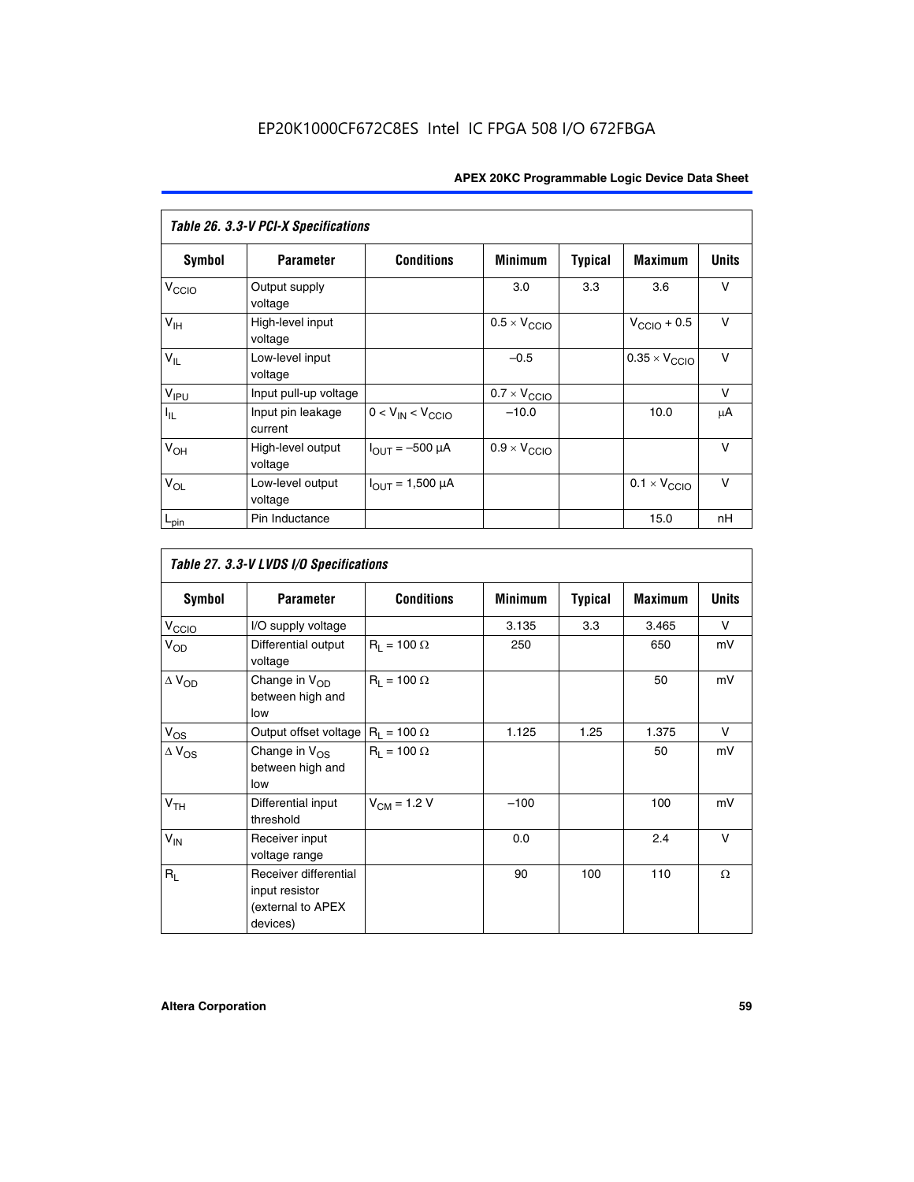EP20K1000CF672C8ES Intel IC FPGA 508 I/O 672FBGA

| *Table 26. 3.3-V PCI-X Specifications* | | | | | | |
|---|---|---|---|---|---|---|
| **Symbol** | **Parameter** | **Conditions** | **Minimum** | **Typical** | **Maximum** | **Units** |
| $V_{CCIO}$ | Output supply voltage | | 3.0 | 3.3 | 3.6 | V |
| $V_{IH}$ | High-level input voltage | | $0.5 \times V_{CCIO}$ | | $V_{CCIO} + 0.5$ | V |
| $V_{IL}$ | Low-level input voltage | | –0.5 | | $0.35 \times V_{CCIO}$ | V |
| $V_{IPU}$ | Input pull-up voltage | | $0.7 \times V_{CCIO}$ | | | V |
| $I_{IL}$ | Input pin leakage current | $0 < V_{IN} < V_{CCIO}$ | –10.0 | | 10.0 | μA |
| $V_{OH}$ | High-level output voltage | $I_{OUT}$ = –500 μA | $0.9 \times V_{CCIO}$ | | | V |
| $V_{OL}$ | Low-level output voltage | $I_{OUT}$ = 1,500 μA | | | $0.1 \times V_{CCIO}$ | V |
| $L_{pin}$ | Pin Inductance | | | | 15.0 | nH |

| *Table 27. 3.3-V LVDS I/O Specifications* | | | | | | |
|---|---|---|---|---|---|---|
| **Symbol** | **Parameter** | **Conditions** | **Minimum** | **Typical** | **Maximum** | **Units** |
| $V_{CCIO}$ | I/O supply voltage | | 3.135 | 3.3 | 3.465 | V |
| $V_{OD}$ | Differential output voltage | $R_L$ = 100 Ω | 250 | | 650 | mV |
| $\Delta V_{OD}$ | Change in $V_{OD}$ between high and low | $R_L$ = 100 Ω | | | 50 | mV |
| $V_{OS}$ | Output offset voltage | $R_L$ = 100 Ω | 1.125 | 1.25 | 1.375 | V |
| $\Delta V_{OS}$ | Change in $V_{OS}$ between high and low | $R_L$ = 100 Ω | | | 50 | mV |
| $V_{TH}$ | Differential input threshold | $V_{CM}$ = 1.2 V | –100 | | 100 | mV |
| $V_{IN}$ | Receiver input voltage range | | 0.0 | | 2.4 | V |
| $R_L$ | Receiver differential input resistor (external to APEX devices) | | 90 | 100 | 110 | Ω |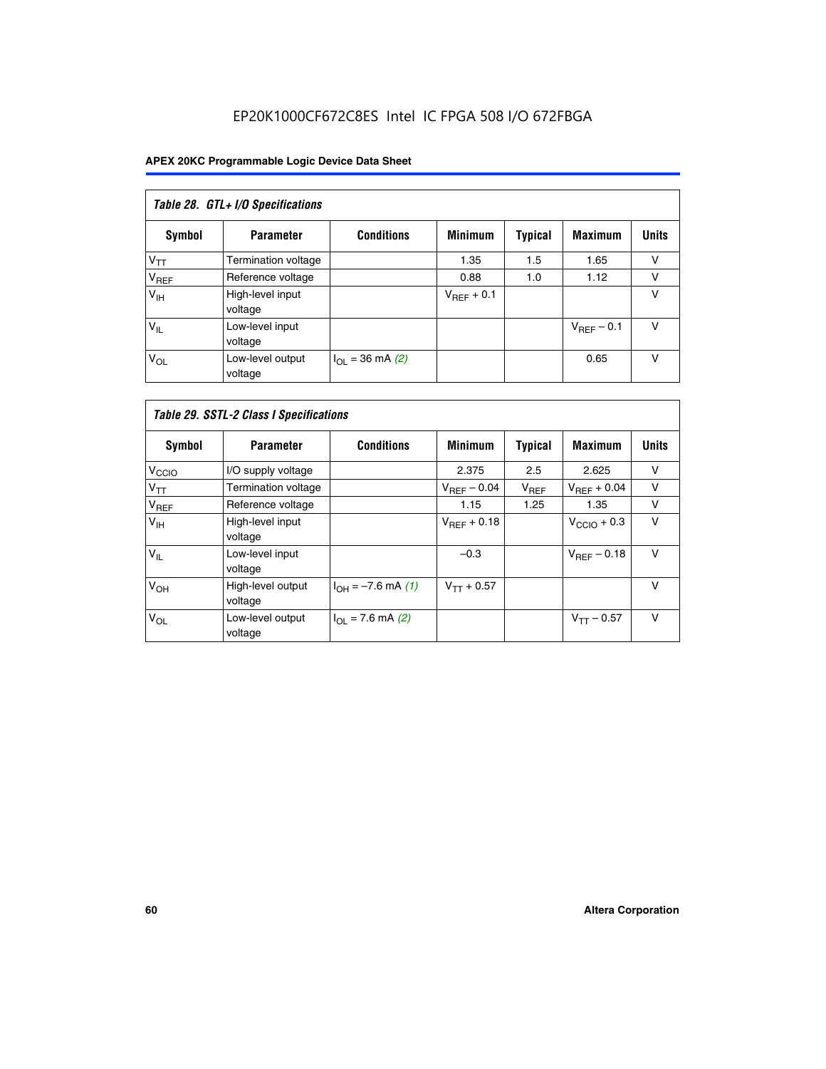**Table 28. GTL+ I/O Specifications**

| Symbol | Parameter | Conditions | Minimum | Typical | Maximum | Units |
|---|---|---|---|---|---|---|
| $V_{TT}$ | Termination voltage | | 1.35 | 1.5 | 1.65 | V |
| $V_{REF}$ | Reference voltage | | 0.88 | 1.0 | 1.12 | V |
| $V_{IH}$ | High-level input voltage | | $V_{REF}$ + 0.1 | | | V |
| $V_{IL}$ | Low-level input voltage | | | | $V_{REF}$ – 0.1 | V |
| $V_{OL}$ | Low-level output voltage | $I_{OL}$ = 36 mA *(2)* | | | 0.65 | V |

**Table 29. SSTL-2 Class I Specifications**

| Symbol | Parameter | Conditions | Minimum | Typical | Maximum | Units |
|---|---|---|---|---|---|---|
| $V_{CCIO}$ | I/O supply voltage | | 2.375 | 2.5 | 2.625 | V |
| $V_{TT}$ | Termination voltage | | $V_{REF}$ – 0.04 | $V_{REF}$ | $V_{REF}$ + 0.04 | V |
| $V_{REF}$ | Reference voltage | | 1.15 | 1.25 | 1.35 | V |
| $V_{IH}$ | High-level input voltage | | $V_{REF}$ + 0.18 | | $V_{CCIO}$ + 0.3 | V |
| $V_{IL}$ | Low-level input voltage | | –0.3 | | $V_{REF}$ – 0.18 | V |
| $V_{OH}$ | High-level output voltage | $I_{OH}$ = –7.6 mA *(1)* | $V_{TT}$ + 0.57 | | | V |
| $V_{OL}$ | Low-level output voltage | $I_{OL}$ = 7.6 mA *(2)* | | | $V_{TT}$ – 0.57 | V |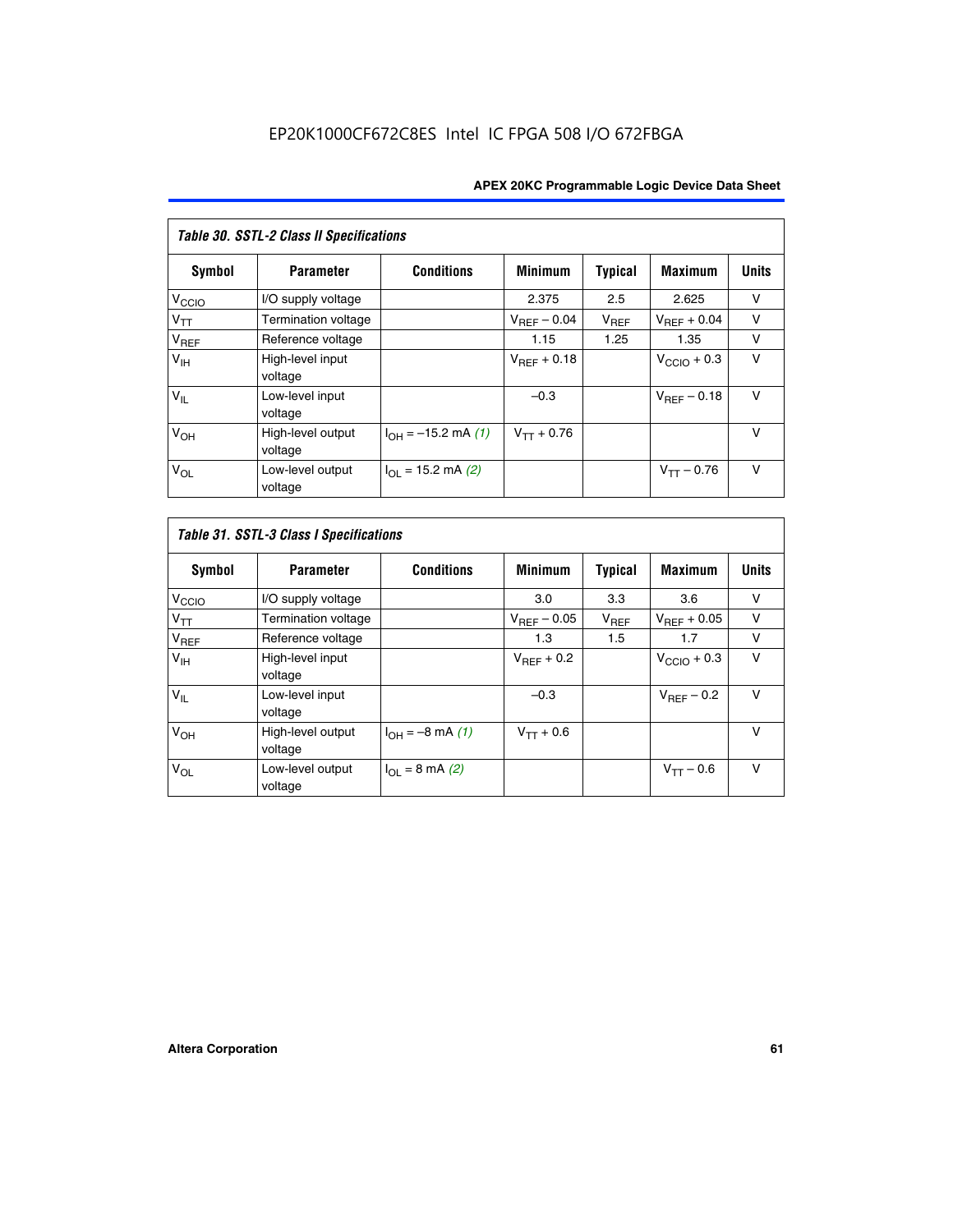EP20K1000CF672C8ES Intel IC FPGA 508 I/O 672FBGA

| *Table 30. SSTL-2 Class II Specifications* | | | | | | |
|---|---|---|---|---|---|---|
| **Symbol** | **Parameter** | **Conditions** | **Minimum** | **Typical** | **Maximum** | **Units** |
| $V_{CCIO}$ | I/O supply voltage | | 2.375 | 2.5 | 2.625 | V |
| $V_{TT}$ | Termination voltage | | $V_{REF} - 0.04$ | $V_{REF}$ | $V_{REF} + 0.04$ | V |
| $V_{REF}$ | Reference voltage | | 1.15 | 1.25 | 1.35 | V |
| $V_{IH}$ | High-level input voltage | | $V_{REF} + 0.18$ | | $V_{CCIO} + 0.3$ | V |
| $V_{IL}$ | Low-level input voltage | | –0.3 | | $V_{REF} - 0.18$ | V |
| $V_{OH}$ | High-level output voltage | $I_{OH} = -15.2$ mA *(1)* | $V_{TT} + 0.76$ | | | V |
| $V_{OL}$ | Low-level output voltage | $I_{OL} = 15.2$ mA *(2)* | | | $V_{TT} - 0.76$ | V |

| *Table 31. SSTL-3 Class I Specifications* | | | | | | |
|---|---|---|---|---|---|---|
| **Symbol** | **Parameter** | **Conditions** | **Minimum** | **Typical** | **Maximum** | **Units** |
| $V_{CCIO}$ | I/O supply voltage | | 3.0 | 3.3 | 3.6 | V |
| $V_{TT}$ | Termination voltage | | $V_{REF} - 0.05$ | $V_{REF}$ | $V_{REF} + 0.05$ | V |
| $V_{REF}$ | Reference voltage | | 1.3 | 1.5 | 1.7 | V |
| $V_{IH}$ | High-level input voltage | | $V_{REF} + 0.2$ | | $V_{CCIO} + 0.3$ | V |
| $V_{IL}$ | Low-level input voltage | | –0.3 | | $V_{REF} - 0.2$ | V |
| $V_{OH}$ | High-level output voltage | $I_{OH} = -8$ mA *(1)* | $V_{TT} + 0.6$ | | | V |
| $V_{OL}$ | Low-level output voltage | $I_{OL} = 8$ mA *(2)* | | | $V_{TT} - 0.6$ | V |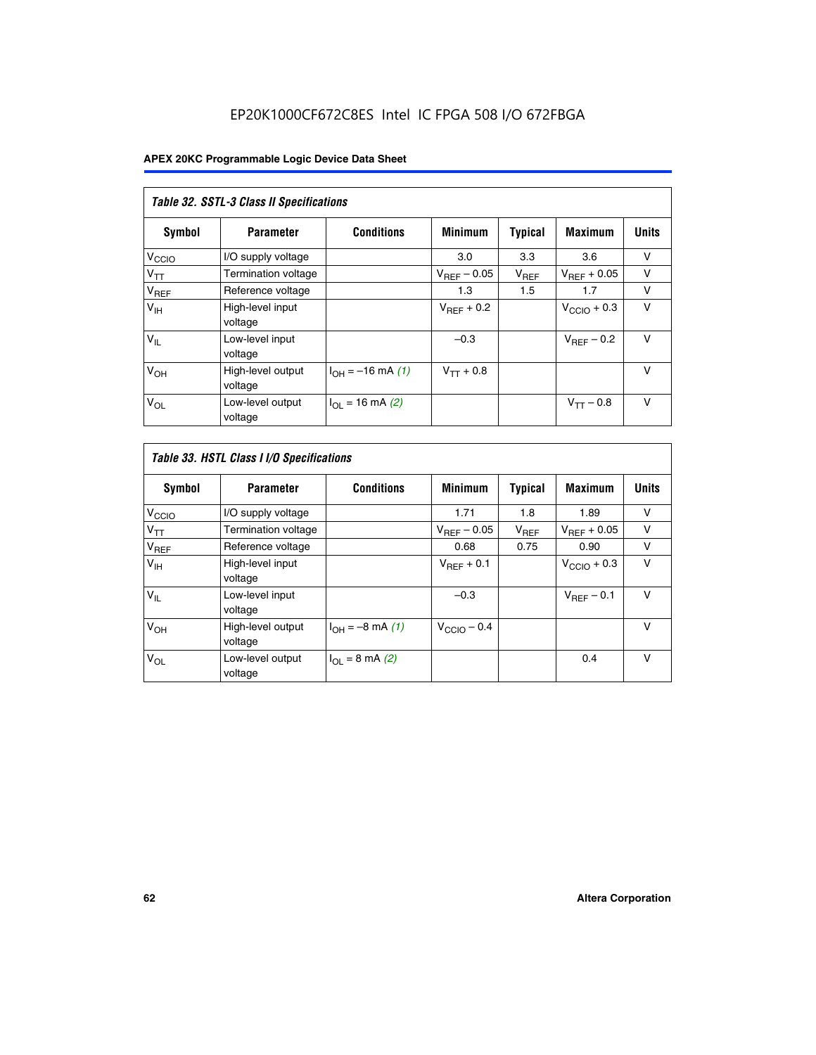EP20K1000CF672C8ES Intel IC FPGA 508 I/O 672FBGA

**APEX 20KC Programmable Logic Device Data Sheet**

| *Table 32. SSTL-3 Class II Specifications* | | | | | | |
|---|---|---|---|---|---|---|
| **Symbol** | **Parameter** | **Conditions** | **Minimum** | **Typical** | **Maximum** | **Units** |
| $V_{CCIO}$ | I/O supply voltage | | 3.0 | 3.3 | 3.6 | V |
| $V_{TT}$ | Termination voltage | | $V_{REF} - 0.05$ | $V_{REF}$ | $V_{REF} + 0.05$ | V |
| $V_{REF}$ | Reference voltage | | 1.3 | 1.5 | 1.7 | V |
| $V_{IH}$ | High-level input voltage | | $V_{REF} + 0.2$ | | $V_{CCIO} + 0.3$ | V |
| $V_{IL}$ | Low-level input voltage | | –0.3 | | $V_{REF} - 0.2$ | V |
| $V_{OH}$ | High-level output voltage | $I_{OH} = -16$ mA *(1)* | $V_{TT} + 0.8$ | | | V |
| $V_{OL}$ | Low-level output voltage | $I_{OL} = 16$ mA *(2)* | | | $V_{TT} - 0.8$ | V |

| *Table 33. HSTL Class I I/O Specifications* | | | | | | |
|---|---|---|---|---|---|---|
| **Symbol** | **Parameter** | **Conditions** | **Minimum** | **Typical** | **Maximum** | **Units** |
| $V_{CCIO}$ | I/O supply voltage | | 1.71 | 1.8 | 1.89 | V |
| $V_{TT}$ | Termination voltage | | $V_{REF} - 0.05$ | $V_{REF}$ | $V_{REF} + 0.05$ | V |
| $V_{REF}$ | Reference voltage | | 0.68 | 0.75 | 0.90 | V |
| $V_{IH}$ | High-level input voltage | | $V_{REF} + 0.1$ | | $V_{CCIO} + 0.3$ | V |
| $V_{IL}$ | Low-level input voltage | | –0.3 | | $V_{REF} - 0.1$ | V |
| $V_{OH}$ | High-level output voltage | $I_{OH} = -8$ mA *(1)* | $V_{CCIO} - 0.4$ | | | V |
| $V_{OL}$ | Low-level output voltage | $I_{OL} = 8$ mA *(2)* | | | 0.4 | V |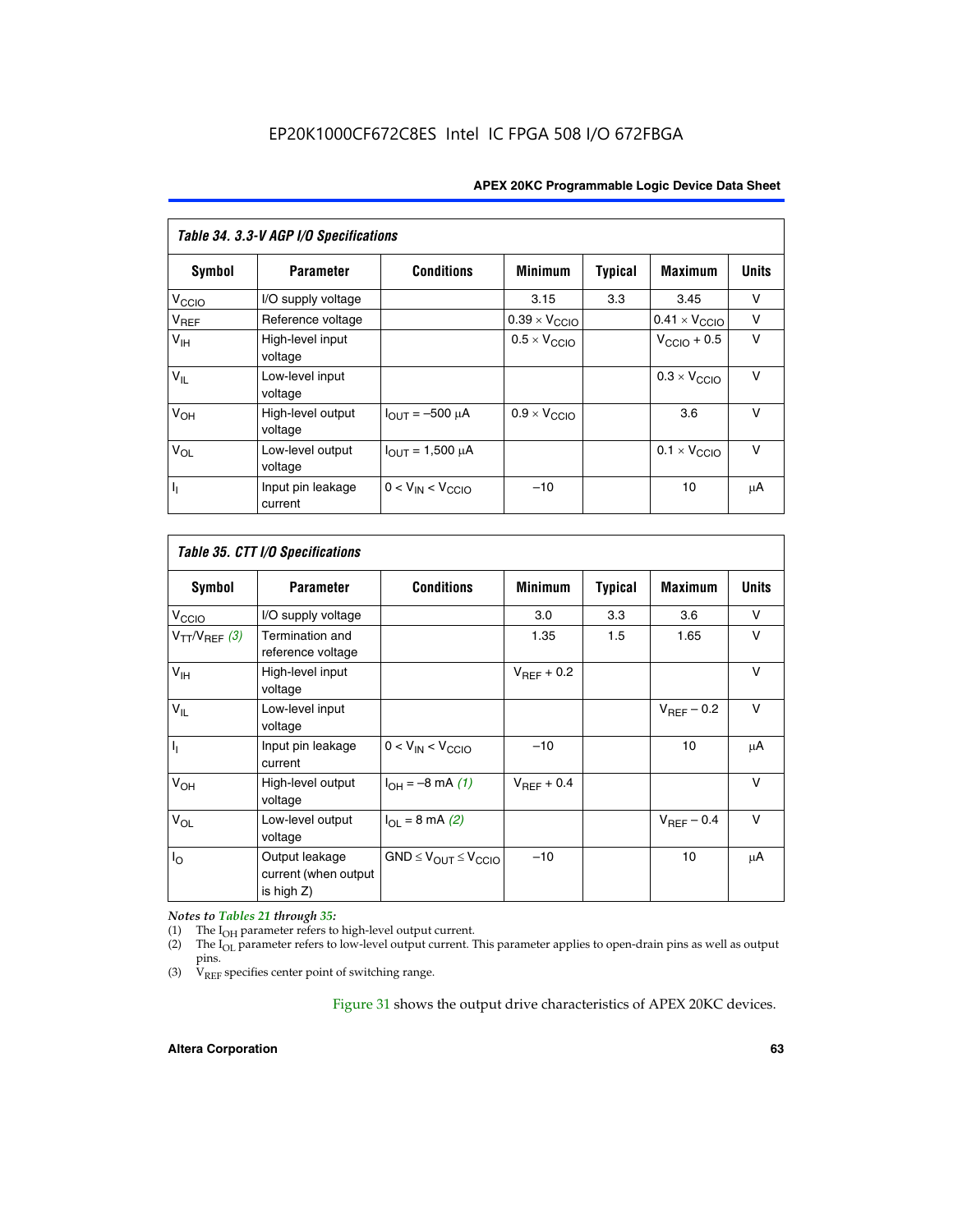**Table 34. 3.3-V AGP I/O Specifications**

| Symbol | Parameter | Conditions | Minimum | Typical | Maximum | Units |
|---|---|---|---|---|---|---|
| $V_{CCIO}$ | I/O supply voltage | | 3.15 | 3.3 | 3.45 | V |
| $V_{REF}$ | Reference voltage | | $0.39 \times V_{CCIO}$ | | $0.41 \times V_{CCIO}$ | V |
| $V_{IH}$ | High-level input voltage | | $0.5 \times V_{CCIO}$ | | $V_{CCIO} + 0.5$ | V |
| $V_{IL}$ | Low-level input voltage | | | | $0.3 \times V_{CCIO}$ | V |
| $V_{OH}$ | High-level output voltage | $I_{OUT} = -500\ \mu A$ | $0.9 \times V_{CCIO}$ | | 3.6 | V |
| $V_{OL}$ | Low-level output voltage | $I_{OUT} = 1{,}500\ \mu A$ | | | $0.1 \times V_{CCIO}$ | V |
| $I_I$ | Input pin leakage current | $0 < V_{IN} < V_{CCIO}$ | –10 | | 10 | µA |

**Table 35. CTT I/O Specifications**

| Symbol | Parameter | Conditions | Minimum | Typical | Maximum | Units |
|---|---|---|---|---|---|---|
| $V_{CCIO}$ | I/O supply voltage | | 3.0 | 3.3 | 3.6 | V |
| $V_{TT}/V_{REF}$ *(3)* | Termination and reference voltage | | 1.35 | 1.5 | 1.65 | V |
| $V_{IH}$ | High-level input voltage | | $V_{REF} + 0.2$ | | | V |
| $V_{IL}$ | Low-level input voltage | | | | $V_{REF} - 0.2$ | V |
| $I_I$ | Input pin leakage current | $0 < V_{IN} < V_{CCIO}$ | –10 | | 10 | µA |
| $V_{OH}$ | High-level output voltage | $I_{OH} = -8$ mA *(1)* | $V_{REF} + 0.4$ | | | V |
| $V_{OL}$ | Low-level output voltage | $I_{OL} = 8$ mA *(2)* | | | $V_{REF} - 0.4$ | V |
| $I_O$ | Output leakage current (when output is high Z) | $GND \leq V_{OUT} \leq V_{CCIO}$ | –10 | | 10 | µA |

*Notes to Tables 21 through 35:*

(1) The $I_{OH}$ parameter refers to high-level output current.

(2) The $I_{OL}$ parameter refers to low-level output current. This parameter applies to open-drain pins as well as output pins.

(3) $V_{REF}$ specifies center point of switching range.

Figure 31 shows the output drive characteristics of APEX 20KC devices.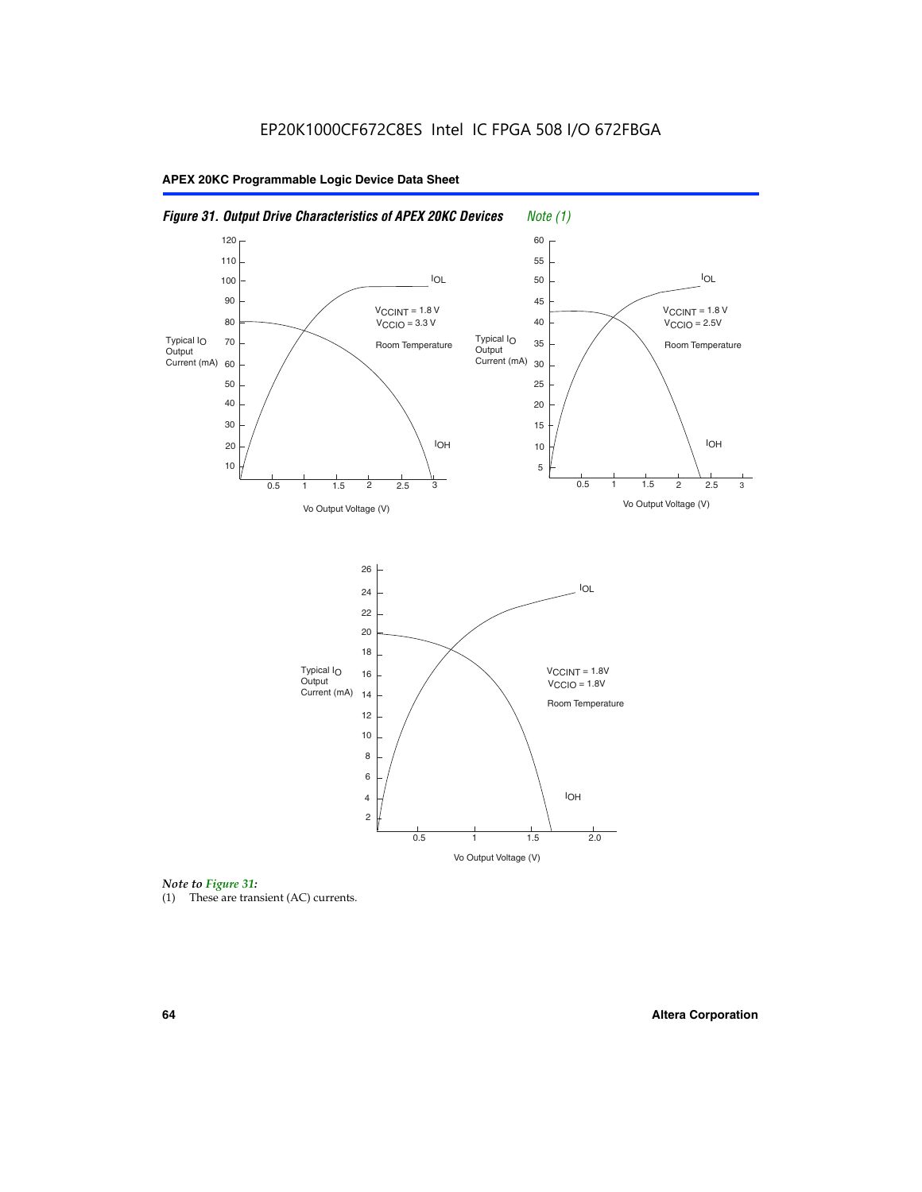## Figure 31. Output Drive Characteristics of APEX 20KC Devices *Note (1)*

Typical $I_O$ Output Current (mA)

120
110
100
90
80
70
60
50
40
30
20
10

0.5
1
1.5
2
2.5
3

Vo Output Voltage (V)

$I_{OL}$

$V_{CCINT}$ = 1.8 V
$V_{CCIO}$ = 3.3 V
Room Temperature

$I_{OH}$

Typical $I_O$ Output Current (mA)

60
55
50
45
40
35
30
25
20
15
10
5

0.5
1
1.5
2
2.5
3

Vo Output Voltage (V)

$I_{OL}$

$V_{CCINT}$ = 1.8 V
$V_{CCIO}$ = 2.5V
Room Temperature

$I_{OH}$

Typical $I_O$ Output Current (mA)

26
24
22
20
18
16
14
12
10
8
6
4
2

0.5
1
1.5
2.0

Vo Output Voltage (V)

$I_{OL}$

$V_{CCINT}$ = 1.8V
$V_{CCIO}$ = 1.8V
Room Temperature

$I_{OH}$

*Note to Figure 31:*

(1) These are transient (AC) currents.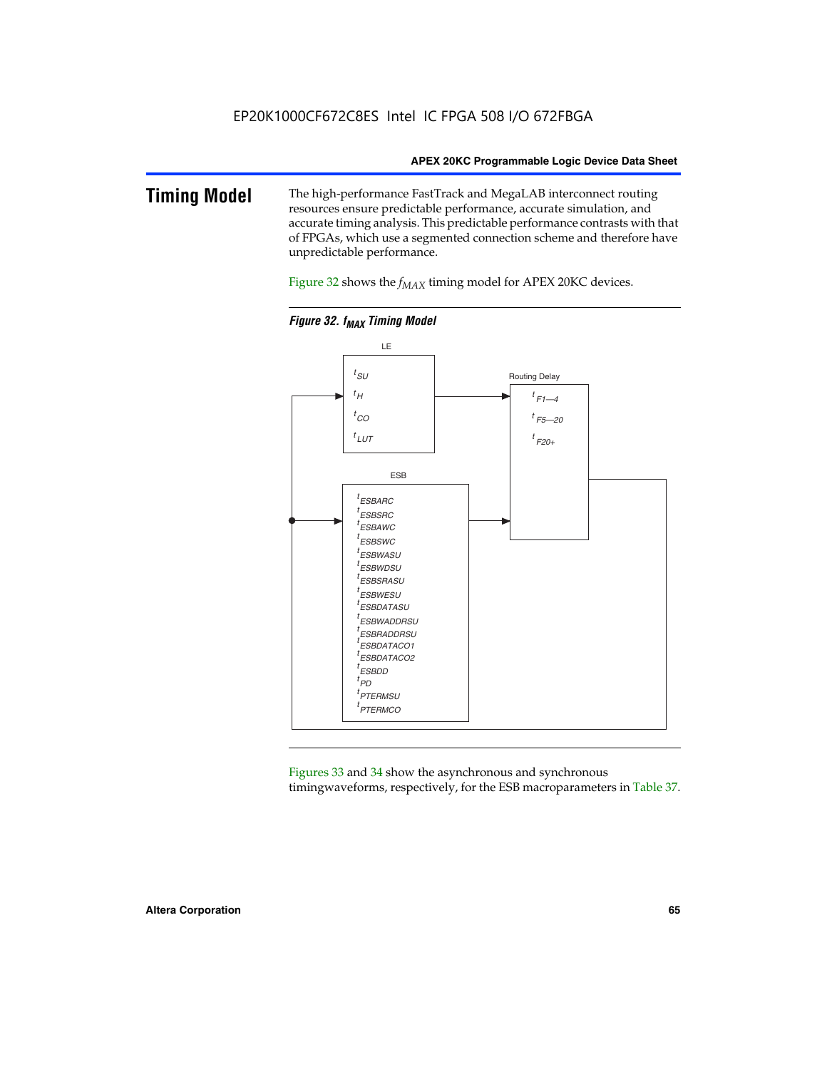# Timing Model

The high-performance FastTrack and MegaLAB interconnect routing resources ensure predictable performance, accurate simulation, and accurate timing analysis. This predictable performance contrasts with that of FPGAs, which use a segmented connection scheme and therefore have unpredictable performance.

Figure 32 shows the $f_{MAX}$ timing model for APEX 20KC devices.

*Figure 32. $f_{MAX}$ Timing Model*

LE

$t_{SU}$

$t_{H}$

$t_{CO}$

$t_{LUT}$

Routing Delay

$t_{F1-4}$

$t_{F5-20}$

$t_{F20+}$

ESB

$t_{ESBARC}$

$t_{ESBSRC}$

$t_{ESBAWC}$

$t_{ESBSWC}$

$t_{ESBWASU}$

$t_{ESBWDSU}$

$t_{ESBSRASU}$

$t_{ESBWESU}$

$t_{ESBDATASU}$

$t_{ESBWADDRSU}$

$t_{ESBRADDRSU}$

$t_{ESBDATACO1}$

$t_{ESBDATACO2}$

$t_{ESBDD}$

$t_{PD}$

$t_{PTERMSU}$

$t_{PTERMCO}$

Figures 33 and 34 show the asynchronous and synchronous timingwaveforms, respectively, for the ESB macroparameters in Table 37.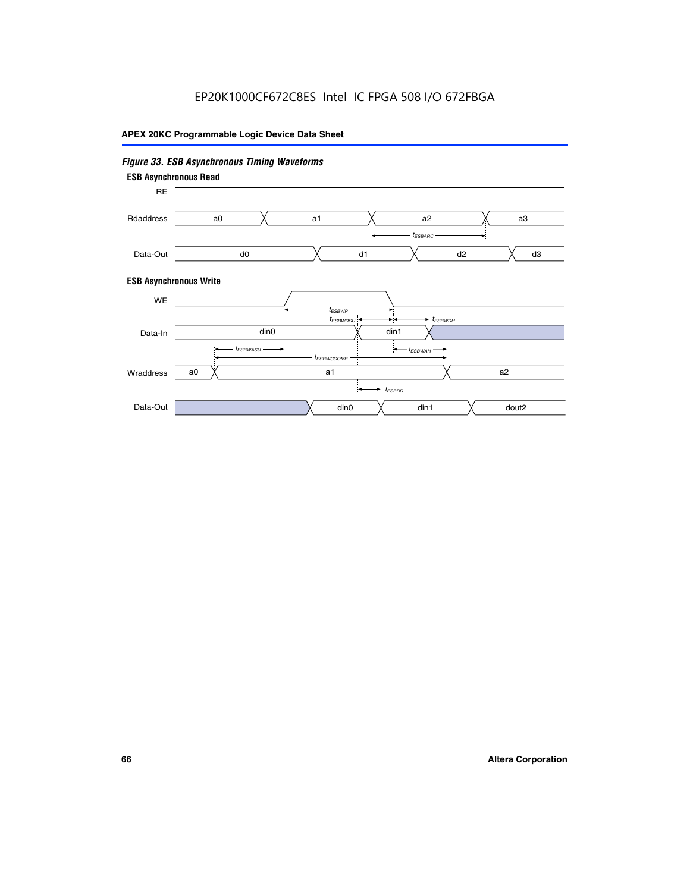## Figure 33. ESB Asynchronous Timing Waveforms

**ESB Asynchronous Read**

RE

Rdaddress: a0, a1, a2, a3

$t_{ESBARC}$

Data-Out: d0, d1, d2, d3

**ESB Asynchronous Write**

WE

$t_{ESBWP}$

$t_{ESBWDSU}$ $t_{ESBWDH}$

Data-In: din0, din1

$t_{ESBWASU}$ $t_{ESBWAH}$

$t_{ESBWCCOMB}$

Wraddress: a0, a1, a2

$t_{ESBDD}$

Data-Out: din0, din1, dout2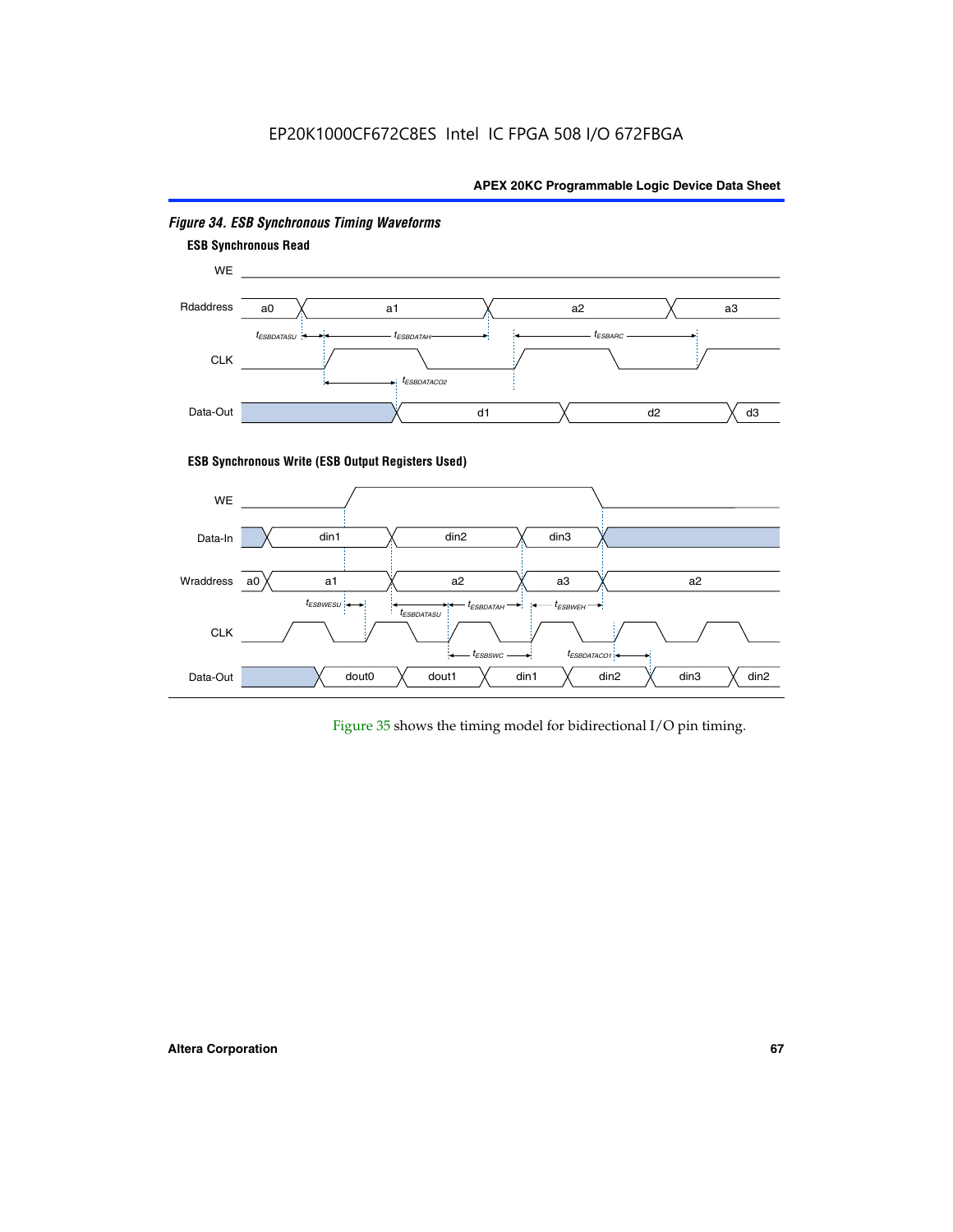*Figure 34. ESB Synchronous Timing Waveforms*

**ESB Synchronous Read**

WE

Rdaddress

a0

a1

a2

a3

$t_{ESBDATASU}$

$t_{ESBDATAH}$

$t_{ESBARC}$

CLK

$t_{ESBDATACO2}$

Data-Out

d1

d2

d3

**ESB Synchronous Write (ESB Output Registers Used)**

WE

Data-In

din1

din2

din3

Wraddress

a0

a1

a2

a3

a2

$t_{ESBWESU}$

$t_{ESBDATASU}$

$t_{ESBDATAH}$

$t_{ESBWEH}$

CLK

$t_{ESBWC}$

$t_{ESBDATACO1}$

Data-Out

dout0

dout1

din1

din2

din3

din2

Figure 35 shows the timing model for bidirectional I/O pin timing.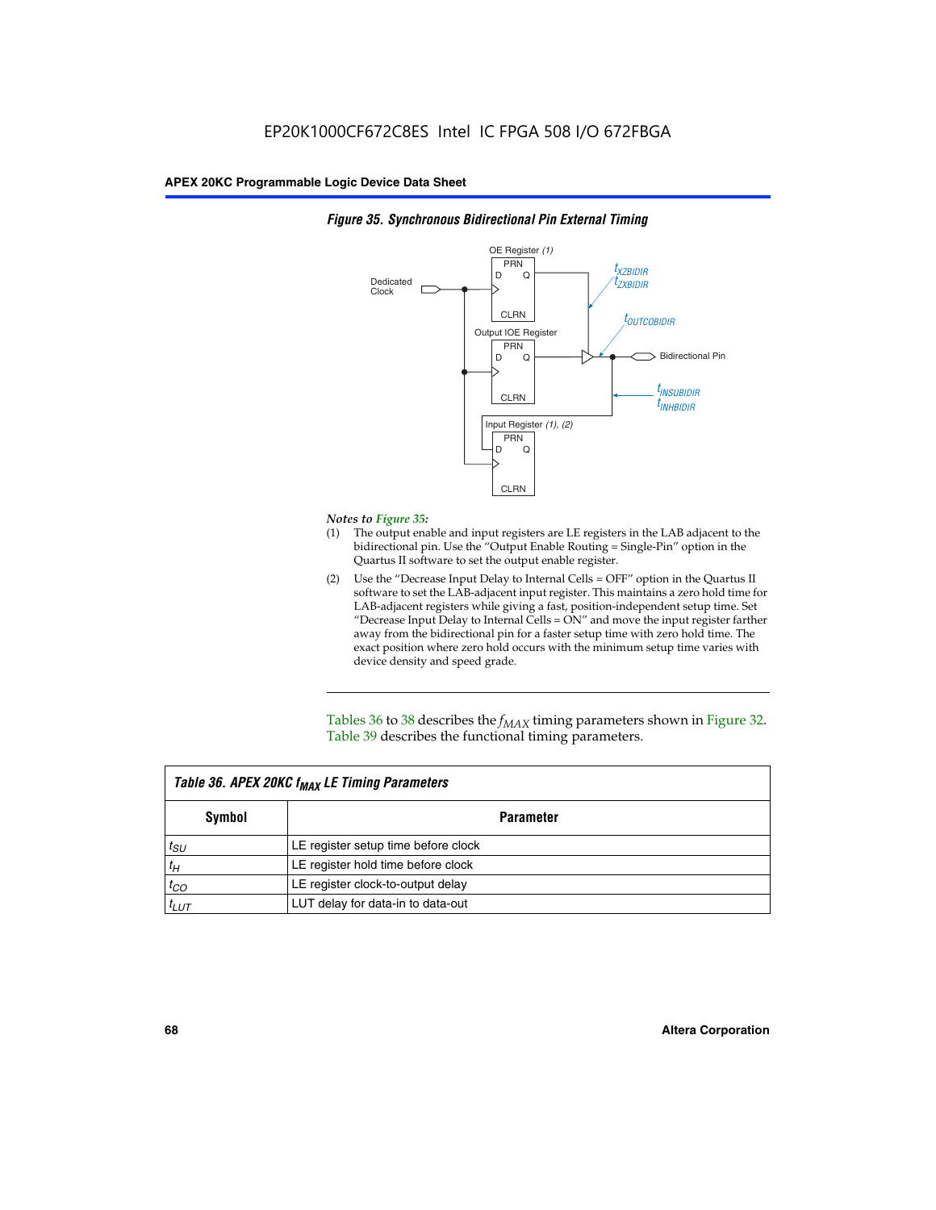**Figure 35. Synchronous Bidirectional Pin External Timing**

*Notes to Figure 35:*

(1) The output enable and input registers are LE registers in the LAB adjacent to the bidirectional pin. Use the "Output Enable Routing = Single-Pin" option in the Quartus II software to set the output enable register.

(2) Use the "Decrease Input Delay to Internal Cells = OFF" option in the Quartus II software to set the LAB-adjacent input register. This maintains a zero hold time for LAB-adjacent registers while giving a fast, position-independent setup time. Set "Decrease Input Delay to Internal Cells = ON" and move the input register farther away from the bidirectional pin for a faster setup time with zero hold time. The exact position where zero hold occurs with the minimum setup time varies with device density and speed grade.

---

Tables 36 to 38 describes the $f_{MAX}$ timing parameters shown in Figure 32. Table 39 describes the functional timing parameters.

**Table 36. APEX 20KC $f_{MAX}$ LE Timing Parameters**

| Symbol | Parameter |
|---|---|
| $t_{SU}$ | LE register setup time before clock |
| $t_H$ | LE register hold time before clock |
| $t_{CO}$ | LE register clock-to-output delay |
| $t_{LUT}$ | LUT delay for data-in to data-out |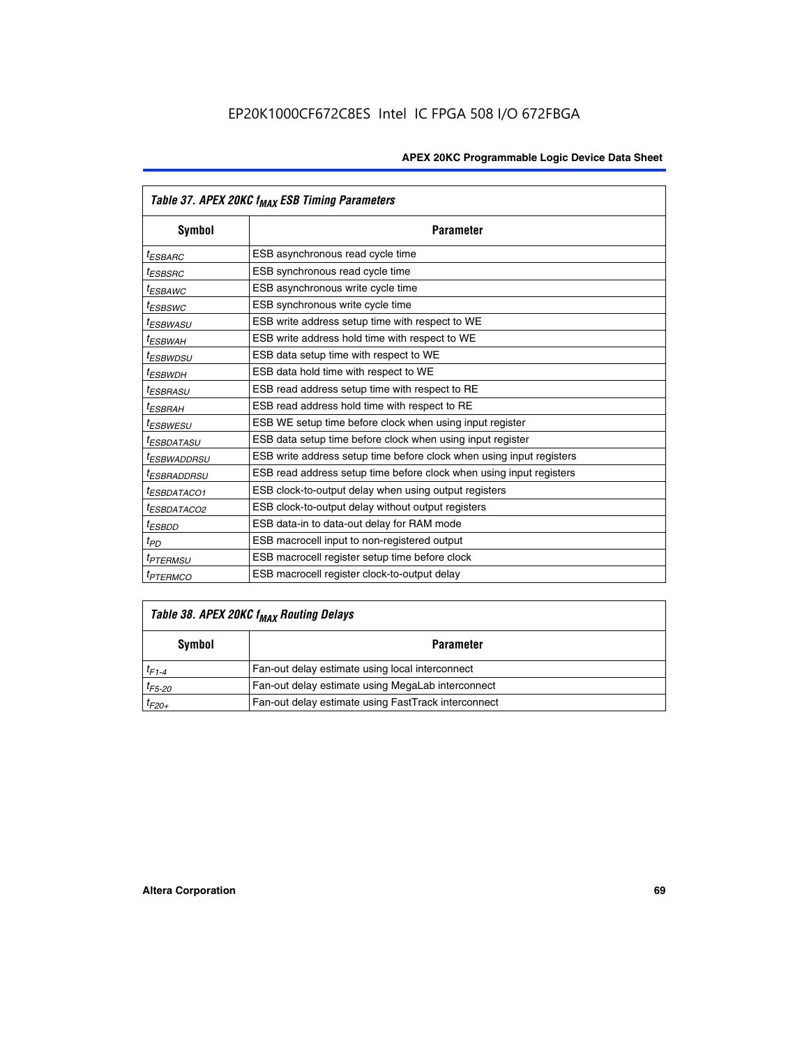Table 37. APEX 20KC $f_{MAX}$ ESB Timing Parameters

| Symbol | Parameter |
|---|---|
| $t_{ESBARC}$ | ESB asynchronous read cycle time |
| $t_{ESBSRC}$ | ESB synchronous read cycle time |
| $t_{ESBAWC}$ | ESB asynchronous write cycle time |
| $t_{ESBSWC}$ | ESB synchronous write cycle time |
| $t_{ESBWASU}$ | ESB write address setup time with respect to WE |
| $t_{ESBWAH}$ | ESB write address hold time with respect to WE |
| $t_{ESBWDSU}$ | ESB data setup time with respect to WE |
| $t_{ESBWDH}$ | ESB data hold time with respect to WE |
| $t_{ESBRASU}$ | ESB read address setup time with respect to RE |
| $t_{ESBRAH}$ | ESB read address hold time with respect to RE |
| $t_{ESBWESU}$ | ESB WE setup time before clock when using input register |
| $t_{ESBDATASU}$ | ESB data setup time before clock when using input register |
| $t_{ESBWADDRSU}$ | ESB write address setup time before clock when using input registers |
| $t_{ESBRADDRSU}$ | ESB read address setup time before clock when using input registers |
| $t_{ESBDATACO1}$ | ESB clock-to-output delay when using output registers |
| $t_{ESBDATACO2}$ | ESB clock-to-output delay without output registers |
| $t_{ESBDD}$ | ESB data-in to data-out delay for RAM mode |
| $t_{PD}$ | ESB macrocell input to non-registered output |
| $t_{PTERMSU}$ | ESB macrocell register setup time before clock |
| $t_{PTERMCO}$ | ESB macrocell register clock-to-output delay |

Table 38. APEX 20KC $f_{MAX}$ Routing Delays

| Symbol | Parameter |
|---|---|
| $t_{F1-4}$ | Fan-out delay estimate using local interconnect |
| $t_{F5-20}$ | Fan-out delay estimate using MegaLab interconnect |
| $t_{F20+}$ | Fan-out delay estimate using FastTrack interconnect |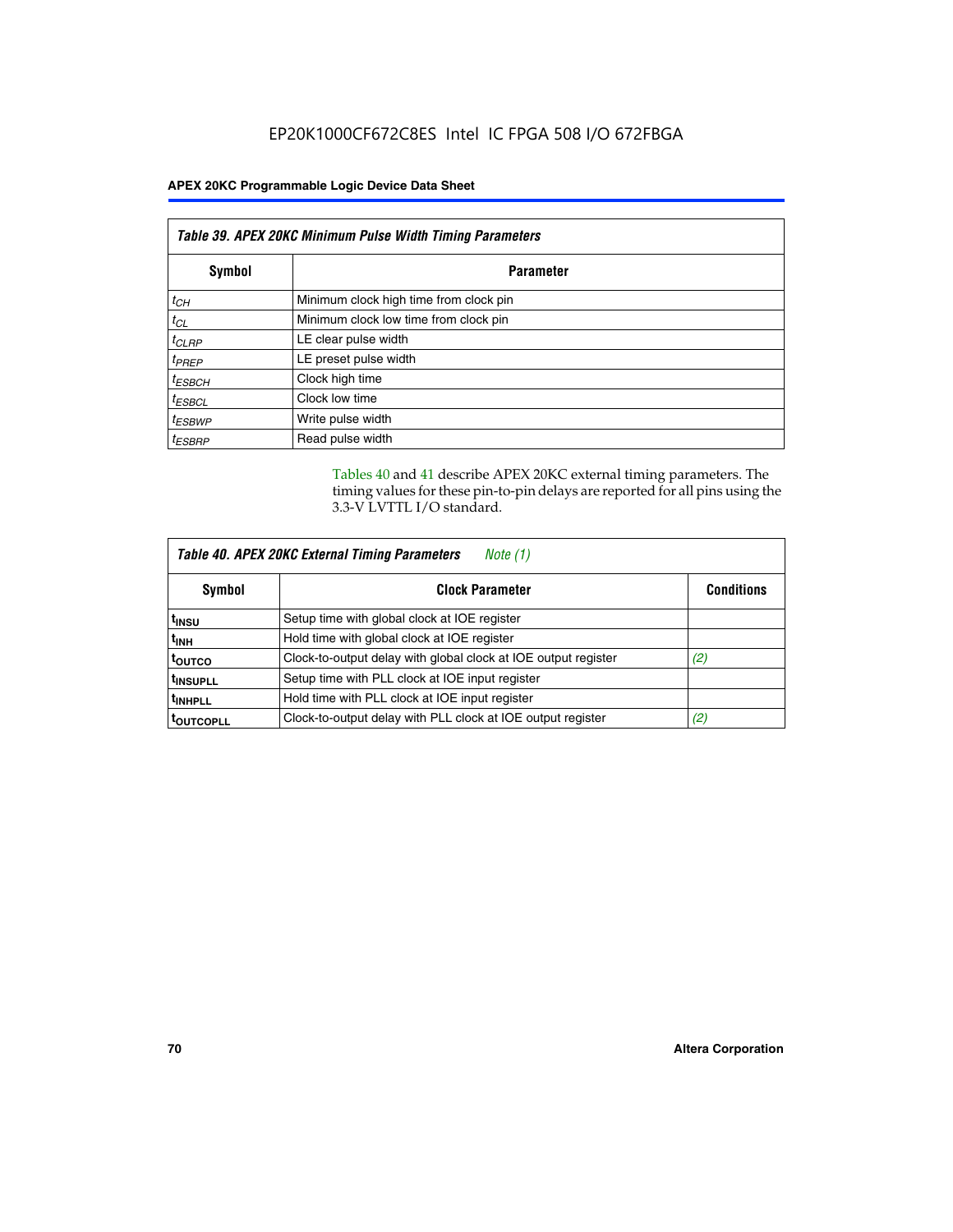EP20K1000CF672C8ES Intel IC FPGA 508 I/O 672FBGA

| Table 39. APEX 20KC Minimum Pulse Width Timing Parameters | |
|---|---|
| **Symbol** | **Parameter** |
| $t_{CH}$ | Minimum clock high time from clock pin |
| $t_{CL}$ | Minimum clock low time from clock pin |
| $t_{CLRP}$ | LE clear pulse width |
| $t_{PREP}$ | LE preset pulse width |
| $t_{ESBCH}$ | Clock high time |
| $t_{ESBCL}$ | Clock low time |
| $t_{ESBWP}$ | Write pulse width |
| $t_{ESBRP}$ | Read pulse width |

Tables 40 and 41 describe APEX 20KC external timing parameters. The timing values for these pin-to-pin delays are reported for all pins using the 3.3-V LVTTL I/O standard.

| Table 40. APEX 20KC External Timing Parameters *Note (1)* | | |
|---|---|---|
| **Symbol** | **Clock Parameter** | **Conditions** |
| $t_{INSU}$ | Setup time with global clock at IOE register | |
| $t_{INH}$ | Hold time with global clock at IOE register | |
| $t_{OUTCO}$ | Clock-to-output delay with global clock at IOE output register | *(2)* |
| $t_{INSUPLL}$ | Setup time with PLL clock at IOE input register | |
| $t_{INHPLL}$ | Hold time with PLL clock at IOE input register | |
| $t_{OUTCOPLL}$ | Clock-to-output delay with PLL clock at IOE output register | *(2)* |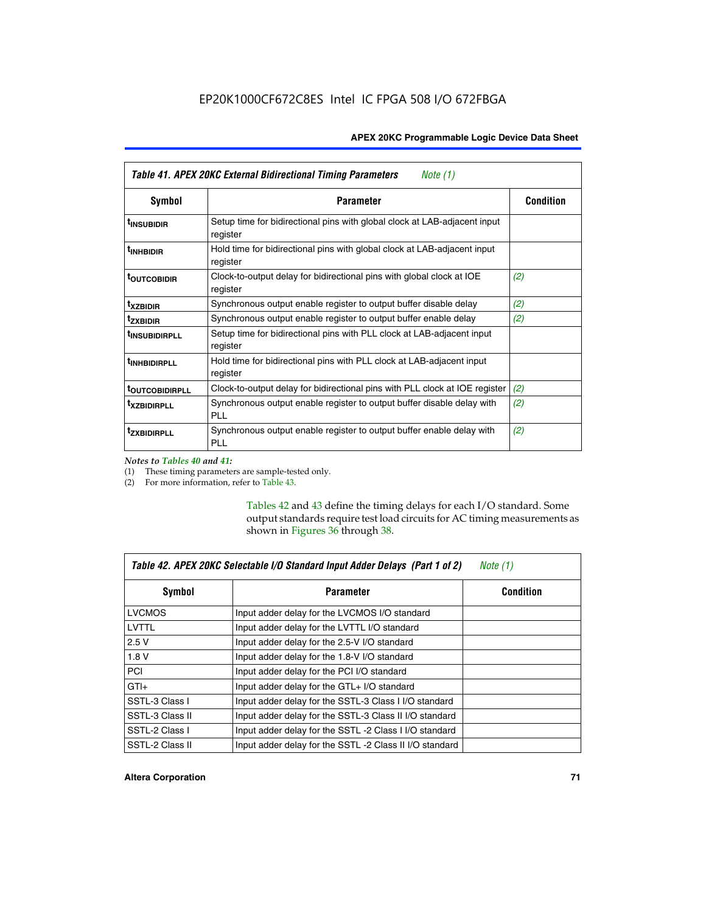| Table 41. APEX 20KC External Bidirectional Timing Parameters *Note (1)* | | |
|---|---|---|
| **Symbol** | **Parameter** | **Condition** |
| $t_{INSUBIDIR}$ | Setup time for bidirectional pins with global clock at LAB-adjacent input register | |
| $t_{INHBIDIR}$ | Hold time for bidirectional pins with global clock at LAB-adjacent input register | |
| $t_{OUTCOBIDIR}$ | Clock-to-output delay for bidirectional pins with global clock at IOE register | *(2)* |
| $t_{XZBIDIR}$ | Synchronous output enable register to output buffer disable delay | *(2)* |
| $t_{ZXBIDIR}$ | Synchronous output enable register to output buffer enable delay | *(2)* |
| $t_{INSUBIDIRPLL}$ | Setup time for bidirectional pins with PLL clock at LAB-adjacent input register | |
| $t_{INHBIDIRPLL}$ | Hold time for bidirectional pins with PLL clock at LAB-adjacent input register | |
| $t_{OUTCOBIDIRPLL}$ | Clock-to-output delay for bidirectional pins with PLL clock at IOE register | *(2)* |
| $t_{XZBIDIRPLL}$ | Synchronous output enable register to output buffer disable delay with PLL | *(2)* |
| $t_{ZXBIDIRPLL}$ | Synchronous output enable register to output buffer enable delay with PLL | *(2)* |

*Notes to Tables 40 and 41:*

(1) These timing parameters are sample-tested only.

(2) For more information, refer to Table 43.

Tables 42 and 43 define the timing delays for each I/O standard. Some output standards require test load circuits for AC timing measurements as shown in Figures 36 through 38.

| Table 42. APEX 20KC Selectable I/O Standard Input Adder Delays (Part 1 of 2) *Note (1)* | | |
|---|---|---|
| **Symbol** | **Parameter** | **Condition** |
| LVCMOS | Input adder delay for the LVCMOS I/O standard | |
| LVTTL | Input adder delay for the LVTTL I/O standard | |
| 2.5 V | Input adder delay for the 2.5-V I/O standard | |
| 1.8 V | Input adder delay for the 1.8-V I/O standard | |
| PCI | Input adder delay for the PCI I/O standard | |
| GTI+ | Input adder delay for the GTL+ I/O standard | |
| SSTL-3 Class I | Input adder delay for the SSTL-3 Class I I/O standard | |
| SSTL-3 Class II | Input adder delay for the SSTL-3 Class II I/O standard | |
| SSTL-2 Class I | Input adder delay for the SSTL -2 Class I I/O standard | |
| SSTL-2 Class II | Input adder delay for the SSTL -2 Class II I/O standard | |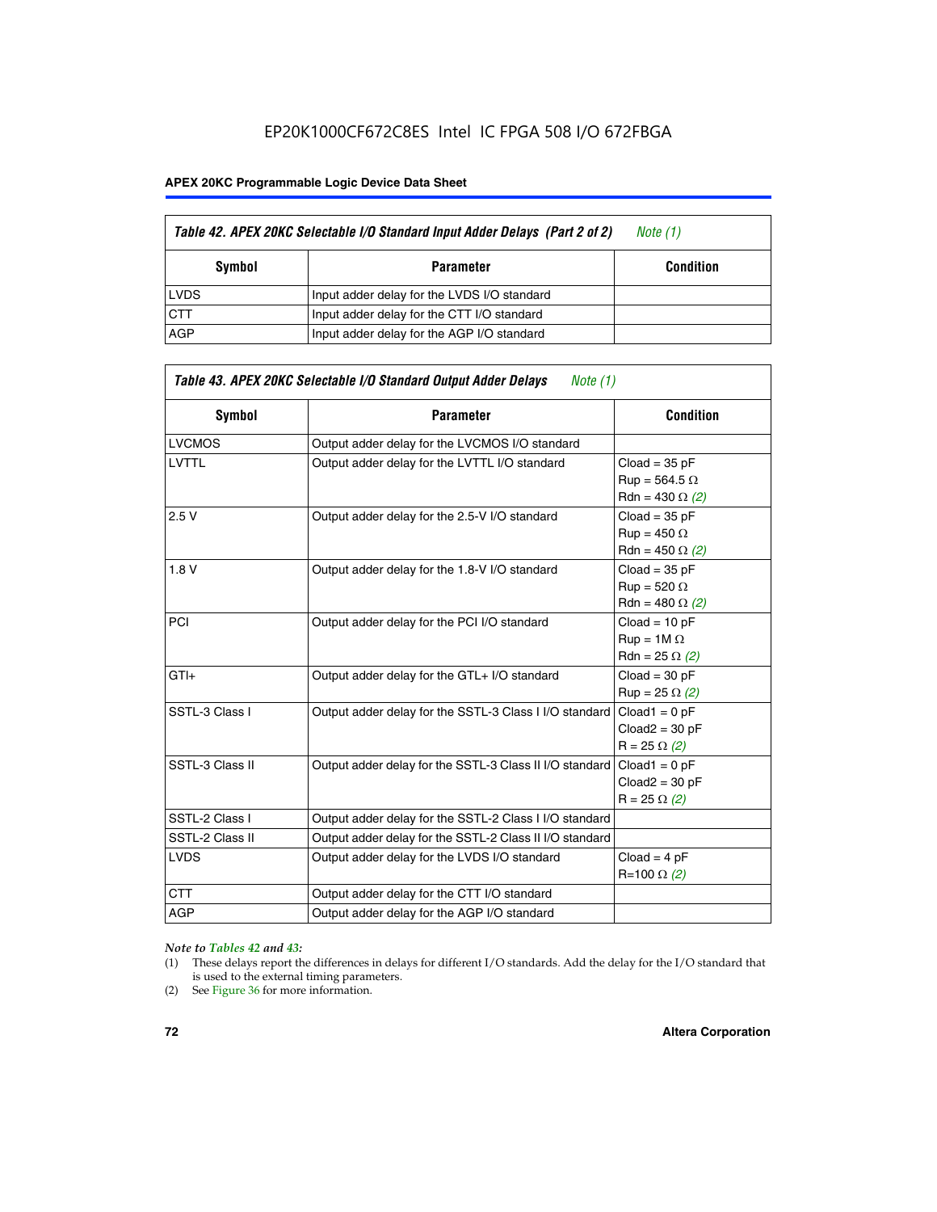EP20K1000CF672C8ES Intel IC FPGA 508 I/O 672FBGA

**APEX 20KC Programmable Logic Device Data Sheet**

**Table 42. APEX 20KC Selectable I/O Standard Input Adder Delays (Part 2 of 2)** *Note (1)*

| Symbol | Parameter | Condition |
|---|---|---|
| LVDS | Input adder delay for the LVDS I/O standard | |
| CTT | Input adder delay for the CTT I/O standard | |
| AGP | Input adder delay for the AGP I/O standard | |

**Table 43. APEX 20KC Selectable I/O Standard Output Adder Delays** *Note (1)*

| Symbol | Parameter | Condition |
|---|---|---|
| LVCMOS | Output adder delay for the LVCMOS I/O standard | |
| LVTTL | Output adder delay for the LVTTL I/O standard | Cload = 35 pF<br>Rup = 564.5 Ω<br>Rdn = 430 Ω *(2)* |
| 2.5 V | Output adder delay for the 2.5-V I/O standard | Cload = 35 pF<br>Rup = 450 Ω<br>Rdn = 450 Ω *(2)* |
| 1.8 V | Output adder delay for the 1.8-V I/O standard | Cload = 35 pF<br>Rup = 520 Ω<br>Rdn = 480 Ω *(2)* |
| PCI | Output adder delay for the PCI I/O standard | Cload = 10 pF<br>Rup = 1M Ω<br>Rdn = 25 Ω *(2)* |
| GTl+ | Output adder delay for the GTL+ I/O standard | Cload = 30 pF<br>Rup = 25 Ω *(2)* |
| SSTL-3 Class I | Output adder delay for the SSTL-3 Class I I/O standard | Cload1 = 0 pF<br>Cload2 = 30 pF<br>R = 25 Ω *(2)* |
| SSTL-3 Class II | Output adder delay for the SSTL-3 Class II I/O standard | Cload1 = 0 pF<br>Cload2 = 30 pF<br>R = 25 Ω *(2)* |
| SSTL-2 Class I | Output adder delay for the SSTL-2 Class I I/O standard | |
| SSTL-2 Class II | Output adder delay for the SSTL-2 Class II I/O standard | |
| LVDS | Output adder delay for the LVDS I/O standard | Cload = 4 pF<br>R=100 Ω *(2)* |
| CTT | Output adder delay for the CTT I/O standard | |
| AGP | Output adder delay for the AGP I/O standard | |

*Note to Tables 42 and 43:*

(1) These delays report the differences in delays for different I/O standards. Add the delay for the I/O standard that is used to the external timing parameters.

(2) See Figure 36 for more information.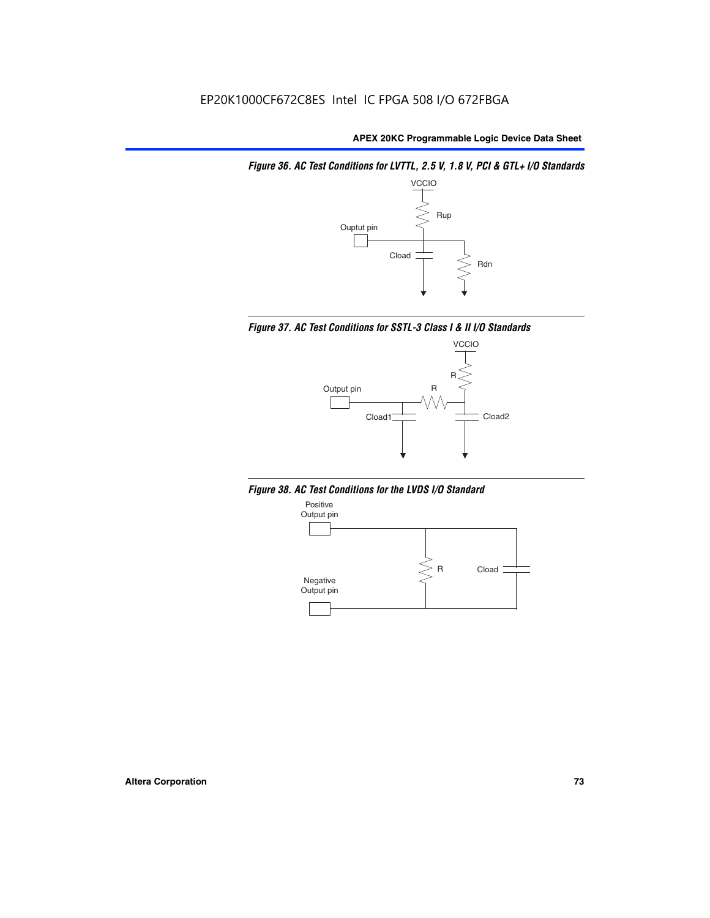*Figure 36. AC Test Conditions for LVTTL, 2.5 V, 1.8 V, PCI & GTL+ I/O Standards*

VCCIO

Rup

Ouptut pin

Cload

Rdn

*Figure 37. AC Test Conditions for SSTL-3 Class I & II I/O Standards*

VCCIO

R

Output pin

R

Cload1

Cload2

*Figure 38. AC Test Conditions for the LVDS I/O Standard*

Positive Output pin

R

Cload

Negative Output pin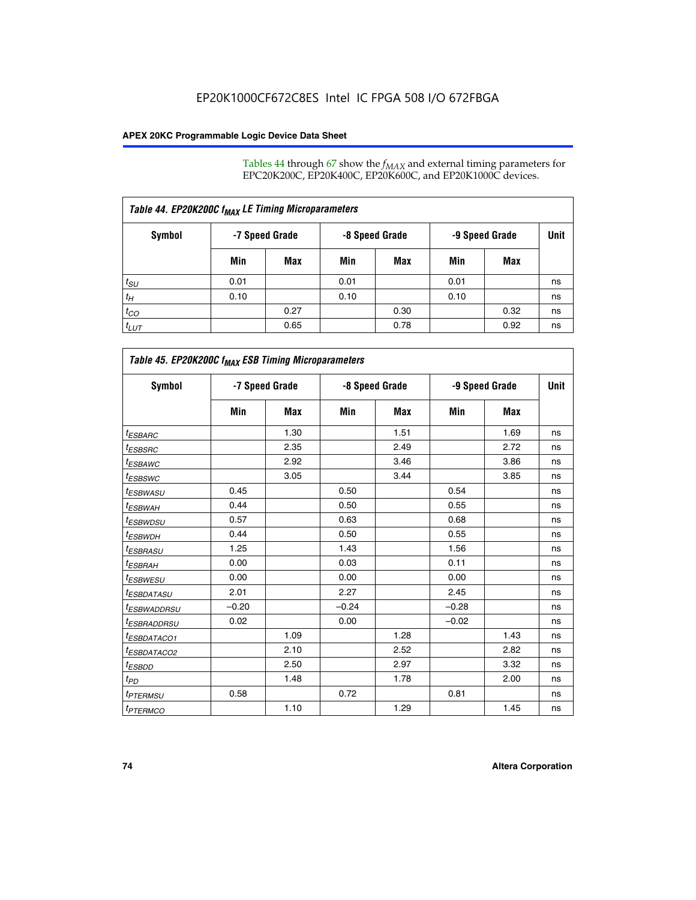Tables 44 through 67 show the $f_{MAX}$ and external timing parameters for EPC20K200C, EP20K400C, EP20K600C, and EP20K1000C devices.

| Table 44. EP20K200C $f_{MAX}$ LE Timing Microparameters | | | | | | | |
|---|---|---|---|---|---|---|---|
| Symbol | -7 Speed Grade | | -8 Speed Grade | | -9 Speed Grade | | Unit |
| | Min | Max | Min | Max | Min | Max | |
| $t_{SU}$ | 0.01 | | 0.01 | | 0.01 | | ns |
| $t_H$ | 0.10 | | 0.10 | | 0.10 | | ns |
| $t_{CO}$ | | 0.27 | | 0.30 | | 0.32 | ns |
| $t_{LUT}$ | | 0.65 | | 0.78 | | 0.92 | ns |

| Table 45. EP20K200C $f_{MAX}$ ESB Timing Microparameters | | | | | | | |
|---|---|---|---|---|---|---|---|
| Symbol | -7 Speed Grade | | -8 Speed Grade | | -9 Speed Grade | | Unit |
| | Min | Max | Min | Max | Min | Max | |
| $t_{ESBARC}$ | | 1.30 | | 1.51 | | 1.69 | ns |
| $t_{ESBSRC}$ | | 2.35 | | 2.49 | | 2.72 | ns |
| $t_{ESBAWC}$ | | 2.92 | | 3.46 | | 3.86 | ns |
| $t_{ESBSWC}$ | | 3.05 | | 3.44 | | 3.85 | ns |
| $t_{ESBWASU}$ | 0.45 | | 0.50 | | 0.54 | | ns |
| $t_{ESBWAH}$ | 0.44 | | 0.50 | | 0.55 | | ns |
| $t_{ESBWDSU}$ | 0.57 | | 0.63 | | 0.68 | | ns |
| $t_{ESBWDH}$ | 0.44 | | 0.50 | | 0.55 | | ns |
| $t_{ESBRASU}$ | 1.25 | | 1.43 | | 1.56 | | ns |
| $t_{ESBRAH}$ | 0.00 | | 0.03 | | 0.11 | | ns |
| $t_{ESBWESU}$ | 0.00 | | 0.00 | | 0.00 | | ns |
| $t_{ESBDATASU}$ | 2.01 | | 2.27 | | 2.45 | | ns |
| $t_{ESBWADDRSU}$ | –0.20 | | –0.24 | | –0.28 | | ns |
| $t_{ESBRADDRSU}$ | 0.02 | | 0.00 | | –0.02 | | ns |
| $t_{ESBDATACO1}$ | | 1.09 | | 1.28 | | 1.43 | ns |
| $t_{ESBDATACO2}$ | | 2.10 | | 2.52 | | 2.82 | ns |
| $t_{ESBDD}$ | | 2.50 | | 2.97 | | 3.32 | ns |
| $t_{PD}$ | | 1.48 | | 1.78 | | 2.00 | ns |
| $t_{PTERMSU}$ | 0.58 | | 0.72 | | 0.81 | | ns |
| $t_{PTERMCO}$ | | 1.10 | | 1.29 | | 1.45 | ns |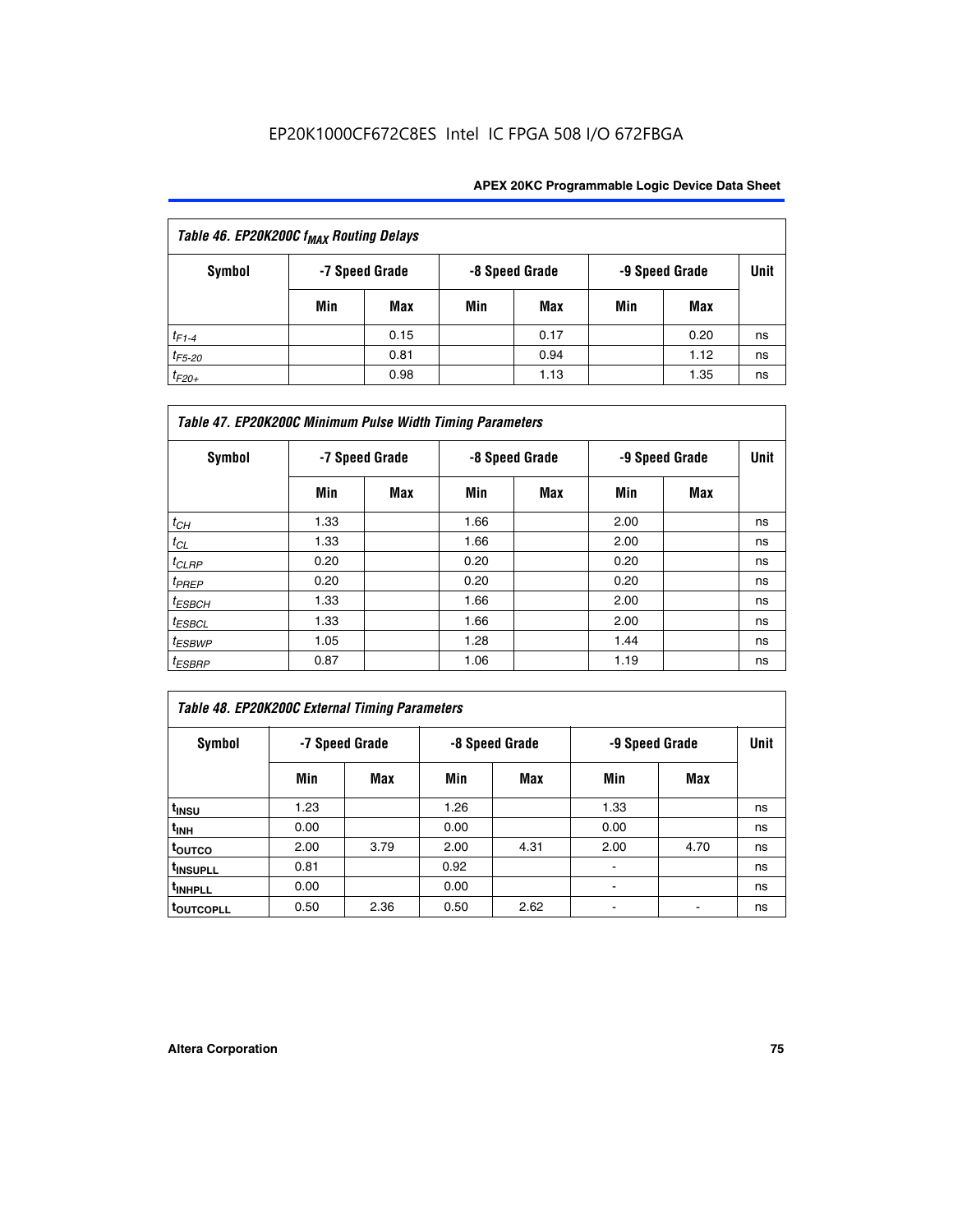| Table 46. EP20K200C $f_{MAX}$ Routing Delays | | | | | | | |
|---|---|---|---|---|---|---|---|
| Symbol | -7 Speed Grade | | -8 Speed Grade | | -9 Speed Grade | | Unit |
| | Min | Max | Min | Max | Min | Max | |
| $t_{F1-4}$ | | 0.15 | | 0.17 | | 0.20 | ns |
| $t_{F5-20}$ | | 0.81 | | 0.94 | | 1.12 | ns |
| $t_{F20+}$ | | 0.98 | | 1.13 | | 1.35 | ns |

| Table 47. EP20K200C Minimum Pulse Width Timing Parameters | | | | | | | |
|---|---|---|---|---|---|---|---|
| Symbol | -7 Speed Grade | | -8 Speed Grade | | -9 Speed Grade | | Unit |
| | Min | Max | Min | Max | Min | Max | |
| $t_{CH}$ | 1.33 | | 1.66 | | 2.00 | | ns |
| $t_{CL}$ | 1.33 | | 1.66 | | 2.00 | | ns |
| $t_{CLRP}$ | 0.20 | | 0.20 | | 0.20 | | ns |
| $t_{PREP}$ | 0.20 | | 0.20 | | 0.20 | | ns |
| $t_{ESBCH}$ | 1.33 | | 1.66 | | 2.00 | | ns |
| $t_{ESBCL}$ | 1.33 | | 1.66 | | 2.00 | | ns |
| $t_{ESBWP}$ | 1.05 | | 1.28 | | 1.44 | | ns |
| $t_{ESBRP}$ | 0.87 | | 1.06 | | 1.19 | | ns |

| Table 48. EP20K200C External Timing Parameters | | | | | | | |
|---|---|---|---|---|---|---|---|
| Symbol | -7 Speed Grade | | -8 Speed Grade | | -9 Speed Grade | | Unit |
| | Min | Max | Min | Max | Min | Max | |
| $t_{INSU}$ | 1.23 | | 1.26 | | 1.33 | | ns |
| $t_{INH}$ | 0.00 | | 0.00 | | 0.00 | | ns |
| $t_{OUTCO}$ | 2.00 | 3.79 | 2.00 | 4.31 | 2.00 | 4.70 | ns |
| $t_{INSUPLL}$ | 0.81 | | 0.92 | | - | | ns |
| $t_{INHPLL}$ | 0.00 | | 0.00 | | - | | ns |
| $t_{OUTCOPLL}$ | 0.50 | 2.36 | 0.50 | 2.62 | - | - | ns |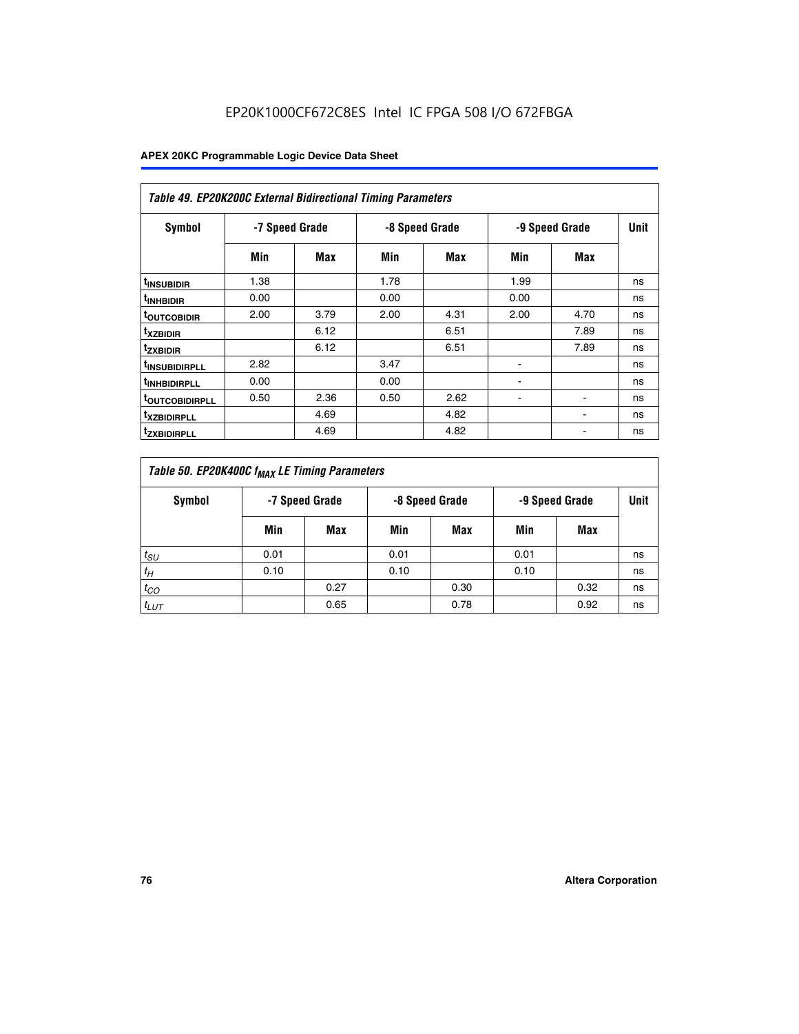EP20K1000CF672C8ES Intel IC FPGA 508 I/O 672FBGA

**APEX 20KC Programmable Logic Device Data Sheet**

*Table 49. EP20K200C External Bidirectional Timing Parameters*

| Symbol | -7 Speed Grade | | -8 Speed Grade | | -9 Speed Grade | | Unit |
|---|---|---|---|---|---|---|---|
| | Min | Max | Min | Max | Min | Max | |
| $t_{INSUBIDIR}$ | 1.38 | | 1.78 | | 1.99 | | ns |
| $t_{INHBIDIR}$ | 0.00 | | 0.00 | | 0.00 | | ns |
| $t_{OUTCOBIDIR}$ | 2.00 | 3.79 | 2.00 | 4.31 | 2.00 | 4.70 | ns |
| $t_{XZBIDIR}$ | | 6.12 | | 6.51 | | 7.89 | ns |
| $t_{ZXBIDIR}$ | | 6.12 | | 6.51 | | 7.89 | ns |
| $t_{INSUBIDIRPLL}$ | 2.82 | | 3.47 | | - | | ns |
| $t_{INHBIDIRPLL}$ | 0.00 | | 0.00 | | - | | ns |
| $t_{OUTCOBIDIRPLL}$ | 0.50 | 2.36 | 0.50 | 2.62 | - | - | ns |
| $t_{XZBIDIRPLL}$ | | 4.69 | | 4.82 | | - | ns |
| $t_{ZXBIDIRPLL}$ | | 4.69 | | 4.82 | | - | ns |

*Table 50. EP20K400C $f_{MAX}$ LE Timing Parameters*

| Symbol | -7 Speed Grade | | -8 Speed Grade | | -9 Speed Grade | | Unit |
|---|---|---|---|---|---|---|---|
| | Min | Max | Min | Max | Min | Max | |
| $t_{SU}$ | 0.01 | | 0.01 | | 0.01 | | ns |
| $t_H$ | 0.10 | | 0.10 | | 0.10 | | ns |
| $t_{CO}$ | | 0.27 | | 0.30 | | 0.32 | ns |
| $t_{LUT}$ | | 0.65 | | 0.78 | | 0.92 | ns |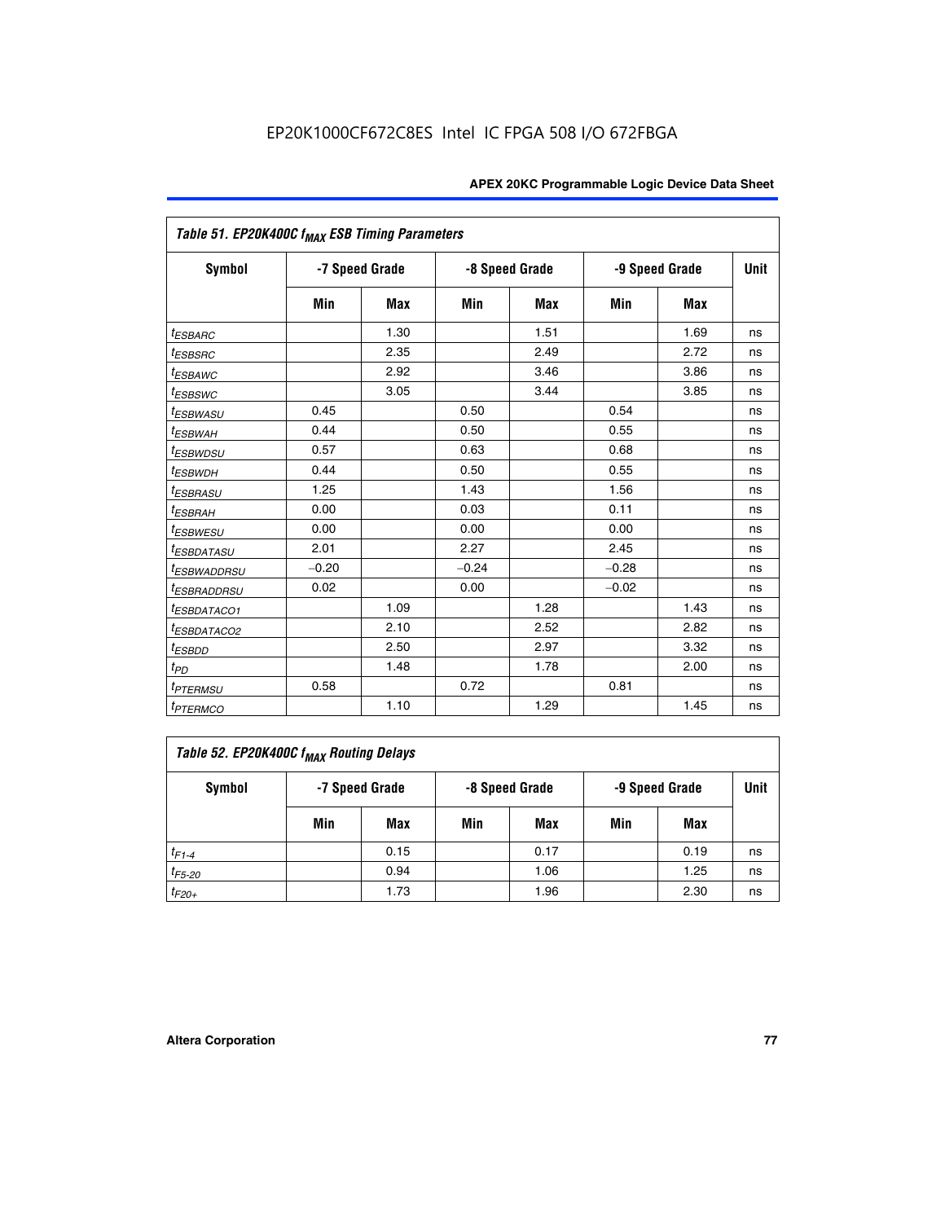| Table 51. EP20K400C $f_{MAX}$ ESB Timing Parameters | | | | | | | |
|---|---|---|---|---|---|---|---|
| Symbol | -7 Speed Grade | | -8 Speed Grade | | -9 Speed Grade | | Unit |
| | Min | Max | Min | Max | Min | Max | |
| $t_{ESBARC}$ | | 1.30 | | 1.51 | | 1.69 | ns |
| $t_{ESBSRC}$ | | 2.35 | | 2.49 | | 2.72 | ns |
| $t_{ESBAWC}$ | | 2.92 | | 3.46 | | 3.86 | ns |
| $t_{ESBSWC}$ | | 3.05 | | 3.44 | | 3.85 | ns |
| $t_{ESBWASU}$ | 0.45 | | 0.50 | | 0.54 | | ns |
| $t_{ESBWAH}$ | 0.44 | | 0.50 | | 0.55 | | ns |
| $t_{ESBWDSU}$ | 0.57 | | 0.63 | | 0.68 | | ns |
| $t_{ESBWDH}$ | 0.44 | | 0.50 | | 0.55 | | ns |
| $t_{ESBRASU}$ | 1.25 | | 1.43 | | 1.56 | | ns |
| $t_{ESBRAH}$ | 0.00 | | 0.03 | | 0.11 | | ns |
| $t_{ESBWESU}$ | 0.00 | | 0.00 | | 0.00 | | ns |
| $t_{ESBDATASU}$ | 2.01 | | 2.27 | | 2.45 | | ns |
| $t_{ESBWADDRSU}$ | −0.20 | | −0.24 | | −0.28 | | ns |
| $t_{ESBRADDRSU}$ | 0.02 | | 0.00 | | −0.02 | | ns |
| $t_{ESBDATACO1}$ | | 1.09 | | 1.28 | | 1.43 | ns |
| $t_{ESBDATACO2}$ | | 2.10 | | 2.52 | | 2.82 | ns |
| $t_{ESBDD}$ | | 2.50 | | 2.97 | | 3.32 | ns |
| $t_{PD}$ | | 1.48 | | 1.78 | | 2.00 | ns |
| $t_{PTERMSU}$ | 0.58 | | 0.72 | | 0.81 | | ns |
| $t_{PTERMCO}$ | | 1.10 | | 1.29 | | 1.45 | ns |

| Table 52. EP20K400C $f_{MAX}$ Routing Delays | | | | | | | |
|---|---|---|---|---|---|---|---|
| Symbol | -7 Speed Grade | | -8 Speed Grade | | -9 Speed Grade | | Unit |
| | Min | Max | Min | Max | Min | Max | |
| $t_{F1-4}$ | | 0.15 | | 0.17 | | 0.19 | ns |
| $t_{F5-20}$ | | 0.94 | | 1.06 | | 1.25 | ns |
| $t_{F20+}$ | | 1.73 | | 1.96 | | 2.30 | ns |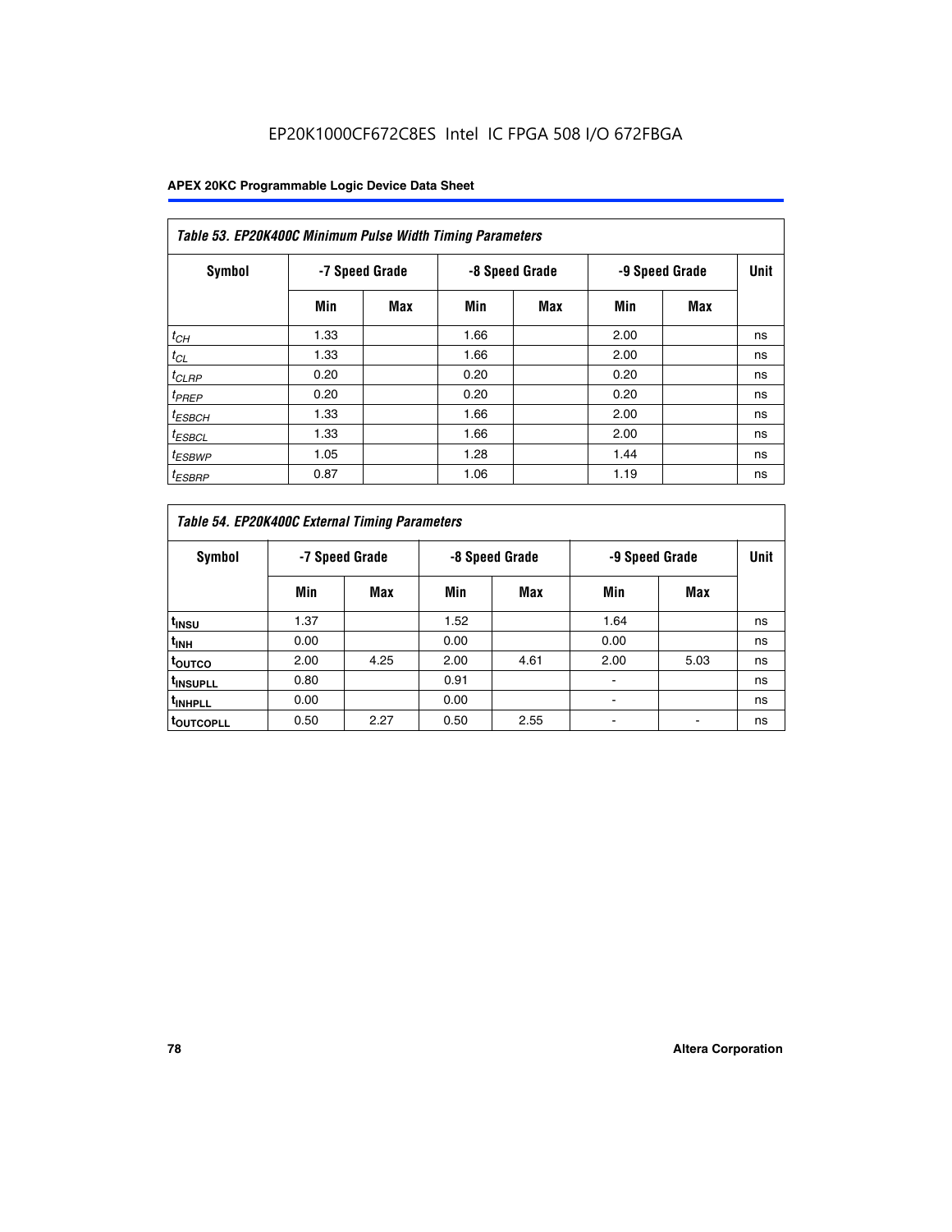EP20K1000CF672C8ES Intel IC FPGA 508 I/O 672FBGA

| Table 53. EP20K400C Minimum Pulse Width Timing Parameters | | | | | | | |
|---|---|---|---|---|---|---|---|
| Symbol | -7 Speed Grade | | -8 Speed Grade | | -9 Speed Grade | | Unit |
| | Min | Max | Min | Max | Min | Max | |
| $t_{CH}$ | 1.33 | | 1.66 | | 2.00 | | ns |
| $t_{CL}$ | 1.33 | | 1.66 | | 2.00 | | ns |
| $t_{CLRP}$ | 0.20 | | 0.20 | | 0.20 | | ns |
| $t_{PREP}$ | 0.20 | | 0.20 | | 0.20 | | ns |
| $t_{ESBCH}$ | 1.33 | | 1.66 | | 2.00 | | ns |
| $t_{ESBCL}$ | 1.33 | | 1.66 | | 2.00 | | ns |
| $t_{ESBWP}$ | 1.05 | | 1.28 | | 1.44 | | ns |
| $t_{ESBRP}$ | 0.87 | | 1.06 | | 1.19 | | ns |

| Table 54. EP20K400C External Timing Parameters | | | | | | | |
|---|---|---|---|---|---|---|---|
| Symbol | -7 Speed Grade | | -8 Speed Grade | | -9 Speed Grade | | Unit |
| | Min | Max | Min | Max | Min | Max | |
| $t_{INSU}$ | 1.37 | | 1.52 | | 1.64 | | ns |
| $t_{INH}$ | 0.00 | | 0.00 | | 0.00 | | ns |
| $t_{OUTCO}$ | 2.00 | 4.25 | 2.00 | 4.61 | 2.00 | 5.03 | ns |
| $t_{INSUPLL}$ | 0.80 | | 0.91 | | - | | ns |
| $t_{INHPLL}$ | 0.00 | | 0.00 | | - | | ns |
| $t_{OUTCOPLL}$ | 0.50 | 2.27 | 0.50 | 2.55 | - | - | ns |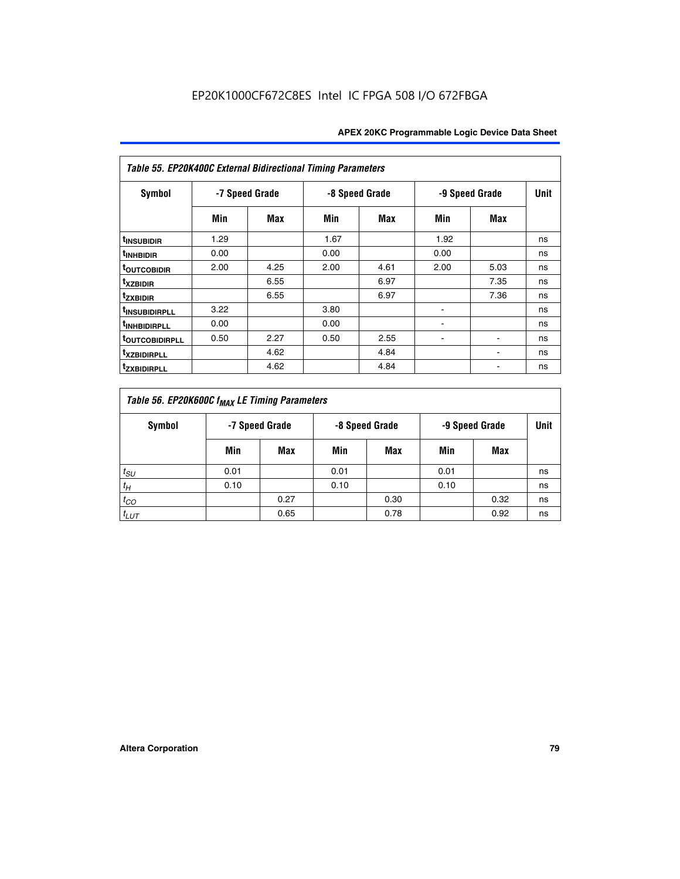EP20K1000CF672C8ES Intel IC FPGA 508 I/O 672FBGA

| Table 55. EP20K400C External Bidirectional Timing Parameters | | | | | | | |
|---|---|---|---|---|---|---|---|
| Symbol | -7 Speed Grade | | -8 Speed Grade | | -9 Speed Grade | | Unit |
| | Min | Max | Min | Max | Min | Max | |
| $t_{INSUBIDIR}$ | 1.29 | | 1.67 | | 1.92 | | ns |
| $t_{INHBIDIR}$ | 0.00 | | 0.00 | | 0.00 | | ns |
| $t_{OUTCOBIDIR}$ | 2.00 | 4.25 | 2.00 | 4.61 | 2.00 | 5.03 | ns |
| $t_{XZBIDIR}$ | | 6.55 | | 6.97 | | 7.35 | ns |
| $t_{ZXBIDIR}$ | | 6.55 | | 6.97 | | 7.36 | ns |
| $t_{INSUBIDIRPLL}$ | 3.22 | | 3.80 | | - | | ns |
| $t_{INHBIDIRPLL}$ | 0.00 | | 0.00 | | - | | ns |
| $t_{OUTCOBIDIRPLL}$ | 0.50 | 2.27 | 0.50 | 2.55 | - | - | ns |
| $t_{XZBIDIRPLL}$ | | 4.62 | | 4.84 | | - | ns |
| $t_{ZXBIDIRPLL}$ | | 4.62 | | 4.84 | | - | ns |

| Table 56. EP20K600C $f_{MAX}$ LE Timing Parameters | | | | | | | |
|---|---|---|---|---|---|---|---|
| Symbol | -7 Speed Grade | | -8 Speed Grade | | -9 Speed Grade | | Unit |
| | Min | Max | Min | Max | Min | Max | |
| $t_{SU}$ | 0.01 | | 0.01 | | 0.01 | | ns |
| $t_{H}$ | 0.10 | | 0.10 | | 0.10 | | ns |
| $t_{CO}$ | | 0.27 | | 0.30 | | 0.32 | ns |
| $t_{LUT}$ | | 0.65 | | 0.78 | | 0.92 | ns |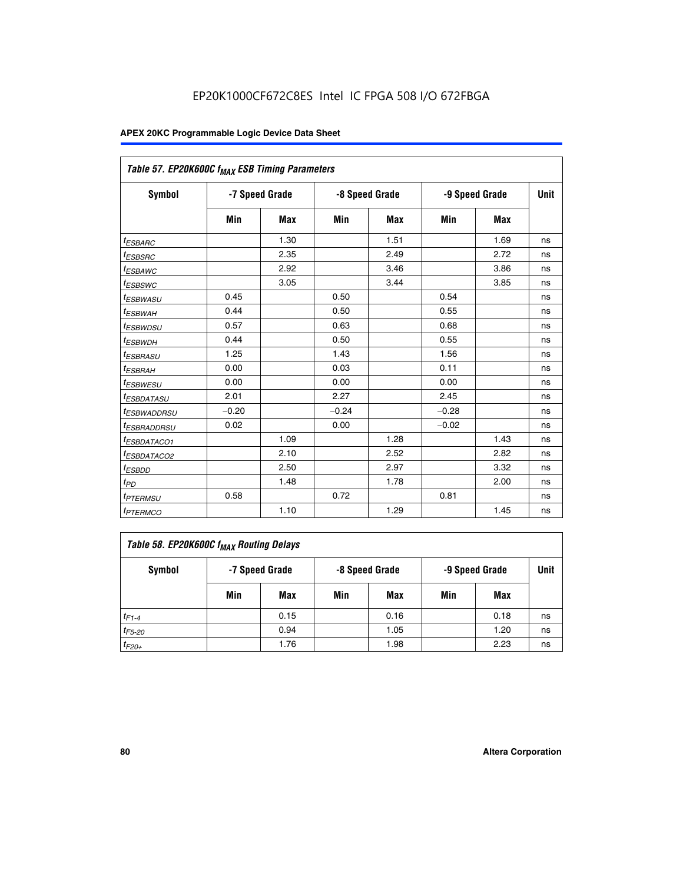EP20K1000CF672C8ES Intel IC FPGA 508 I/O 672FBGA

**APEX 20KC Programmable Logic Device Data Sheet**

| Table 57. EP20K600C $f_{MAX}$ ESB Timing Parameters | | | | | | | |
|---|---|---|---|---|---|---|---|
| Symbol | -7 Speed Grade | | -8 Speed Grade | | -9 Speed Grade | | Unit |
| | Min | Max | Min | Max | Min | Max | |
| $t_{ESBARC}$ | | 1.30 | | 1.51 | | 1.69 | ns |
| $t_{ESBSRC}$ | | 2.35 | | 2.49 | | 2.72 | ns |
| $t_{ESBAWC}$ | | 2.92 | | 3.46 | | 3.86 | ns |
| $t_{ESBSWC}$ | | 3.05 | | 3.44 | | 3.85 | ns |
| $t_{ESBWASU}$ | 0.45 | | 0.50 | | 0.54 | | ns |
| $t_{ESBWAH}$ | 0.44 | | 0.50 | | 0.55 | | ns |
| $t_{ESBWDSU}$ | 0.57 | | 0.63 | | 0.68 | | ns |
| $t_{ESBWDH}$ | 0.44 | | 0.50 | | 0.55 | | ns |
| $t_{ESBRASU}$ | 1.25 | | 1.43 | | 1.56 | | ns |
| $t_{ESBRAH}$ | 0.00 | | 0.03 | | 0.11 | | ns |
| $t_{ESBWESU}$ | 0.00 | | 0.00 | | 0.00 | | ns |
| $t_{ESBDATASU}$ | 2.01 | | 2.27 | | 2.45 | | ns |
| $t_{ESBWADDRSU}$ | −0.20 | | −0.24 | | −0.28 | | ns |
| $t_{ESBRADDRSU}$ | 0.02 | | 0.00 | | −0.02 | | ns |
| $t_{ESBDATACO1}$ | | 1.09 | | 1.28 | | 1.43 | ns |
| $t_{ESBDATACO2}$ | | 2.10 | | 2.52 | | 2.82 | ns |
| $t_{ESBDD}$ | | 2.50 | | 2.97 | | 3.32 | ns |
| $t_{PD}$ | | 1.48 | | 1.78 | | 2.00 | ns |
| $t_{PTERMSU}$ | 0.58 | | 0.72 | | 0.81 | | ns |
| $t_{PTERMCO}$ | | 1.10 | | 1.29 | | 1.45 | ns |

| Table 58. EP20K600C $f_{MAX}$ Routing Delays | | | | | | | |
|---|---|---|---|---|---|---|---|
| Symbol | -7 Speed Grade | | -8 Speed Grade | | -9 Speed Grade | | Unit |
| | Min | Max | Min | Max | Min | Max | |
| $t_{F1-4}$ | | 0.15 | | 0.16 | | 0.18 | ns |
| $t_{F5-20}$ | | 0.94 | | 1.05 | | 1.20 | ns |
| $t_{F20+}$ | | 1.76 | | 1.98 | | 2.23 | ns |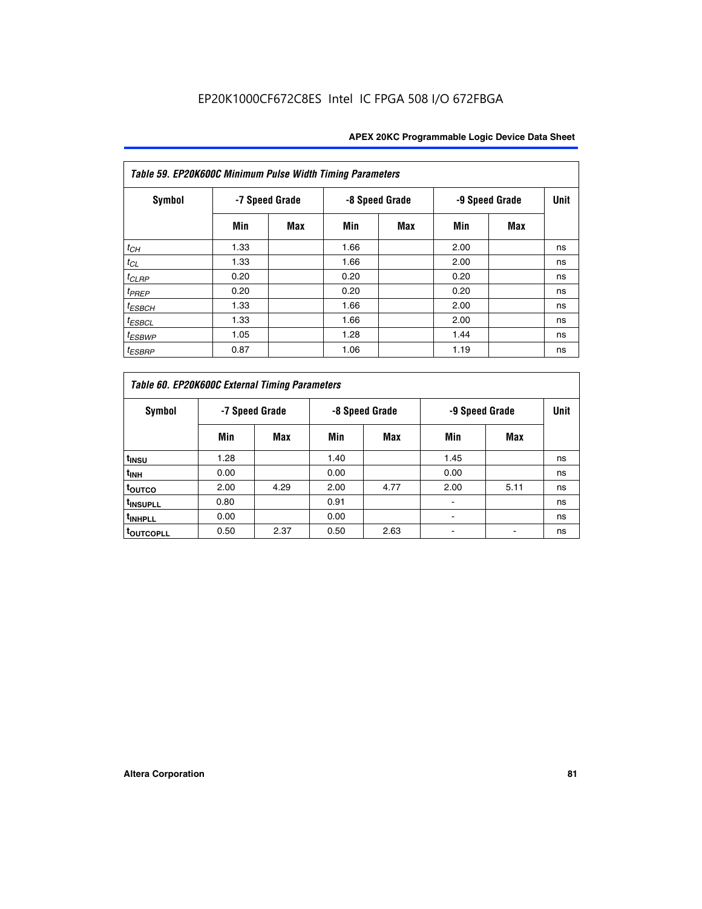EP20K1000CF672C8ES Intel IC FPGA 508 I/O 672FBGA

| Table 59. EP20K600C Minimum Pulse Width Timing Parameters | | | | | | | |
|---|---|---|---|---|---|---|---|
| Symbol | -7 Speed Grade | | -8 Speed Grade | | -9 Speed Grade | | Unit |
| | Min | Max | Min | Max | Min | Max | |
| $t_{CH}$ | 1.33 | | 1.66 | | 2.00 | | ns |
| $t_{CL}$ | 1.33 | | 1.66 | | 2.00 | | ns |
| $t_{CLRP}$ | 0.20 | | 0.20 | | 0.20 | | ns |
| $t_{PREP}$ | 0.20 | | 0.20 | | 0.20 | | ns |
| $t_{ESBCH}$ | 1.33 | | 1.66 | | 2.00 | | ns |
| $t_{ESBCL}$ | 1.33 | | 1.66 | | 2.00 | | ns |
| $t_{ESBWP}$ | 1.05 | | 1.28 | | 1.44 | | ns |
| $t_{ESBRP}$ | 0.87 | | 1.06 | | 1.19 | | ns |

| Table 60. EP20K600C External Timing Parameters | | | | | | | |
|---|---|---|---|---|---|---|---|
| Symbol | -7 Speed Grade | | -8 Speed Grade | | -9 Speed Grade | | Unit |
| | Min | Max | Min | Max | Min | Max | |
| $t_{INSU}$ | 1.28 | | 1.40 | | 1.45 | | ns |
| $t_{INH}$ | 0.00 | | 0.00 | | 0.00 | | ns |
| $t_{OUTCO}$ | 2.00 | 4.29 | 2.00 | 4.77 | 2.00 | 5.11 | ns |
| $t_{INSUPLL}$ | 0.80 | | 0.91 | | - | | ns |
| $t_{INHPLL}$ | 0.00 | | 0.00 | | - | | ns |
| $t_{OUTCOPLL}$ | 0.50 | 2.37 | 0.50 | 2.63 | - | - | ns |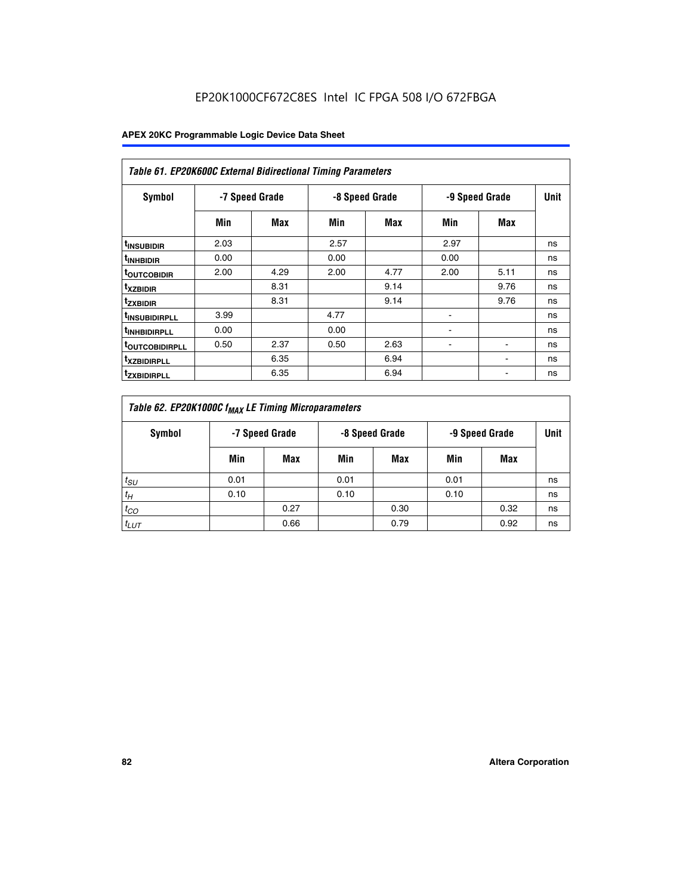EP20K1000CF672C8ES Intel IC FPGA 508 I/O 672FBGA

| Table 61. EP20K600C External Bidirectional Timing Parameters | | | | | | | |
|---|---|---|---|---|---|---|---|
| Symbol | -7 Speed Grade | | -8 Speed Grade | | -9 Speed Grade | | Unit |
| | Min | Max | Min | Max | Min | Max | |
| $t_{INSUBIDIR}$ | 2.03 | | 2.57 | | 2.97 | | ns |
| $t_{INHBIDIR}$ | 0.00 | | 0.00 | | 0.00 | | ns |
| $t_{OUTCOBIDIR}$ | 2.00 | 4.29 | 2.00 | 4.77 | 2.00 | 5.11 | ns |
| $t_{XZBIDIR}$ | | 8.31 | | 9.14 | | 9.76 | ns |
| $t_{ZXBIDIR}$ | | 8.31 | | 9.14 | | 9.76 | ns |
| $t_{INSUBIDIRPLL}$ | 3.99 | | 4.77 | | - | | ns |
| $t_{INHBIDIRPLL}$ | 0.00 | | 0.00 | | - | | ns |
| $t_{OUTCOBIDIRPLL}$ | 0.50 | 2.37 | 0.50 | 2.63 | - | - | ns |
| $t_{XZBIDIRPLL}$ | | 6.35 | | 6.94 | | - | ns |
| $t_{ZXBIDIRPLL}$ | | 6.35 | | 6.94 | | - | ns |

| Table 62. EP20K1000C $f_{MAX}$ LE Timing Microparameters | | | | | | | |
|---|---|---|---|---|---|---|---|
| Symbol | -7 Speed Grade | | -8 Speed Grade | | -9 Speed Grade | | Unit |
| | Min | Max | Min | Max | Min | Max | |
| $t_{SU}$ | 0.01 | | 0.01 | | 0.01 | | ns |
| $t_H$ | 0.10 | | 0.10 | | 0.10 | | ns |
| $t_{CO}$ | | 0.27 | | 0.30 | | 0.32 | ns |
| $t_{LUT}$ | | 0.66 | | 0.79 | | 0.92 | ns |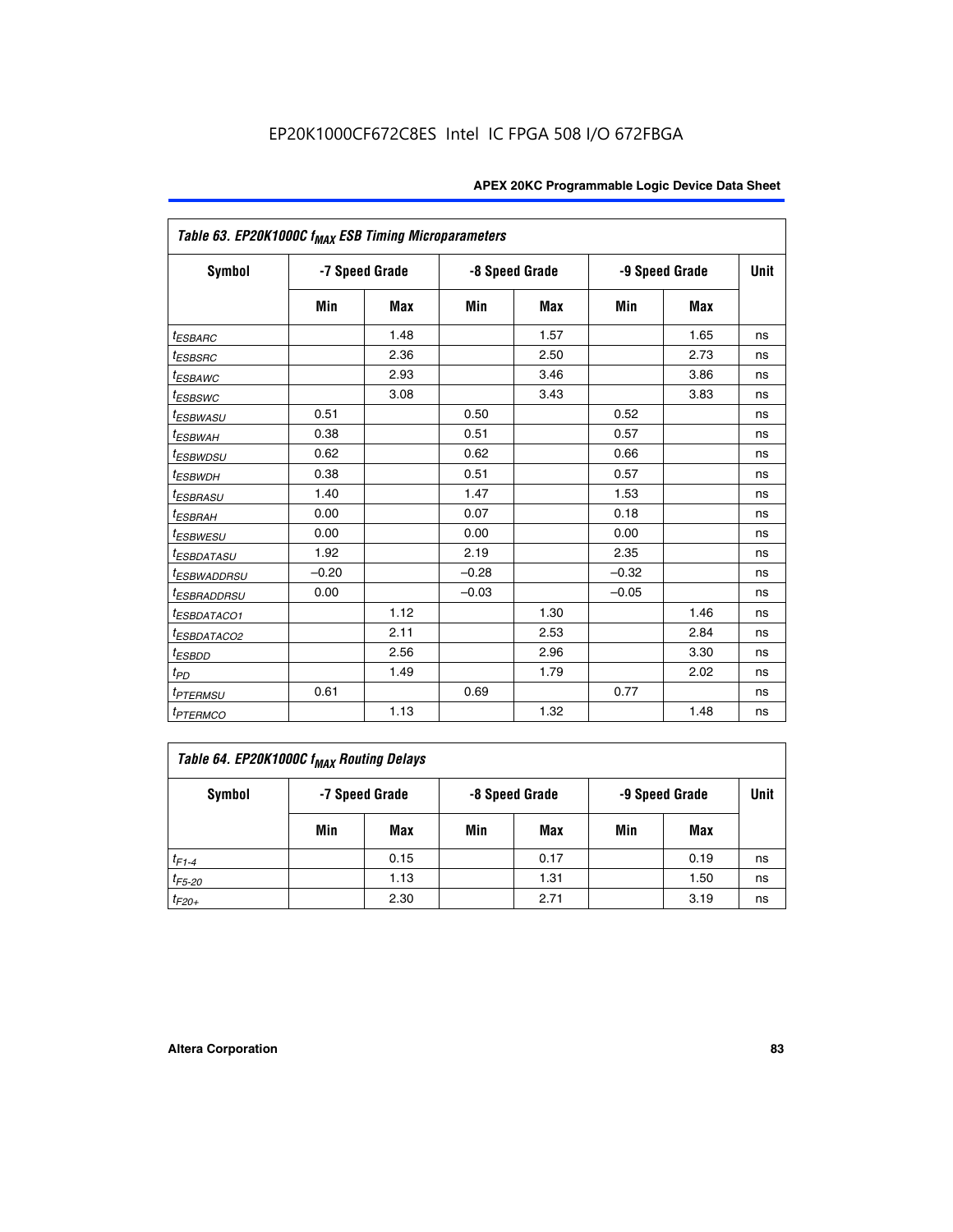EP20K1000CF672C8ES Intel IC FPGA 508 I/O 672FBGA

| Table 63. EP20K1000C $f_{MAX}$ ESB Timing Microparameters | | | | | | | |
|---|---|---|---|---|---|---|---|
| Symbol | -7 Speed Grade | | -8 Speed Grade | | -9 Speed Grade | | Unit |
| | Min | Max | Min | Max | Min | Max | |
| $t_{ESBARC}$ | | 1.48 | | 1.57 | | 1.65 | ns |
| $t_{ESBSRC}$ | | 2.36 | | 2.50 | | 2.73 | ns |
| $t_{ESBAWC}$ | | 2.93 | | 3.46 | | 3.86 | ns |
| $t_{ESBSWC}$ | | 3.08 | | 3.43 | | 3.83 | ns |
| $t_{ESBWASU}$ | 0.51 | | 0.50 | | 0.52 | | ns |
| $t_{ESBWAH}$ | 0.38 | | 0.51 | | 0.57 | | ns |
| $t_{ESBWDSU}$ | 0.62 | | 0.62 | | 0.66 | | ns |
| $t_{ESBWDH}$ | 0.38 | | 0.51 | | 0.57 | | ns |
| $t_{ESBRASU}$ | 1.40 | | 1.47 | | 1.53 | | ns |
| $t_{ESBRAH}$ | 0.00 | | 0.07 | | 0.18 | | ns |
| $t_{ESBWESU}$ | 0.00 | | 0.00 | | 0.00 | | ns |
| $t_{ESBDATASU}$ | 1.92 | | 2.19 | | 2.35 | | ns |
| $t_{ESBWADDRSU}$ | –0.20 | | –0.28 | | –0.32 | | ns |
| $t_{ESBRADDRSU}$ | 0.00 | | –0.03 | | –0.05 | | ns |
| $t_{ESBDATACO1}$ | | 1.12 | | 1.30 | | 1.46 | ns |
| $t_{ESBDATACO2}$ | | 2.11 | | 2.53 | | 2.84 | ns |
| $t_{ESBDD}$ | | 2.56 | | 2.96 | | 3.30 | ns |
| $t_{PD}$ | | 1.49 | | 1.79 | | 2.02 | ns |
| $t_{PTERMSU}$ | 0.61 | | 0.69 | | 0.77 | | ns |
| $t_{PTERMCO}$ | | 1.13 | | 1.32 | | 1.48 | ns |

| Table 64. EP20K1000C $f_{MAX}$ Routing Delays | | | | | | | |
|---|---|---|---|---|---|---|---|
| Symbol | -7 Speed Grade | | -8 Speed Grade | | -9 Speed Grade | | Unit |
| | Min | Max | Min | Max | Min | Max | |
| $t_{F1-4}$ | | 0.15 | | 0.17 | | 0.19 | ns |
| $t_{F5-20}$ | | 1.13 | | 1.31 | | 1.50 | ns |
| $t_{F20+}$ | | 2.30 | | 2.71 | | 3.19 | ns |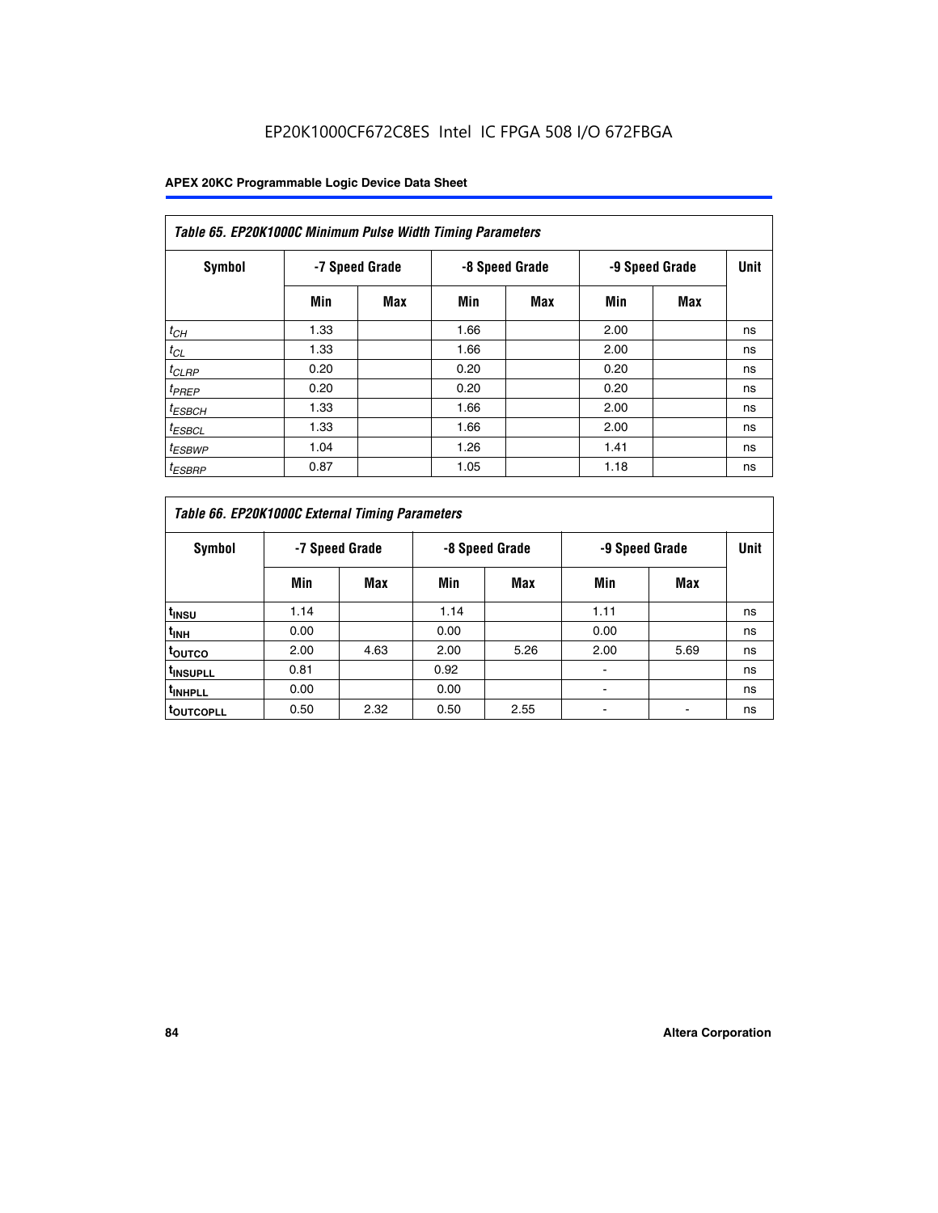EP20K1000CF672C8ES Intel IC FPGA 508 I/O 672FBGA

**APEX 20KC Programmable Logic Device Data Sheet**

*Table 65. EP20K1000C Minimum Pulse Width Timing Parameters*

| Symbol | -7 Speed Grade | | -8 Speed Grade | | -9 Speed Grade | | Unit |
|---|---|---|---|---|---|---|---|
| | Min | Max | Min | Max | Min | Max | |
| $t_{CH}$ | 1.33 | | 1.66 | | 2.00 | | ns |
| $t_{CL}$ | 1.33 | | 1.66 | | 2.00 | | ns |
| $t_{CLRP}$ | 0.20 | | 0.20 | | 0.20 | | ns |
| $t_{PREP}$ | 0.20 | | 0.20 | | 0.20 | | ns |
| $t_{ESBCH}$ | 1.33 | | 1.66 | | 2.00 | | ns |
| $t_{ESBCL}$ | 1.33 | | 1.66 | | 2.00 | | ns |
| $t_{ESBWP}$ | 1.04 | | 1.26 | | 1.41 | | ns |
| $t_{ESBRP}$ | 0.87 | | 1.05 | | 1.18 | | ns |

*Table 66. EP20K1000C External Timing Parameters*

| Symbol | -7 Speed Grade | | -8 Speed Grade | | -9 Speed Grade | | Unit |
|---|---|---|---|---|---|---|---|
| | Min | Max | Min | Max | Min | Max | |
| $t_{INSU}$ | 1.14 | | 1.14 | | 1.11 | | ns |
| $t_{INH}$ | 0.00 | | 0.00 | | 0.00 | | ns |
| $t_{OUTCO}$ | 2.00 | 4.63 | 2.00 | 5.26 | 2.00 | 5.69 | ns |
| $t_{INSUPLL}$ | 0.81 | | 0.92 | | - | | ns |
| $t_{INHPLL}$ | 0.00 | | 0.00 | | - | | ns |
| $t_{OUTCOPLL}$ | 0.50 | 2.32 | 0.50 | 2.55 | - | - | ns |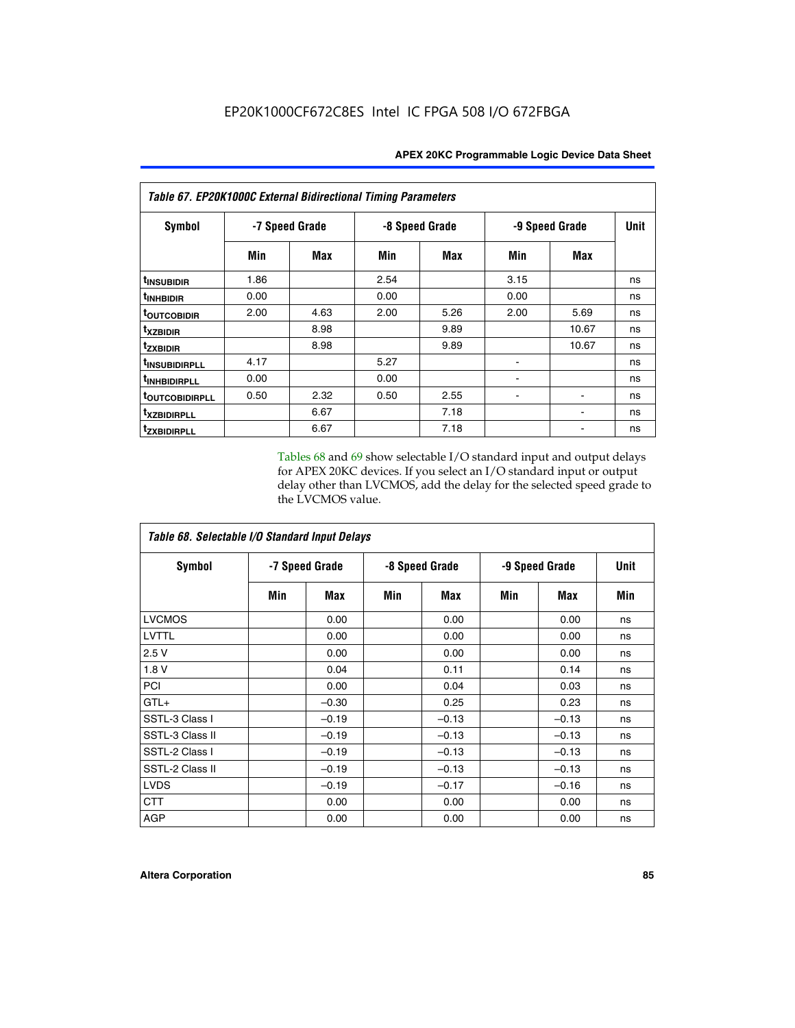EP20K1000CF672C8ES Intel IC FPGA 508 I/O 672FBGA

| *Table 67. EP20K1000C External Bidirectional Timing Parameters* | | | | | | | |
|---|---|---|---|---|---|---|---|
| **Symbol** | **-7 Speed Grade** | | **-8 Speed Grade** | | **-9 Speed Grade** | | **Unit** |
| | **Min** | **Max** | **Min** | **Max** | **Min** | **Max** | |
| $t_{INSUBIDIR}$ | 1.86 | | 2.54 | | 3.15 | | ns |
| $t_{INHBIDIR}$ | 0.00 | | 0.00 | | 0.00 | | ns |
| $t_{OUTCOBIDIR}$ | 2.00 | 4.63 | 2.00 | 5.26 | 2.00 | 5.69 | ns |
| $t_{XZBIDIR}$ | | 8.98 | | 9.89 | | 10.67 | ns |
| $t_{ZXBIDIR}$ | | 8.98 | | 9.89 | | 10.67 | ns |
| $t_{INSUBIDIRPLL}$ | 4.17 | | 5.27 | | - | | ns |
| $t_{INHBIDIRPLL}$ | 0.00 | | 0.00 | | - | | ns |
| $t_{OUTCOBIDIRPLL}$ | 0.50 | 2.32 | 0.50 | 2.55 | - | - | ns |
| $t_{XZBIDIRPLL}$ | | 6.67 | | 7.18 | | - | ns |
| $t_{ZXBIDIRPLL}$ | | 6.67 | | 7.18 | | - | ns |

Tables 68 and 69 show selectable I/O standard input and output delays for APEX 20KC devices. If you select an I/O standard input or output delay other than LVCMOS, add the delay for the selected speed grade to the LVCMOS value.

| *Table 68. Selectable I/O Standard Input Delays* | | | | | | | |
|---|---|---|---|---|---|---|---|
| **Symbol** | **-7 Speed Grade** | | **-8 Speed Grade** | | **-9 Speed Grade** | | **Unit** |
| | **Min** | **Max** | **Min** | **Max** | **Min** | **Max** | **Min** |
| LVCMOS | | 0.00 | | 0.00 | | 0.00 | ns |
| LVTTL | | 0.00 | | 0.00 | | 0.00 | ns |
| 2.5 V | | 0.00 | | 0.00 | | 0.00 | ns |
| 1.8 V | | 0.04 | | 0.11 | | 0.14 | ns |
| PCI | | 0.00 | | 0.04 | | 0.03 | ns |
| GTL+ | | –0.30 | | 0.25 | | 0.23 | ns |
| SSTL-3 Class I | | –0.19 | | –0.13 | | –0.13 | ns |
| SSTL-3 Class II | | –0.19 | | –0.13 | | –0.13 | ns |
| SSTL-2 Class I | | –0.19 | | –0.13 | | –0.13 | ns |
| SSTL-2 Class II | | –0.19 | | –0.13 | | –0.13 | ns |
| LVDS | | –0.19 | | –0.17 | | –0.16 | ns |
| CTT | | 0.00 | | 0.00 | | 0.00 | ns |
| AGP | | 0.00 | | 0.00 | | 0.00 | ns |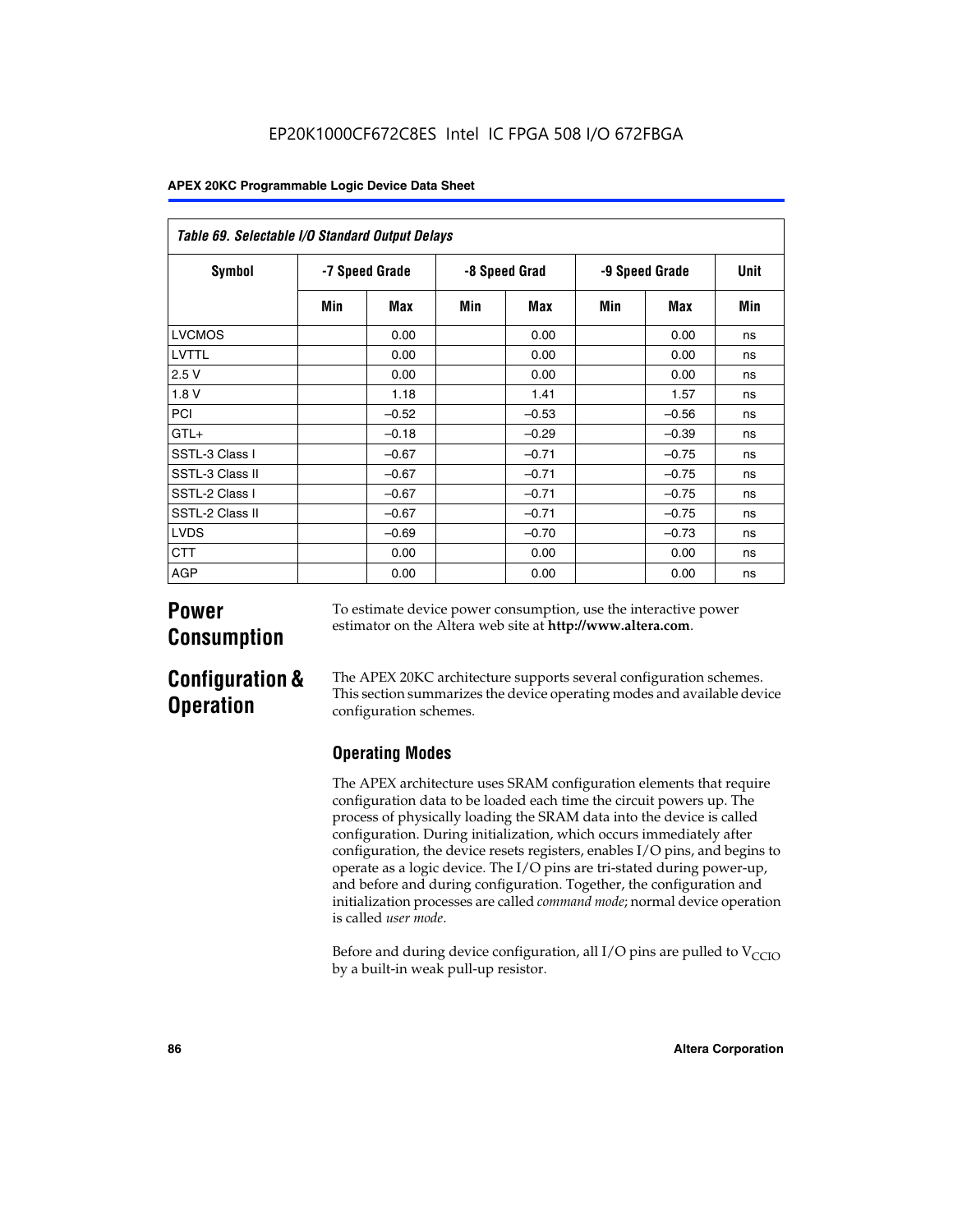| Table 69. Selectable I/O Standard Output Delays | | | | | | | |
|---|---|---|---|---|---|---|---|
| Symbol | -7 Speed Grade | | -8 Speed Grad | | -9 Speed Grade | | Unit |
| | Min | Max | Min | Max | Min | Max | Min |
| LVCMOS | | 0.00 | | 0.00 | | 0.00 | ns |
| LVTTL | | 0.00 | | 0.00 | | 0.00 | ns |
| 2.5 V | | 0.00 | | 0.00 | | 0.00 | ns |
| 1.8 V | | 1.18 | | 1.41 | | 1.57 | ns |
| PCI | | –0.52 | | –0.53 | | –0.56 | ns |
| GTL+ | | –0.18 | | –0.29 | | –0.39 | ns |
| SSTL-3 Class I | | –0.67 | | –0.71 | | –0.75 | ns |
| SSTL-3 Class II | | –0.67 | | –0.71 | | –0.75 | ns |
| SSTL-2 Class I | | –0.67 | | –0.71 | | –0.75 | ns |
| SSTL-2 Class II | | –0.67 | | –0.71 | | –0.75 | ns |
| LVDS | | –0.69 | | –0.70 | | –0.73 | ns |
| CTT | | 0.00 | | 0.00 | | 0.00 | ns |
| AGP | | 0.00 | | 0.00 | | 0.00 | ns |

# Power Consumption

To estimate device power consumption, use the interactive power estimator on the Altera web site at **http://www.altera.com**.

# Configuration & Operation

The APEX 20KC architecture supports several configuration schemes. This section summarizes the device operating modes and available device configuration schemes.

## Operating Modes

The APEX architecture uses SRAM configuration elements that require configuration data to be loaded each time the circuit powers up. The process of physically loading the SRAM data into the device is called configuration. During initialization, which occurs immediately after configuration, the device resets registers, enables I/O pins, and begins to operate as a logic device. The I/O pins are tri-stated during power-up, and before and during configuration. Together, the configuration and initialization processes are called *command mode*; normal device operation is called *user mode*.

Before and during device configuration, all I/O pins are pulled to $V_{CCIO}$ by a built-in weak pull-up resistor.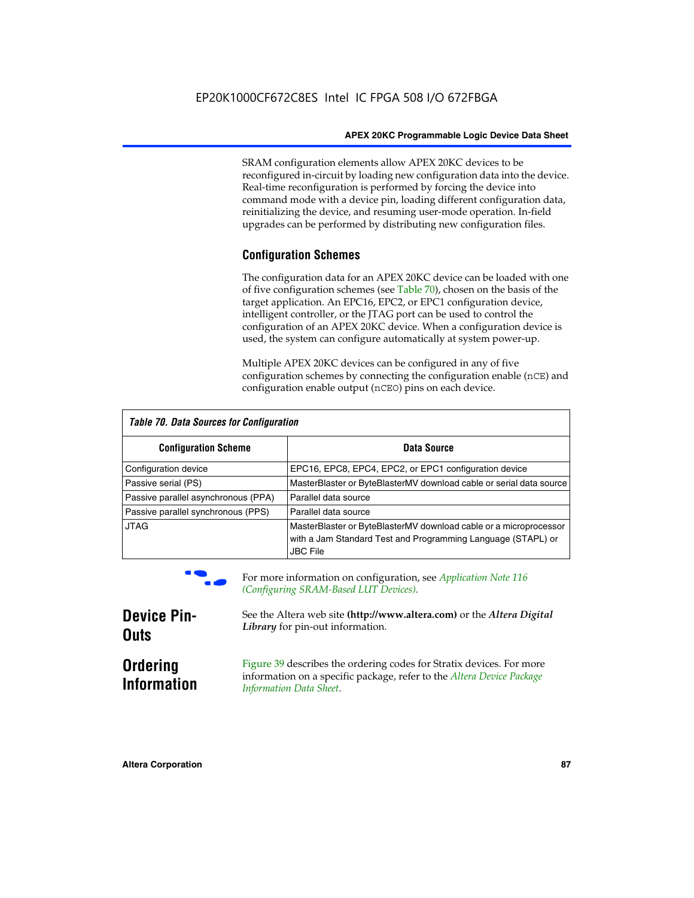SRAM configuration elements allow APEX 20KC devices to be reconfigured in-circuit by loading new configuration data into the device. Real-time reconfiguration is performed by forcing the device into command mode with a device pin, loading different configuration data, reinitializing the device, and resuming user-mode operation. In-field upgrades can be performed by distributing new configuration files.

### Configuration Schemes

The configuration data for an APEX 20KC device can be loaded with one of five configuration schemes (see Table 70), chosen on the basis of the target application. An EPC16, EPC2, or EPC1 configuration device, intelligent controller, or the JTAG port can be used to control the configuration of an APEX 20KC device. When a configuration device is used, the system can configure automatically at system power-up.

Multiple APEX 20KC devices can be configured in any of five configuration schemes by connecting the configuration enable (nCE) and configuration enable output (nCEO) pins on each device.

*Table 70. Data Sources for Configuration*

| Configuration Scheme | Data Source |
|---|---|
| Configuration device | EPC16, EPC8, EPC4, EPC2, or EPC1 configuration device |
| Passive serial (PS) | MasterBlaster or ByteBlasterMV download cable or serial data source |
| Passive parallel asynchronous (PPA) | Parallel data source |
| Passive parallel synchronous (PPS) | Parallel data source |
| JTAG | MasterBlaster or ByteBlasterMV download cable or a microprocessor with a Jam Standard Test and Programming Language (STAPL) or JBC File |

For more information on configuration, see *Application Note 116 (Configuring SRAM-Based LUT Devices)*.

## Device Pin-Outs

See the Altera web site **(http://www.altera.com)** or the ***Altera Digital Library*** for pin-out information.

## Ordering Information

Figure 39 describes the ordering codes for Stratix devices. For more information on a specific package, refer to the *Altera Device Package Information Data Sheet*.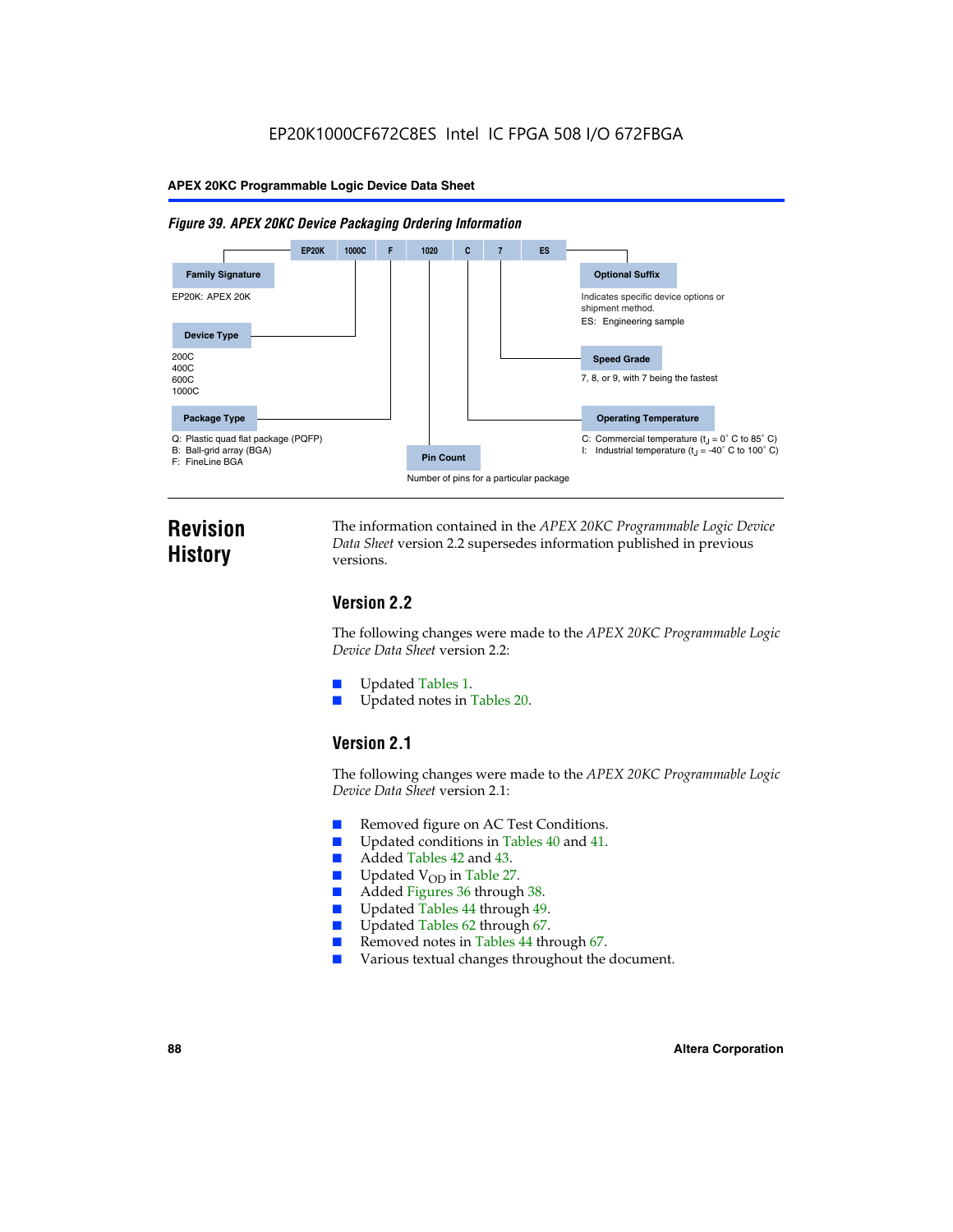EP20K1000CF672C8ES Intel IC FPGA 508 I/O 672FBGA

*Figure 39. APEX 20KC Device Packaging Ordering Information*

EP20K | 1000C | F | 1020 | C | 7 | ES

**Family Signature**

EP20K: APEX 20K

**Device Type**

200C
400C
600C
1000C

**Package Type**

Q: Plastic quad flat package (PQFP)
B: Ball-grid array (BGA)
F: FineLine BGA

**Pin Count**

Number of pins for a particular package

**Optional Suffix**

Indicates specific device options or shipment method.
ES: Engineering sample

**Speed Grade**

7, 8, or 9, with 7 being the fastest

**Operating Temperature**

C: Commercial temperature ($t_J$ = 0° C to 85° C)
I: Industrial temperature ($t_J$ = -40° C to 100° C)

# Revision History

The information contained in the *APEX 20KC Programmable Logic Device Data Sheet* version 2.2 supersedes information published in previous versions.

## Version 2.2

The following changes were made to the *APEX 20KC Programmable Logic Device Data Sheet* version 2.2:

- Updated Tables 1.
- Updated notes in Tables 20.

## Version 2.1

The following changes were made to the *APEX 20KC Programmable Logic Device Data Sheet* version 2.1:

- Removed figure on AC Test Conditions.
- Updated conditions in Tables 40 and 41.
- Added Tables 42 and 43.
- Updated $V_{OD}$ in Table 27.
- Added Figures 36 through 38.
- Updated Tables 44 through 49.
- Updated Tables 62 through 67.
- Removed notes in Tables 44 through 67.
- Various textual changes throughout the document.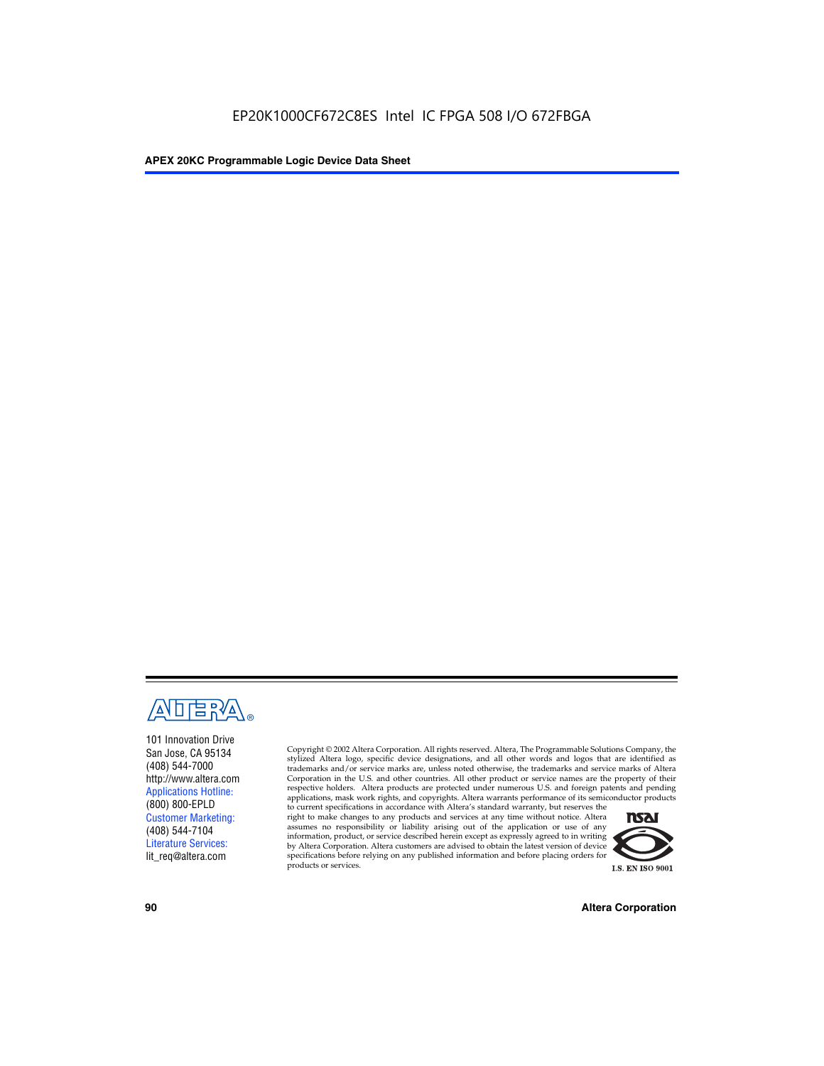101 Innovation Drive
San Jose, CA 95134
(408) 544-7000
http://www.altera.com
Applications Hotline:
(800) 800-EPLD
Customer Marketing:
(408) 544-7104
Literature Services:
lit_req@altera.com

Copyright © 2002 Altera Corporation. All rights reserved. Altera, The Programmable Solutions Company, the stylized Altera logo, specific device designations, and all other words and logos that are identified as trademarks and/or service marks are, unless noted otherwise, the trademarks and service marks of Altera Corporation in the U.S. and other countries. All other product or service names are the property of their respective holders. Altera products are protected under numerous U.S. and foreign patents and pending applications, mask work rights, and copyrights. Altera warrants performance of its semiconductor products to current specifications in accordance with Altera's standard warranty, but reserves the right to make changes to any products and services at any time without notice. Altera assumes no responsibility or liability arising out of the application or use of any information, product, or service described herein except as expressly agreed to in writing by Altera Corporation. Altera customers are advised to obtain the latest version of device specifications before relying on any published information and before placing orders for products or services.

I.S. EN ISO 9001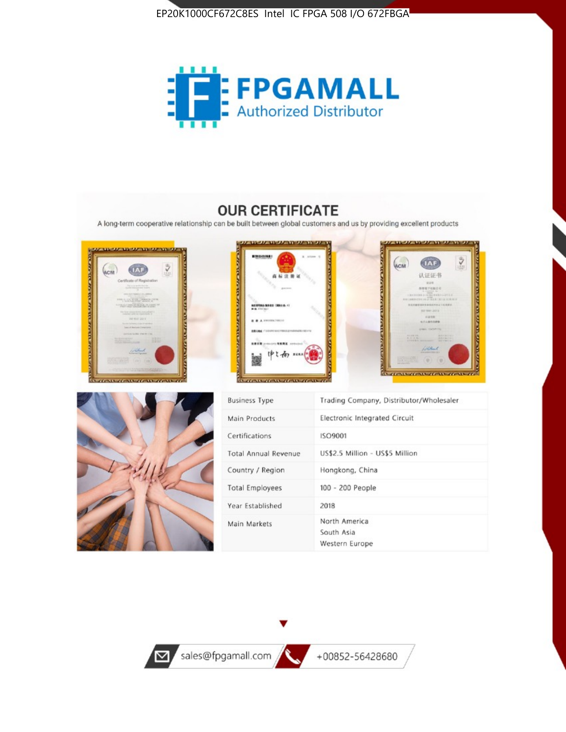FPGAMALL
Authorized Distributor

## OUR CERTIFICATE

A long-term cooperative relationship can be built between global customers and us by providing excellent products

| | |
|---|---|
| Business Type | Trading Company, Distributor/Wholesaler |
| Main Products | Electronic Integrated Circuit |
| Certifications | ISO9001 |
| Total Annual Revenue | US$2.5 Million - US$5 Million |
| Country / Region | Hongkong, China |
| Total Employees | 100 - 200 People |
| Year Established | 2018 |
| Main Markets | North America<br>South Asia<br>Western Europe |

sales@fpgamall.com

+00852-56428680